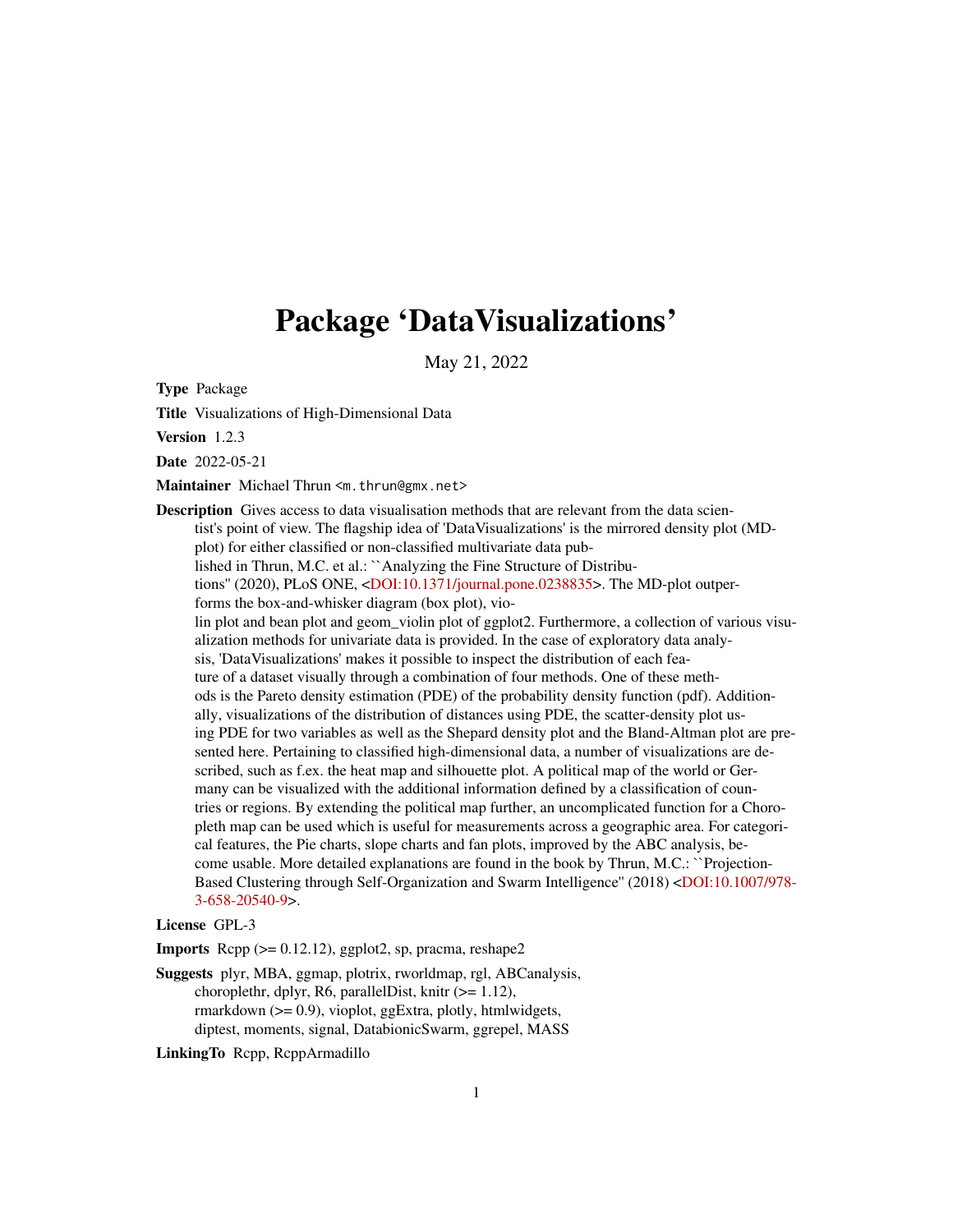# Package 'DataVisualizations'

May 21, 2022

**Type** Package

**Title** Visualizations of High-Dimensional Data

**Version** 1.2.3

**Date** 2022-05-21

**Maintainer** Michael Thrun <m.thrun@gmx.net>

**Description** Gives access to data visualisation methods that are relevant from the data scientist's point of view. The flagship idea of 'DataVisualizations' is the mirrored density plot (MD-plot) for either classified or non-classified multivariate data published in Thrun, M.C. et al.: ``Analyzing the Fine Structure of Distributions'' (2020), PLoS ONE, <DOI:10.1371/journal.pone.0238835>. The MD-plot outperforms the box-and-whisker diagram (box plot), violin plot and bean plot and geom_violin plot of ggplot2. Furthermore, a collection of various visualization methods for univariate data is provided. In the case of exploratory data analysis, 'DataVisualizations' makes it possible to inspect the distribution of each feature of a dataset visually through a combination of four methods. One of these methods is the Pareto density estimation (PDE) of the probability density function (pdf). Additionally, visualizations of the distribution of distances using PDE, the scatter-density plot using PDE for two variables as well as the Shepard density plot and the Bland-Altman plot are presented here. Pertaining to classified high-dimensional data, a number of visualizations are described, such as f.ex. the heat map and silhouette plot. A political map of the world or Germany can be visualized with the additional information defined by a classification of countries or regions. By extending the political map further, an uncomplicated function for a Choropleth map can be used which is useful for measurements across a geographic area. For categorical features, the Pie charts, slope charts and fan plots, improved by the ABC analysis, become usable. More detailed explanations are found in the book by Thrun, M.C.: ``Projection-Based Clustering through Self-Organization and Swarm Intelligence'' (2018) <DOI:10.1007/978-3-658-20540-9>.

**License** GPL-3

**Imports** Rcpp (>= 0.12.12), ggplot2, sp, pracma, reshape2

**Suggests** plyr, MBA, ggmap, plotrix, rworldmap, rgl, ABCanalysis, choroplethr, dplyr, R6, parallelDist, knitr (>= 1.12), rmarkdown (>= 0.9), vioplot, ggExtra, plotly, htmlwidgets, diptest, moments, signal, DatabionicSwarm, ggrepel, MASS

**LinkingTo** Rcpp, RcppArmadillo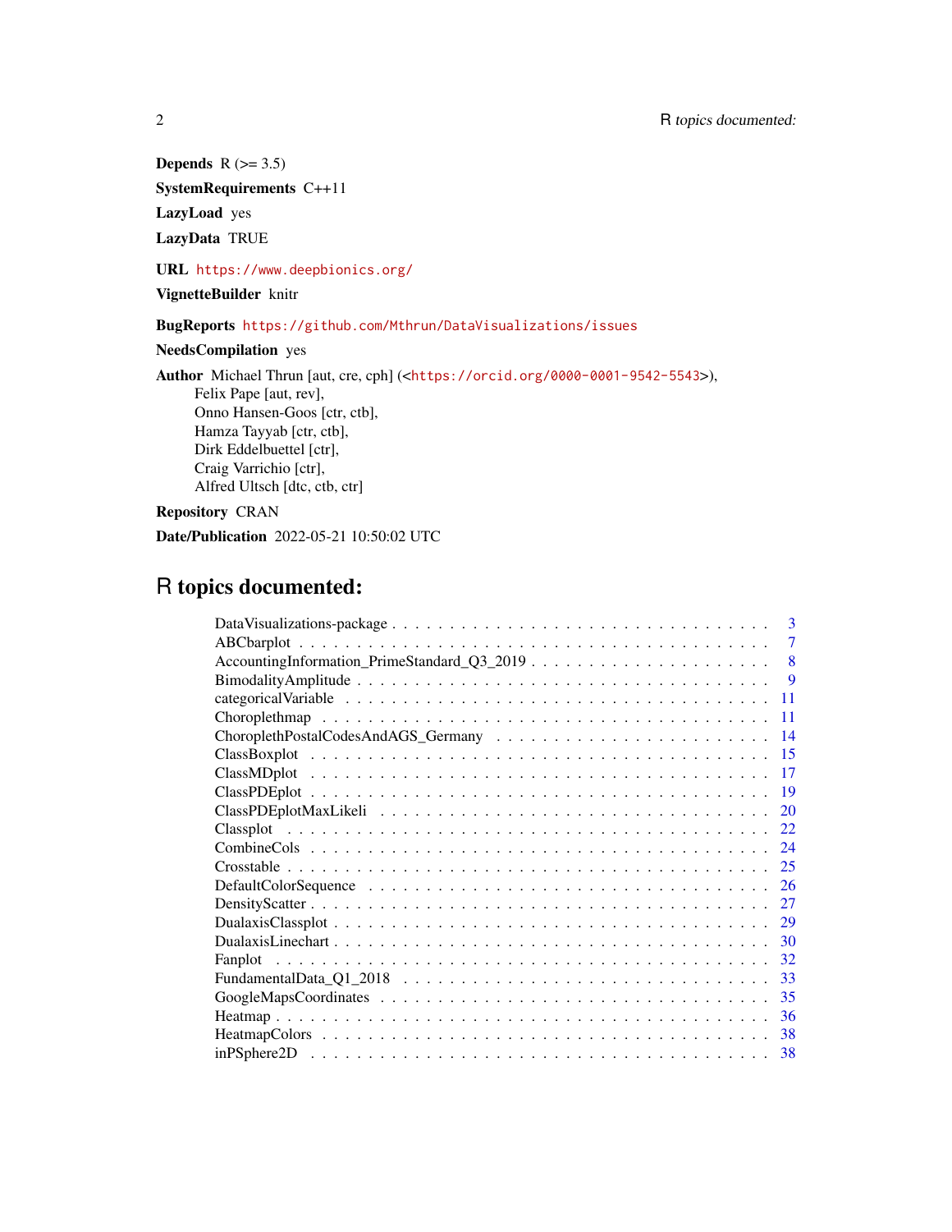**Depends** R (>= 3.5)

**SystemRequirements** C++11

**LazyLoad** yes

**LazyData** TRUE

**URL** https://www.deepbionics.org/

**VignetteBuilder** knitr

**BugReports** https://github.com/Mthrun/DataVisualizations/issues

**NeedsCompilation** yes

**Author** Michael Thrun [aut, cre, cph] (<https://orcid.org/0000-0001-9542-5543>),
Felix Pape [aut, rev],
Onno Hansen-Goos [ctr, ctb],
Hamza Tayyab [ctr, ctb],
Dirk Eddelbuettel [ctr],
Craig Varrichio [ctr],
Alfred Ultsch [dtc, ctb, ctr]

**Repository** CRAN

**Date/Publication** 2022-05-21 10:50:02 UTC

# R topics documented:

| | |
|---|---|
| DataVisualizations-package | 3 |
| ABCbarplot | 7 |
| AccountingInformation_PrimeStandard_Q3_2019 | 8 |
| BimodalityAmplitude | 9 |
| categoricalVariable | 11 |
| Choroplethmap | 11 |
| ChoroplethPostalCodesAndAGS_Germany | 14 |
| ClassBoxplot | 15 |
| ClassMDplot | 17 |
| ClassPDEplot | 19 |
| ClassPDEplotMaxLikeli | 20 |
| Classplot | 22 |
| CombineCols | 24 |
| Crosstable | 25 |
| DefaultColorSequence | 26 |
| DensityScatter | 27 |
| DualaxisClassplot | 29 |
| DualaxisLinechart | 30 |
| Fanplot | 32 |
| FundamentalData_Q1_2018 | 33 |
| GoogleMapsCoordinates | 35 |
| Heatmap | 36 |
| HeatmapColors | 38 |
| inPSphere2D | 38 |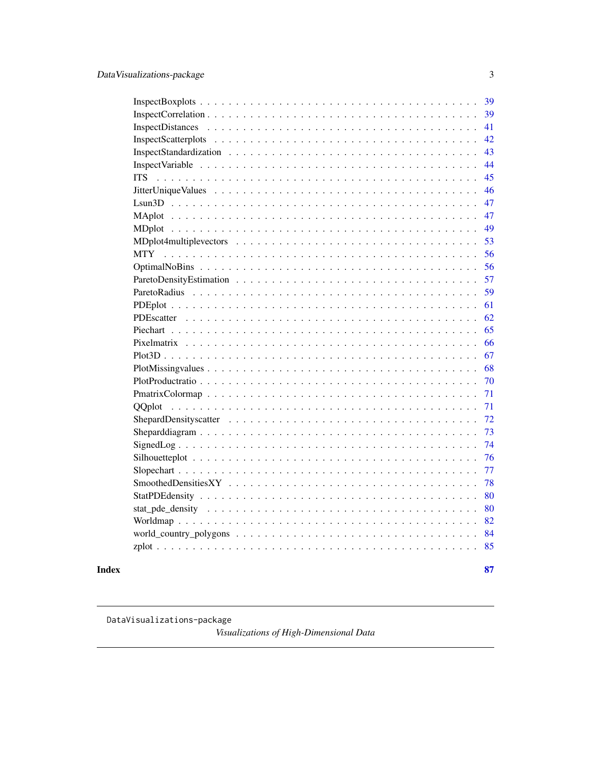| | |
|---|---|
| InspectBoxplots | 39 |
| InspectCorrelation | 39 |
| InspectDistances | 41 |
| InspectScatterplots | 42 |
| InspectStandardization | 43 |
| InspectVariable | 44 |
| ITS | 45 |
| JitterUniqueValues | 46 |
| Lsun3D | 47 |
| MAplot | 47 |
| MDplot | 49 |
| MDplot4multiplevectors | 53 |
| MTY | 56 |
| OptimalNoBins | 56 |
| ParetoDensityEstimation | 57 |
| ParetoRadius | 59 |
| PDEplot | 61 |
| PDEscatter | 62 |
| Piechart | 65 |
| Pixelmatrix | 66 |
| Plot3D | 67 |
| PlotMissingvalues | 68 |
| PlotProductratio | 70 |
| PmatrixColormap | 71 |
| QQplot | 71 |
| ShepardDensityscatter | 72 |
| Sheparddiagram | 73 |
| SignedLog | 74 |
| Silhouetteplot | 76 |
| Slopechart | 77 |
| SmoothedDensitiesXY | 78 |
| StatPDEdensity | 80 |
| stat_pde_density | 80 |
| Worldmap | 82 |
| world_country_polygons | 84 |
| zplot | 85 |

**Index** **87**

---

DataVisualizations-package *Visualizations of High-Dimensional Data*

---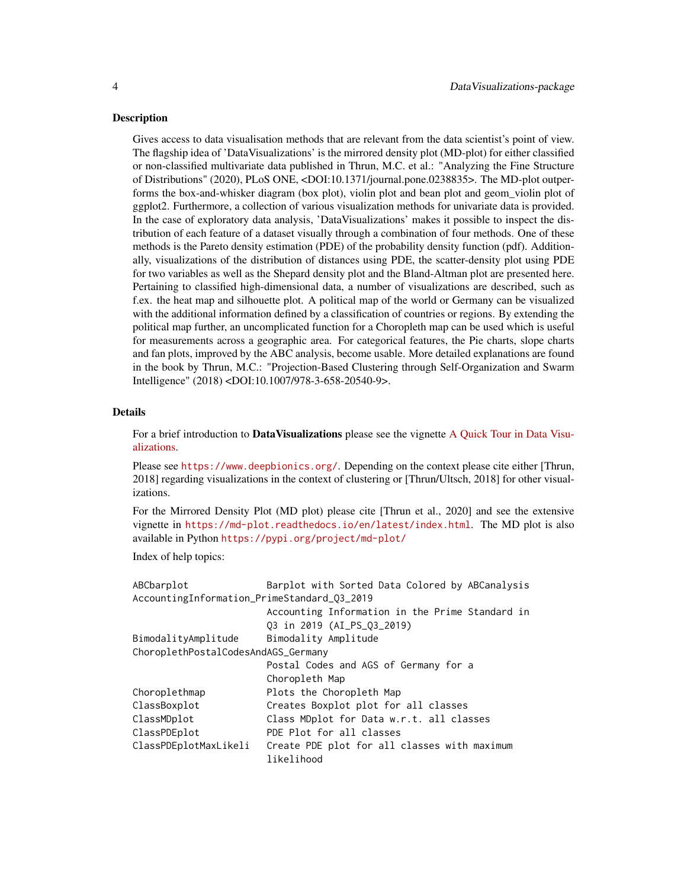## Description

Gives access to data visualisation methods that are relevant from the data scientist's point of view. The flagship idea of 'DataVisualizations' is the mirrored density plot (MD-plot) for either classified or non-classified multivariate data published in Thrun, M.C. et al.: "Analyzing the Fine Structure of Distributions" (2020), PLoS ONE, <DOI:10.1371/journal.pone.0238835>. The MD-plot outperforms the box-and-whisker diagram (box plot), violin plot and bean plot and geom_violin plot of ggplot2. Furthermore, a collection of various visualization methods for univariate data is provided. In the case of exploratory data analysis, 'DataVisualizations' makes it possible to inspect the distribution of each feature of a dataset visually through a combination of four methods. One of these methods is the Pareto density estimation (PDE) of the probability density function (pdf). Additionally, visualizations of the distribution of distances using PDE, the scatter-density plot using PDE for two variables as well as the Shepard density plot and the Bland-Altman plot are presented here. Pertaining to classified high-dimensional data, a number of visualizations are described, such as f.ex. the heat map and silhouette plot. A political map of the world or Germany can be visualized with the additional information defined by a classification of countries or regions. By extending the political map further, an uncomplicated function for a Choropleth map can be used which is useful for measurements across a geographic area. For categorical features, the Pie charts, slope charts and fan plots, improved by the ABC analysis, become usable. More detailed explanations are found in the book by Thrun, M.C.: "Projection-Based Clustering through Self-Organization and Swarm Intelligence" (2018) <DOI:10.1007/978-3-658-20540-9>.

## Details

For a brief introduction to **DataVisualizations** please see the vignette A Quick Tour in Data Visualizations.

Please see https://www.deepbionics.org/. Depending on the context please cite either [Thrun, 2018] regarding visualizations in the context of clustering or [Thrun/Ultsch, 2018] for other visualizations.

For the Mirrored Density Plot (MD plot) please cite [Thrun et al., 2020] and see the extensive vignette in https://md-plot.readthedocs.io/en/latest/index.html. The MD plot is also available in Python https://pypi.org/project/md-plot/

Index of help topics:

```
ABCbarplot              Barplot with Sorted Data Colored by ABCanalysis
AccountingInformation_PrimeStandard_Q3_2019
                        Accounting Information in the Prime Standard in
                        Q3 in 2019 (AI_PS_Q3_2019)
BimodalityAmplitude     Bimodality Amplitude
ChoroplethPostalCodesAndAGS_Germany
                        Postal Codes and AGS of Germany for a
                        Choropleth Map
Choroplethmap           Plots the Choropleth Map
ClassBoxplot            Creates Boxplot plot for all classes
ClassMDplot             Class MDplot for Data w.r.t. all classes
ClassPDEplot            PDE Plot for all classes
ClassPDEplotMaxLikeli   Create PDE plot for all classes with maximum
                        likelihood
```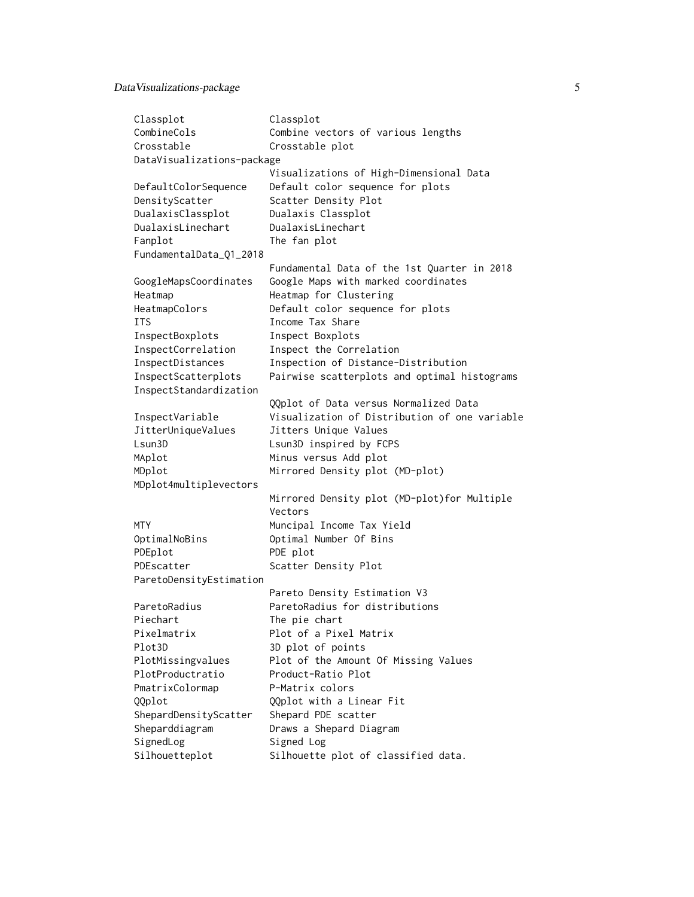| | |
|---|---|
| Classplot | Classplot |
| CombineCols | Combine vectors of various lengths |
| Crosstable | Crosstable plot |
| DataVisualizations-package | Visualizations of High-Dimensional Data |
| DefaultColorSequence | Default color sequence for plots |
| DensityScatter | Scatter Density Plot |
| DualaxisClassplot | Dualaxis Classplot |
| DualaxisLinechart | DualaxisLinechart |
| Fanplot | The fan plot |
| FundamentalData_Q1_2018 | Fundamental Data of the 1st Quarter in 2018 |
| GoogleMapsCoordinates | Google Maps with marked coordinates |
| Heatmap | Heatmap for Clustering |
| HeatmapColors | Default color sequence for plots |
| ITS | Income Tax Share |
| InspectBoxplots | Inspect Boxplots |
| InspectCorrelation | Inspect the Correlation |
| InspectDistances | Inspection of Distance-Distribution |
| InspectScatterplots | Pairwise scatterplots and optimal histograms |
| InspectStandardization | QQplot of Data versus Normalized Data |
| InspectVariable | Visualization of Distribution of one variable |
| JitterUniqueValues | Jitters Unique Values |
| Lsun3D | Lsun3D inspired by FCPS |
| MAplot | Minus versus Add plot |
| MDplot | Mirrored Density plot (MD-plot) |
| MDplot4multiplevectors | Mirrored Density plot (MD-plot)for Multiple Vectors |
| MTY | Muncipal Income Tax Yield |
| OptimalNoBins | Optimal Number Of Bins |
| PDEplot | PDE plot |
| PDEscatter | Scatter Density Plot |
| ParetoDensityEstimation | Pareto Density Estimation V3 |
| ParetoRadius | ParetoRadius for distributions |
| Piechart | The pie chart |
| Pixelmatrix | Plot of a Pixel Matrix |
| Plot3D | 3D plot of points |
| PlotMissingvalues | Plot of the Amount Of Missing Values |
| PlotProductratio | Product-Ratio Plot |
| PmatrixColormap | P-Matrix colors |
| QQplot | QQplot with a Linear Fit |
| ShepardDensityScatter | Shepard PDE scatter |
| Sheparddiagram | Draws a Shepard Diagram |
| SignedLog | Signed Log |
| Silhouetteplot | Silhouette plot of classified data. |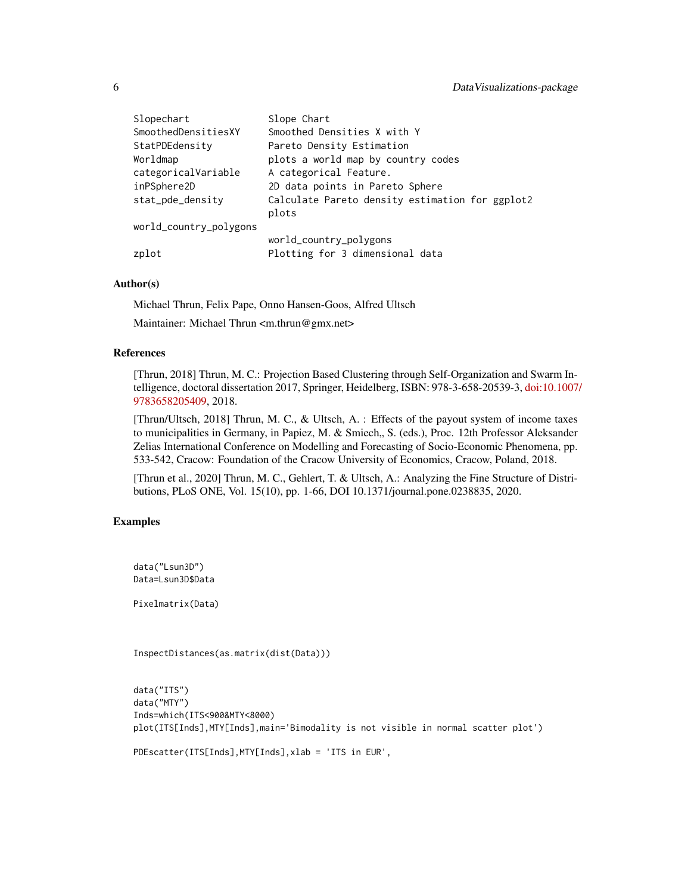```
Slopechart              Slope Chart
SmoothedDensitiesXY     Smoothed Densities X with Y
StatPDEdensity          Pareto Density Estimation
Worldmap                plots a world map by country codes
categoricalVariable     A categorical Feature.
inPSphere2D             2D data points in Pareto Sphere
stat_pde_density        Calculate Pareto density estimation for ggplot2
                        plots
world_country_polygons
                        world_country_polygons
zplot                   Plotting for 3 dimensional data
```

## Author(s)

Michael Thrun, Felix Pape, Onno Hansen-Goos, Alfred Ultsch

Maintainer: Michael Thrun <m.thrun@gmx.net>

## References

[Thrun, 2018] Thrun, M. C.: Projection Based Clustering through Self-Organization and Swarm Intelligence, doctoral dissertation 2017, Springer, Heidelberg, ISBN: 978-3-658-20539-3, doi:10.1007/9783658205409, 2018.

[Thrun/Ultsch, 2018] Thrun, M. C., & Ultsch, A. : Effects of the payout system of income taxes to municipalities in Germany, in Papiez, M. & Smiech,, S. (eds.), Proc. 12th Professor Aleksander Zelias International Conference on Modelling and Forecasting of Socio-Economic Phenomena, pp. 533-542, Cracow: Foundation of the Cracow University of Economics, Cracow, Poland, 2018.

[Thrun et al., 2020] Thrun, M. C., Gehlert, T. & Ultsch, A.: Analyzing the Fine Structure of Distributions, PLoS ONE, Vol. 15(10), pp. 1-66, DOI 10.1371/journal.pone.0238835, 2020.

## Examples

```
data("Lsun3D")
Data=Lsun3D$Data

Pixelmatrix(Data)



InspectDistances(as.matrix(dist(Data)))


data("ITS")
data("MTY")
Inds=which(ITS<900&MTY<8000)
plot(ITS[Inds],MTY[Inds],main='Bimodality is not visible in normal scatter plot')

PDEscatter(ITS[Inds],MTY[Inds],xlab = 'ITS in EUR',
```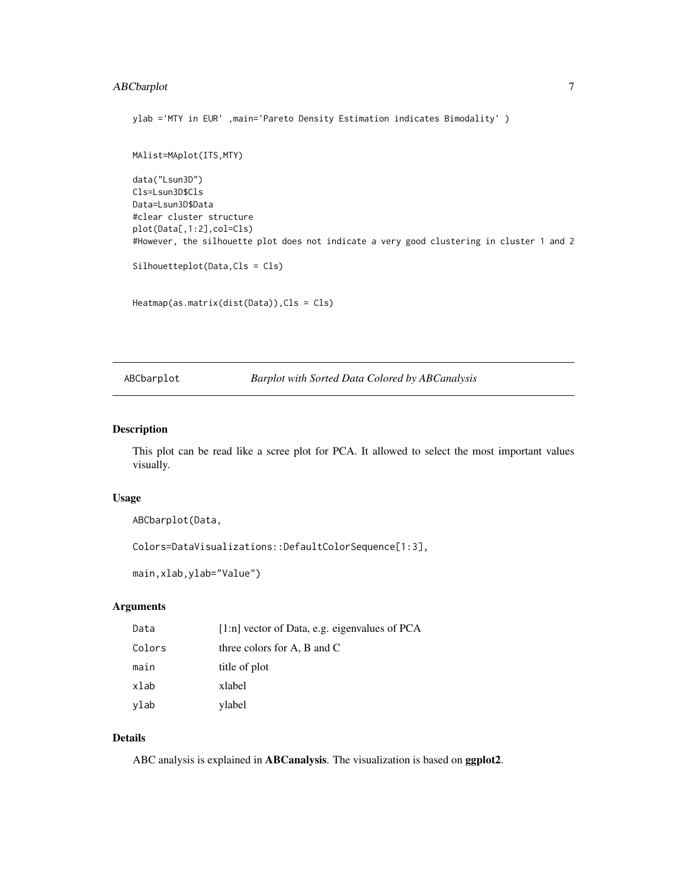```
ylab ='MTY in EUR' ,main='Pareto Density Estimation indicates Bimodality' )


MAlist=MAplot(ITS,MTY)

data("Lsun3D")
Cls=Lsun3D$Cls
Data=Lsun3D$Data
#clear cluster structure
plot(Data[,1:2],col=Cls)
#However, the silhouette plot does not indicate a very good clustering in cluster 1 and 2

Silhouetteplot(Data,Cls = Cls)


Heatmap(as.matrix(dist(Data)),Cls = Cls)
```

## ABCbarplot — *Barplot with Sorted Data Colored by ABCanalysis*

### Description

This plot can be read like a scree plot for PCA. It allowed to select the most important values visually.

### Usage

```
ABCbarplot(Data,

Colors=DataVisualizations::DefaultColorSequence[1:3],

main,xlab,ylab="Value")
```

### Arguments

| | |
|---|---|
| Data | [1:n] vector of Data, e.g. eigenvalues of PCA |
| Colors | three colors for A, B and C |
| main | title of plot |
| xlab | xlabel |
| ylab | ylabel |

### Details

ABC analysis is explained in **ABCanalysis**. The visualization is based on **ggplot2**.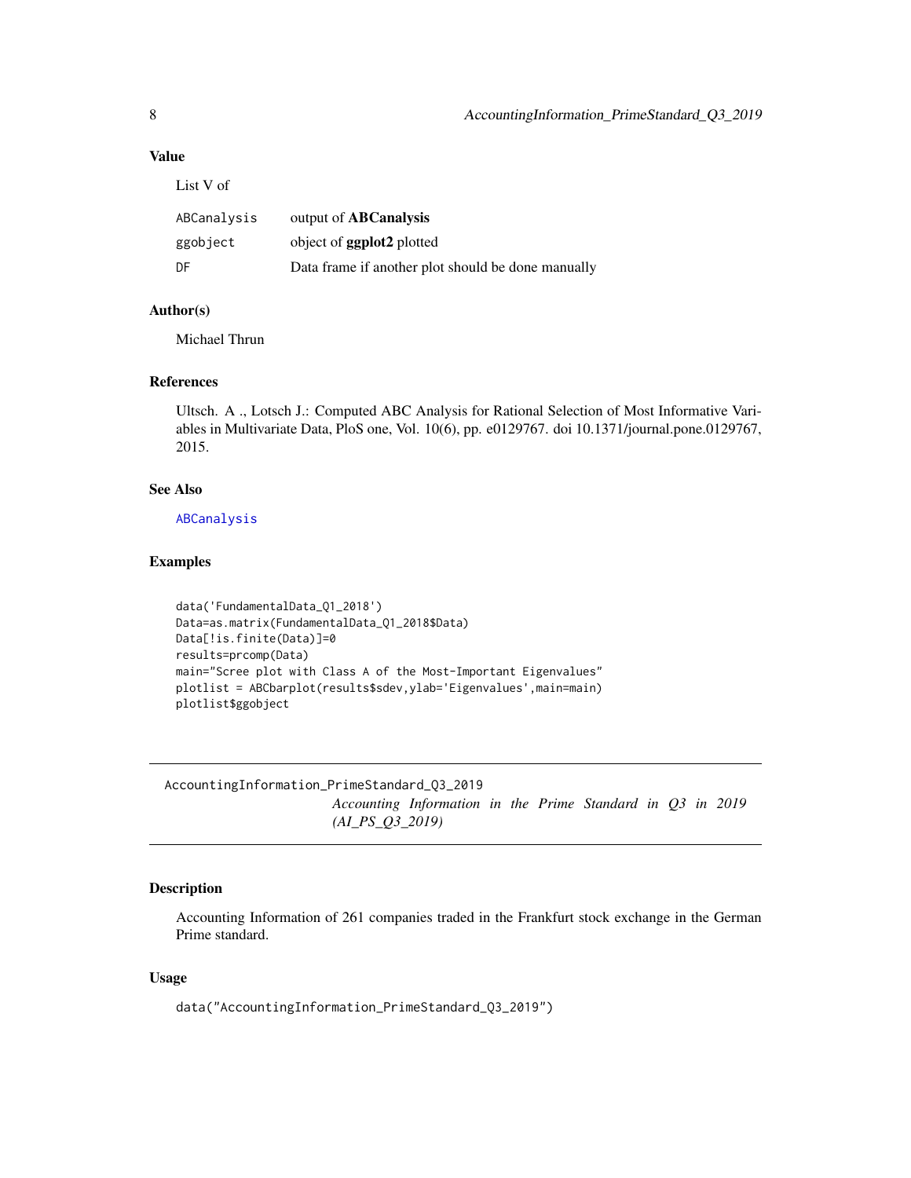### Value

List V of

| | |
|---|---|
| ABCanalysis | output of **ABCanalysis** |
| ggobject | object of **ggplot2** plotted |
| DF | Data frame if another plot should be done manually |

### Author(s)

Michael Thrun

### References

Ultsch. A ., Lotsch J.: Computed ABC Analysis for Rational Selection of Most Informative Variables in Multivariate Data, PloS one, Vol. 10(6), pp. e0129767. doi 10.1371/journal.pone.0129767, 2015.

### See Also

ABCanalysis

### Examples

```
data('FundamentalData_Q1_2018')
Data=as.matrix(FundamentalData_Q1_2018$Data)
Data[!is.finite(Data)]=0
results=prcomp(Data)
main="Scree plot with Class A of the Most-Important Eigenvalues"
plotlist = ABCbarplot(results$sdev,ylab='Eigenvalues',main=main)
plotlist$ggobject
```

---

## AccountingInformation_PrimeStandard_Q3_2019

*Accounting Information in the Prime Standard in Q3 in 2019 (AI_PS_Q3_2019)*

---

### Description

Accounting Information of 261 companies traded in the Frankfurt stock exchange in the German Prime standard.

### Usage

```
data("AccountingInformation_PrimeStandard_Q3_2019")
```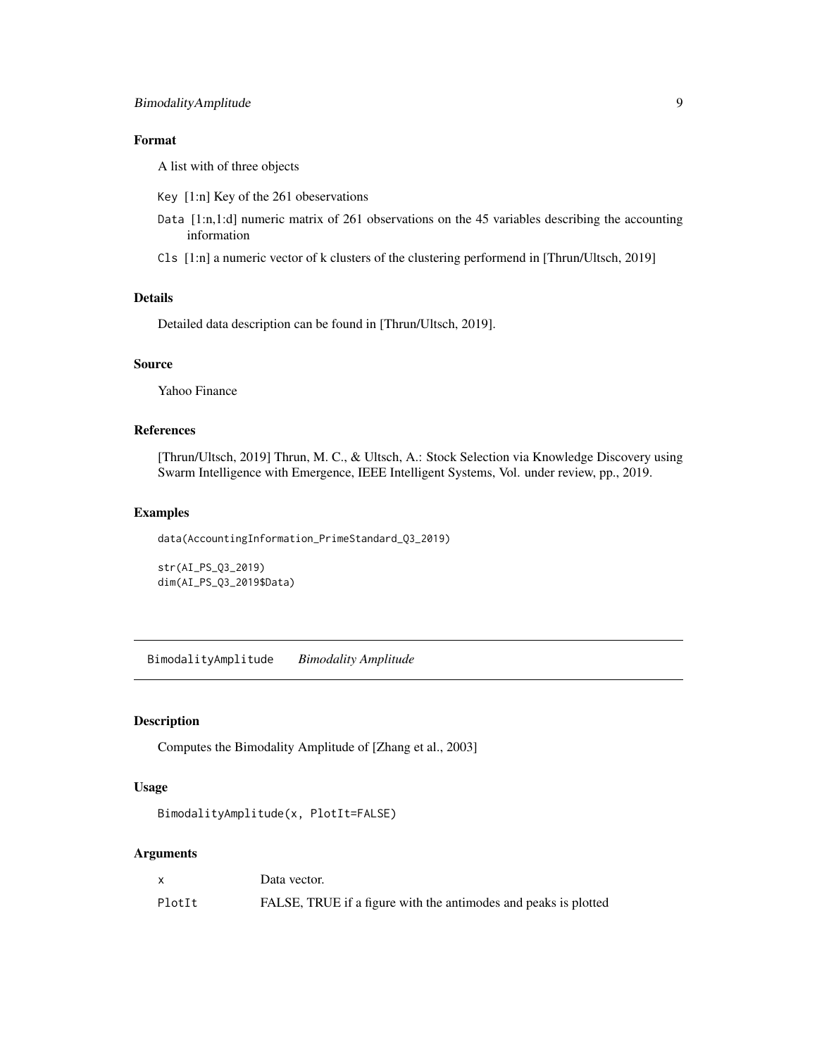### Format

A list with of three objects

Key [1:n] Key of the 261 obeservations

Data [1:n,1:d] numeric matrix of 261 observations on the 45 variables describing the accounting information

Cls [1:n] a numeric vector of k clusters of the clustering performend in [Thrun/Ultsch, 2019]

### Details

Detailed data description can be found in [Thrun/Ultsch, 2019].

### Source

Yahoo Finance

### References

[Thrun/Ultsch, 2019] Thrun, M. C., & Ultsch, A.: Stock Selection via Knowledge Discovery using Swarm Intelligence with Emergence, IEEE Intelligent Systems, Vol. under review, pp., 2019.

### Examples

```
data(AccountingInformation_PrimeStandard_Q3_2019)

str(AI_PS_Q3_2019)
dim(AI_PS_Q3_2019$Data)
```

---

## BimodalityAmplitude *Bimodality Amplitude*

### Description

Computes the Bimodality Amplitude of [Zhang et al., 2003]

### Usage

```
BimodalityAmplitude(x, PlotIt=FALSE)
```

### Arguments

| | |
|---|---|
| x | Data vector. |
| PlotIt | FALSE, TRUE if a figure with the antimodes and peaks is plotted |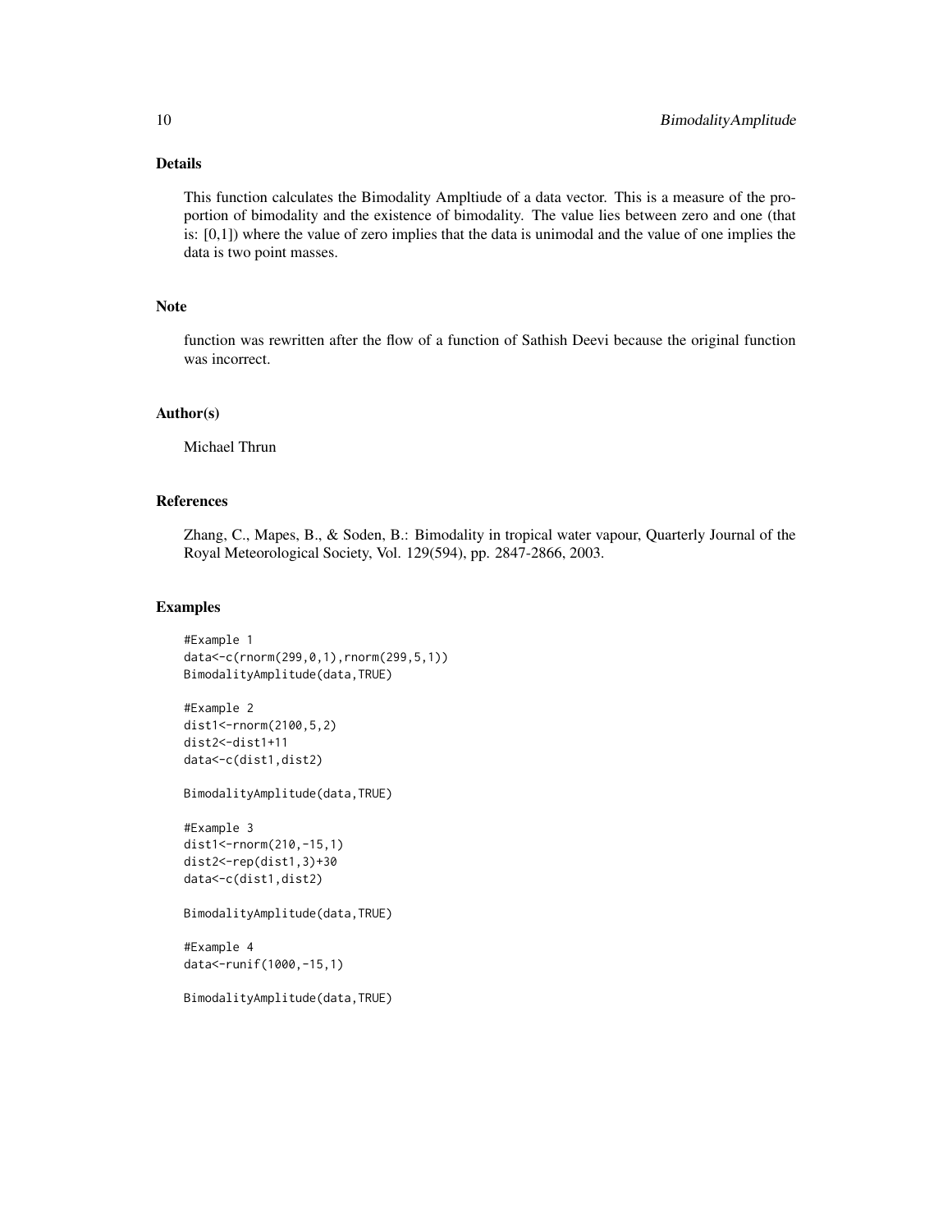## Details

This function calculates the Bimodality Ampltiude of a data vector. This is a measure of the proportion of bimodality and the existence of bimodality. The value lies between zero and one (that is: [0,1]) where the value of zero implies that the data is unimodal and the value of one implies the data is two point masses.

## Note

function was rewritten after the flow of a function of Sathish Deevi because the original function was incorrect.

## Author(s)

Michael Thrun

## References

Zhang, C., Mapes, B., & Soden, B.: Bimodality in tropical water vapour, Quarterly Journal of the Royal Meteorological Society, Vol. 129(594), pp. 2847-2866, 2003.

## Examples

```
#Example 1
data<-c(rnorm(299,0,1),rnorm(299,5,1))
BimodalityAmplitude(data,TRUE)

#Example 2
dist1<-rnorm(2100,5,2)
dist2<-dist1+11
data<-c(dist1,dist2)

BimodalityAmplitude(data,TRUE)

#Example 3
dist1<-rnorm(210,-15,1)
dist2<-rep(dist1,3)+30
data<-c(dist1,dist2)

BimodalityAmplitude(data,TRUE)

#Example 4
data<-runif(1000,-15,1)

BimodalityAmplitude(data,TRUE)
```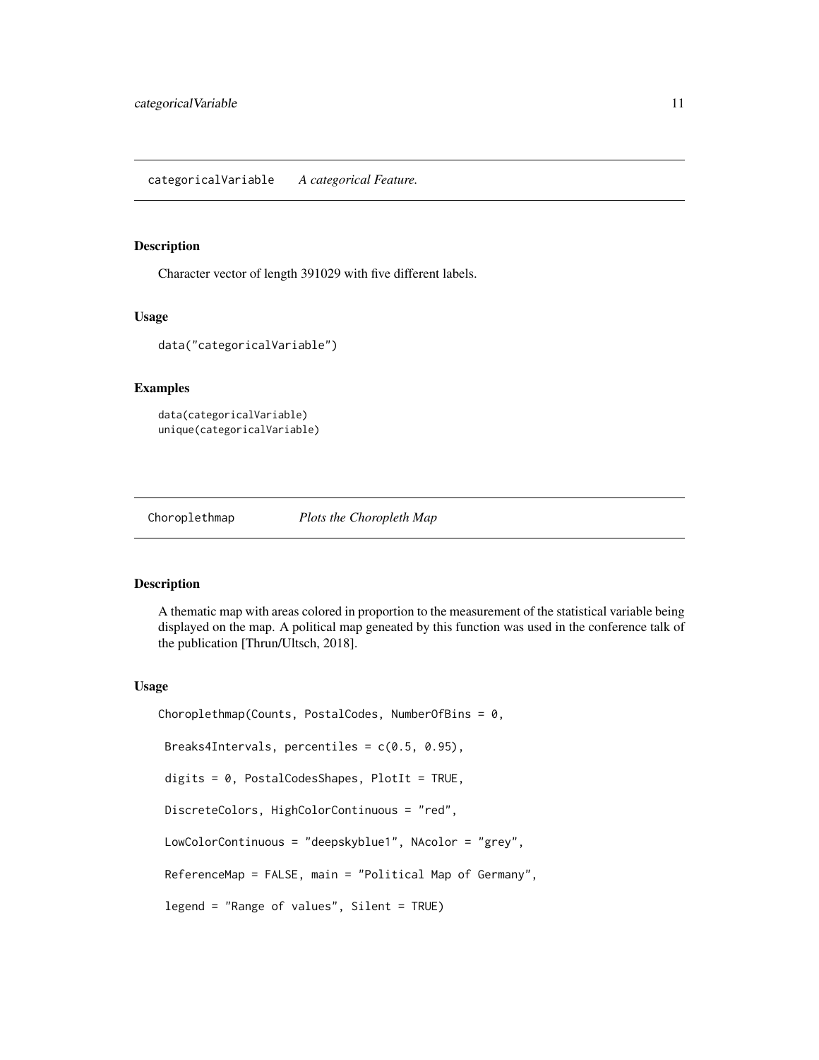## categoricalVariable *A categorical Feature.*

### Description

Character vector of length 391029 with five different labels.

### Usage

```
data("categoricalVariable")
```

### Examples

```
data(categoricalVariable)
unique(categoricalVariable)
```

## Choroplethmap *Plots the Choropleth Map*

### Description

A thematic map with areas colored in proportion to the measurement of the statistical variable being displayed on the map. A political map geneated by this function was used in the conference talk of the publication [Thrun/Ultsch, 2018].

### Usage

```
Choroplethmap(Counts, PostalCodes, NumberOfBins = 0,

 Breaks4Intervals, percentiles = c(0.5, 0.95),

 digits = 0, PostalCodesShapes, PlotIt = TRUE,

 DiscreteColors, HighColorContinuous = "red",

 LowColorContinuous = "deepskyblue1", NAcolor = "grey",

 ReferenceMap = FALSE, main = "Political Map of Germany",

 legend = "Range of values", Silent = TRUE)
```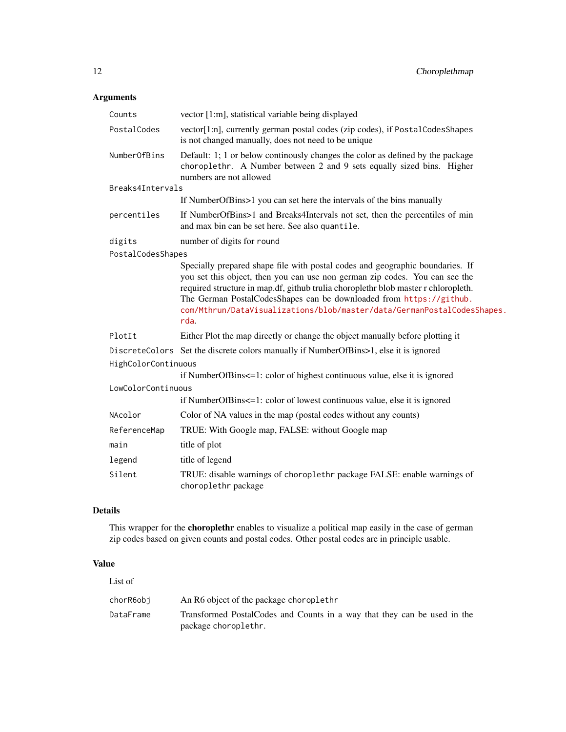## Arguments

| | |
|---|---|
| `Counts` | vector [1:m], statistical variable being displayed |
| `PostalCodes` | vector[1:n], currently german postal codes (zip codes), if `PostalCodesShapes` is not changed manually, does not need to be unique |
| `NumberOfBins` | Default: 1; 1 or below continously changes the color as defined by the package `choroplethr`. A Number between 2 and 9 sets equally sized bins. Higher numbers are not allowed |
| `Breaks4Intervals` | If NumberOfBins>1 you can set here the intervals of the bins manually |
| `percentiles` | If NumberOfBins>1 and Breaks4Intervals not set, then the percentiles of min and max bin can be set here. See also `quantile`. |
| `digits` | number of digits for `round` |
| `PostalCodesShapes` | Specially prepared shape file with postal codes and geographic boundaries. If you set this object, then you can use non german zip codes. You can see the required structure in map.df, github trulia choroplethr blob master r chloropleth. The German PostalCodesShapes can be downloaded from https://github.com/Mthrun/DataVisualizations/blob/master/data/GermanPostalCodesShapes.rda. |
| `PlotIt` | Either Plot the map directly or change the object manually before plotting it |
| `DiscreteColors` | Set the discrete colors manually if NumberOfBins>1, else it is ignored |
| `HighColorContinuous` | if NumberOfBins<=1: color of highest continuous value, else it is ignored |
| `LowColorContinuous` | if NumberOfBins<=1: color of lowest continuous value, else it is ignored |
| `NAcolor` | Color of NA values in the map (postal codes without any counts) |
| `ReferenceMap` | TRUE: With Google map, FALSE: without Google map |
| `main` | title of plot |
| `legend` | title of legend |
| `Silent` | TRUE: disable warnings of `choroplethr` package FALSE: enable warnings of `choroplethr` package |

## Details

This wrapper for the **choroplethr** enables to visualize a political map easily in the case of german zip codes based on given counts and postal codes. Other postal codes are in principle usable.

## Value

List of

| | |
|---|---|
| `chorR6obj` | An R6 object of the package `choroplethr` |
| `DataFrame` | Transformed PostalCodes and Counts in a way that they can be used in the package `choroplethr`. |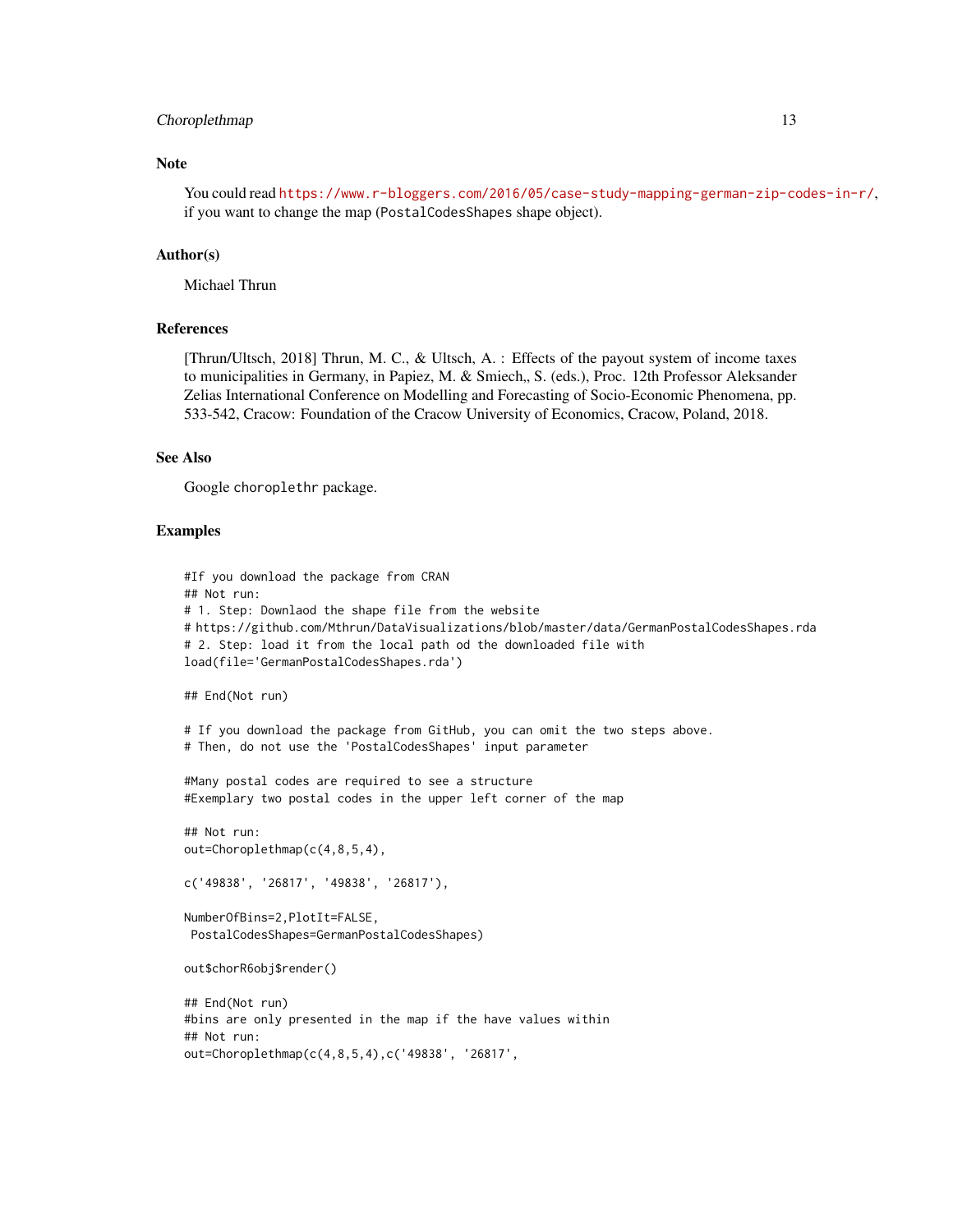### Note

You could read https://www.r-bloggers.com/2016/05/case-study-mapping-german-zip-codes-in-r/, if you want to change the map (PostalCodesShapes shape object).

### Author(s)

Michael Thrun

### References

[Thrun/Ultsch, 2018] Thrun, M. C., & Ultsch, A. : Effects of the payout system of income taxes to municipalities in Germany, in Papiez, M. & Smiech,, S. (eds.), Proc. 12th Professor Aleksander Zelias International Conference on Modelling and Forecasting of Socio-Economic Phenomena, pp. 533-542, Cracow: Foundation of the Cracow University of Economics, Cracow, Poland, 2018.

### See Also

Google choroplethr package.

### Examples

```
#If you download the package from CRAN
## Not run:
# 1. Step: Downlaod the shape file from the website
# https://github.com/Mthrun/DataVisualizations/blob/master/data/GermanPostalCodesShapes.rda
# 2. Step: load it from the local path od the downloaded file with
load(file='GermanPostalCodesShapes.rda')

## End(Not run)

# If you download the package from GitHub, you can omit the two steps above.
# Then, do not use the 'PostalCodesShapes' input parameter

#Many postal codes are required to see a structure
#Exemplary two postal codes in the upper left corner of the map

## Not run:
out=Choroplethmap(c(4,8,5,4),

c('49838', '26817', '49838', '26817'),

NumberOfBins=2,PlotIt=FALSE,
 PostalCodesShapes=GermanPostalCodesShapes)

out$chorR6obj$render()

## End(Not run)
#bins are only presented in the map if the have values within
## Not run:
out=Choroplethmap(c(4,8,5,4),c('49838', '26817',
```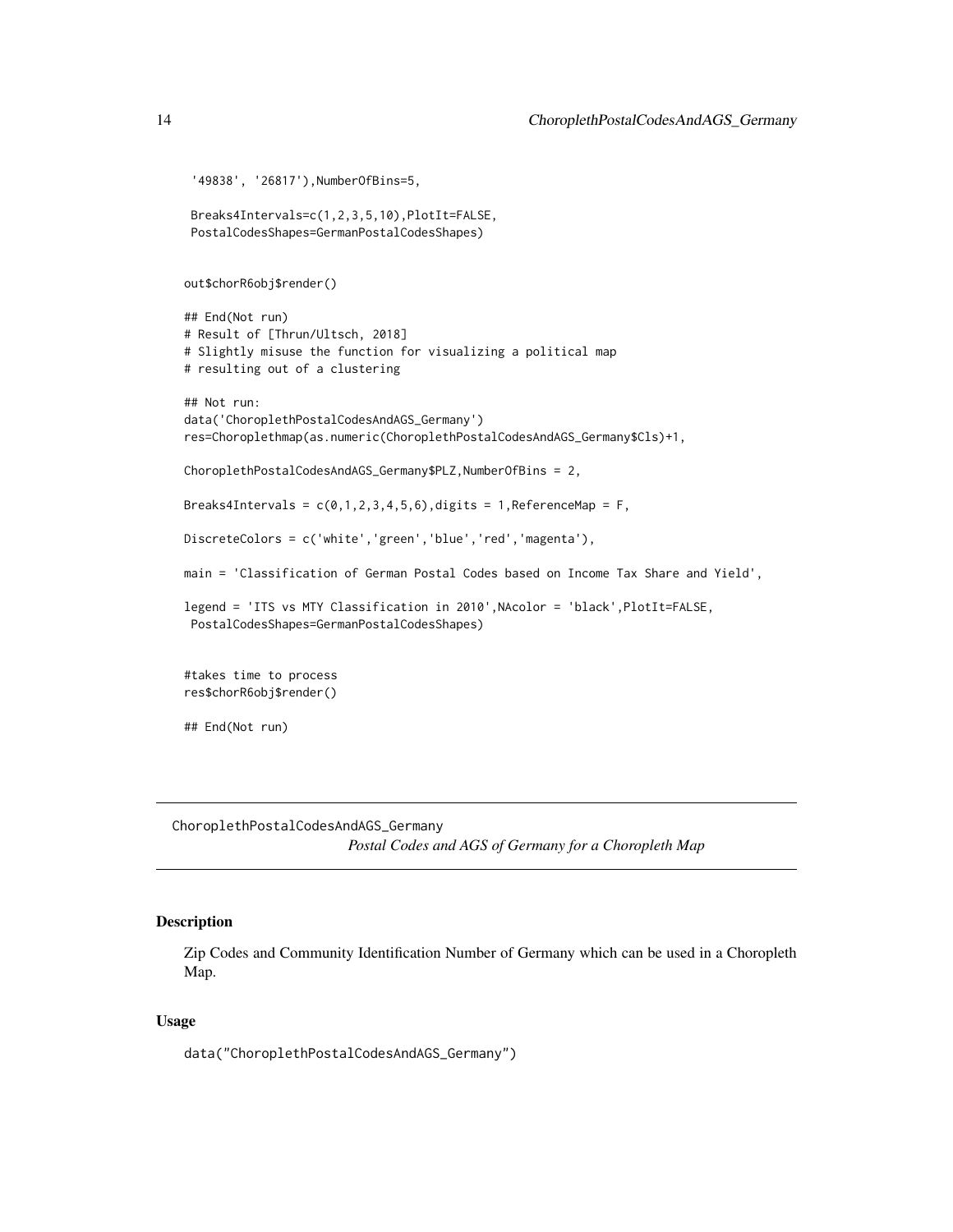```
 '49838', '26817'),NumberOfBins=5,

 Breaks4Intervals=c(1,2,3,5,10),PlotIt=FALSE,
 PostalCodesShapes=GermanPostalCodesShapes)


out$chorR6obj$render()

## End(Not run)
# Result of [Thrun/Ultsch, 2018]
# Slightly misuse the function for visualizing a political map
# resulting out of a clustering

## Not run:
data('ChoroplethPostalCodesAndAGS_Germany')
res=Choroplethmap(as.numeric(ChoroplethPostalCodesAndAGS_Germany$Cls)+1,

ChoroplethPostalCodesAndAGS_Germany$PLZ,NumberOfBins = 2,

Breaks4Intervals = c(0,1,2,3,4,5,6),digits = 1,ReferenceMap = F,

DiscreteColors = c('white','green','blue','red','magenta'),

main = 'Classification of German Postal Codes based on Income Tax Share and Yield',

legend = 'ITS vs MTY Classification in 2010',NAcolor = 'black',PlotIt=FALSE,
 PostalCodesShapes=GermanPostalCodesShapes)


#takes time to process
res$chorR6obj$render()

## End(Not run)
```

---

ChoroplethPostalCodesAndAGS_Germany
*Postal Codes and AGS of Germany for a Choropleth Map*

---

## Description

Zip Codes and Community Identification Number of Germany which can be used in a Choropleth Map.

## Usage

```
data("ChoroplethPostalCodesAndAGS_Germany")
```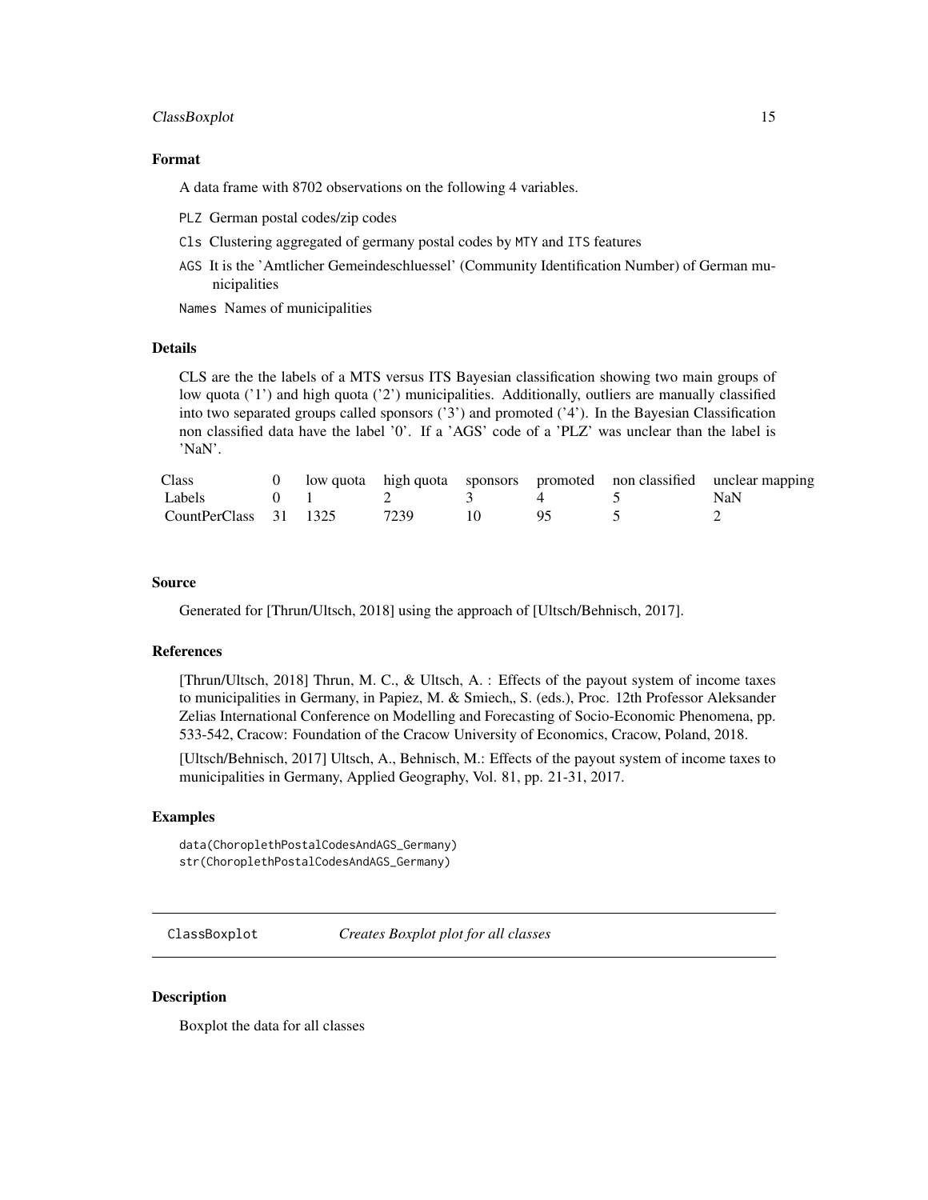### Format

A data frame with 8702 observations on the following 4 variables.

- `PLZ` German postal codes/zip codes
- `Cls` Clustering aggregated of germany postal codes by `MTY` and `ITS` features
- `AGS` It is the 'Amtlicher Gemeindeschluessel' (Community Identification Number) of German municipalities
- `Names` Names of municipalities

### Details

CLS are the the labels of a MTS versus ITS Bayesian classification showing two main groups of low quota ('1') and high quota ('2') municipalities. Additionally, outliers are manually classified into two separated groups called sponsors ('3') and promoted ('4'). In the Bayesian Classification non classified data have the label '0'. If a 'AGS' code of a 'PLZ' was unclear than the label is 'NaN'.

| Class | 0 | low quota | high quota | sponsors | promoted | non classified | unclear mapping |
|---|---|---|---|---|---|---|---|
| Labels | 0 | 1 | 2 | 3 | 4 | 5 | NaN |
| CountPerClass | 31 | 1325 | 7239 | 10 | 95 | 5 | 2 |

### Source

Generated for [Thrun/Ultsch, 2018] using the approach of [Ultsch/Behnisch, 2017].

### References

[Thrun/Ultsch, 2018] Thrun, M. C., & Ultsch, A. : Effects of the payout system of income taxes to municipalities in Germany, in Papiez, M. & Smiech,, S. (eds.), Proc. 12th Professor Aleksander Zelias International Conference on Modelling and Forecasting of Socio-Economic Phenomena, pp. 533-542, Cracow: Foundation of the Cracow University of Economics, Cracow, Poland, 2018.

[Ultsch/Behnisch, 2017] Ultsch, A., Behnisch, M.: Effects of the payout system of income taxes to municipalities in Germany, Applied Geography, Vol. 81, pp. 21-31, 2017.

### Examples

```
data(ChoroplethPostalCodesAndAGS_Germany)
str(ChoroplethPostalCodesAndAGS_Germany)
```

---

## ClassBoxplot *Creates Boxplot plot for all classes*

---

### Description

Boxplot the data for all classes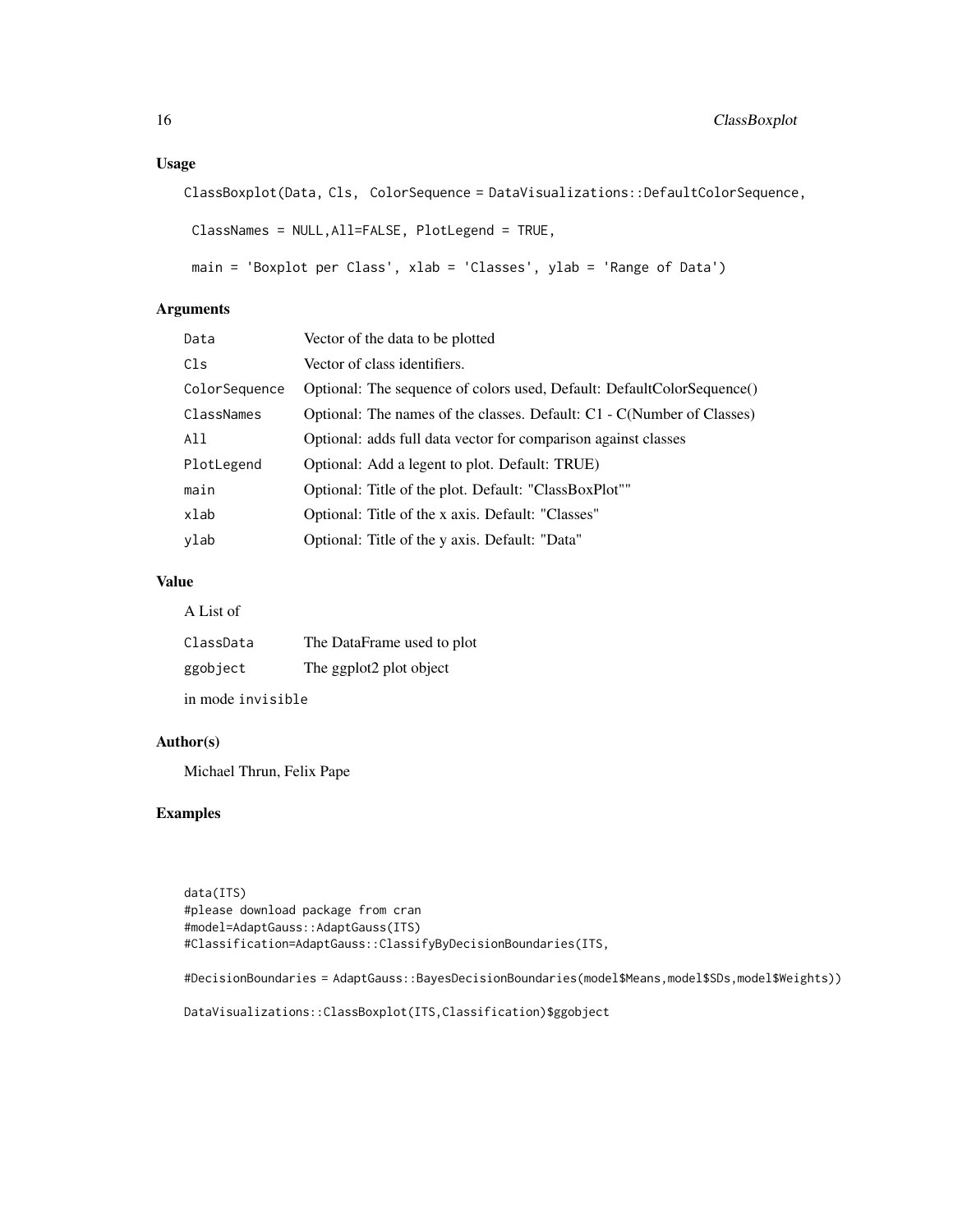## Usage

```
ClassBoxplot(Data, Cls,  ColorSequence = DataVisualizations::DefaultColorSequence,

 ClassNames = NULL,All=FALSE, PlotLegend = TRUE,

 main = 'Boxplot per Class', xlab = 'Classes', ylab = 'Range of Data')
```

## Arguments

| | |
|---|---|
| Data | Vector of the data to be plotted |
| Cls | Vector of class identifiers. |
| ColorSequence | Optional: The sequence of colors used, Default: DefaultColorSequence() |
| ClassNames | Optional: The names of the classes. Default: C1 - C(Number of Classes) |
| All | Optional: adds full data vector for comparison against classes |
| PlotLegend | Optional: Add a legent to plot. Default: TRUE) |
| main | Optional: Title of the plot. Default: "ClassBoxPlot"" |
| xlab | Optional: Title of the x axis. Default: "Classes" |
| ylab | Optional: Title of the y axis. Default: "Data" |

## Value

A List of

| | |
|---|---|
| ClassData | The DataFrame used to plot |
| ggobject | The ggplot2 plot object |

in mode `invisible`

## Author(s)

Michael Thrun, Felix Pape

## Examples

```
data(ITS)
#please download package from cran
#model=AdaptGauss::AdaptGauss(ITS)
#Classification=AdaptGauss::ClassifyByDecisionBoundaries(ITS,

#DecisionBoundaries = AdaptGauss::BayesDecisionBoundaries(model$Means,model$SDs,model$Weights))

DataVisualizations::ClassBoxplot(ITS,Classification)$ggobject
```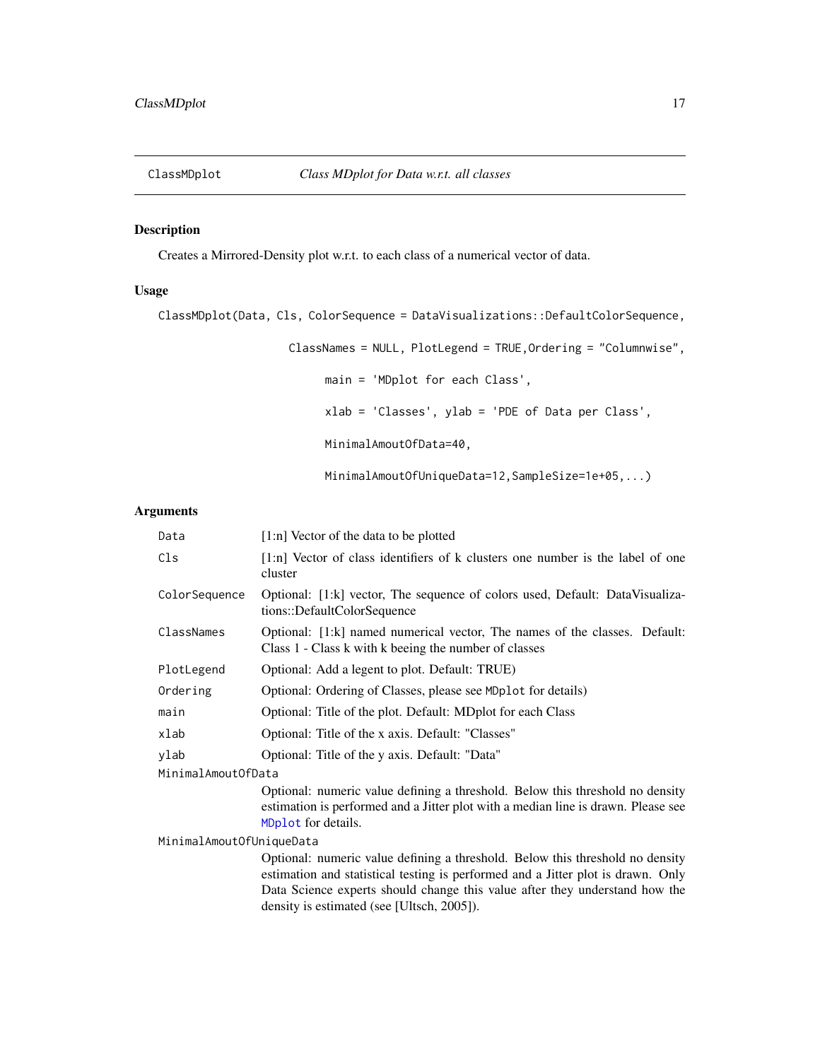## ClassMDplot    *Class MDplot for Data w.r.t. all classes*

### Description

Creates a Mirrored-Density plot w.r.t. to each class of a numerical vector of data.

### Usage

```
ClassMDplot(Data, Cls, ColorSequence = DataVisualizations::DefaultColorSequence,

                    ClassNames = NULL, PlotLegend = TRUE,Ordering = "Columnwise",

                         main = 'MDplot for each Class',

                         xlab = 'Classes', ylab = 'PDE of Data per Class',

                         MinimalAmoutOfData=40,

                         MinimalAmoutOfUniqueData=12,SampleSize=1e+05,...)
```

### Arguments

| | |
|---|---|
| `Data` | [1:n] Vector of the data to be plotted |
| `Cls` | [1:n] Vector of class identifiers of k clusters one number is the label of one cluster |
| `ColorSequence` | Optional: [1:k] vector, The sequence of colors used, Default: DataVisualizations::DefaultColorSequence |
| `ClassNames` | Optional: [1:k] named numerical vector, The names of the classes. Default: Class 1 - Class k with k beeing the number of classes |
| `PlotLegend` | Optional: Add a legent to plot. Default: TRUE) |
| `Ordering` | Optional: Ordering of Classes, please see `MDplot` for details) |
| `main` | Optional: Title of the plot. Default: MDplot for each Class |
| `xlab` | Optional: Title of the x axis. Default: "Classes" |
| `ylab` | Optional: Title of the y axis. Default: "Data" |
| `MinimalAmoutOfData` | Optional: numeric value defining a threshold. Below this threshold no density estimation is performed and a Jitter plot with a median line is drawn. Please see `MDplot` for details. |
| `MinimalAmoutOfUniqueData` | Optional: numeric value defining a threshold. Below this threshold no density estimation and statistical testing is performed and a Jitter plot is drawn. Only Data Science experts should change this value after they understand how the density is estimated (see [Ultsch, 2005]). |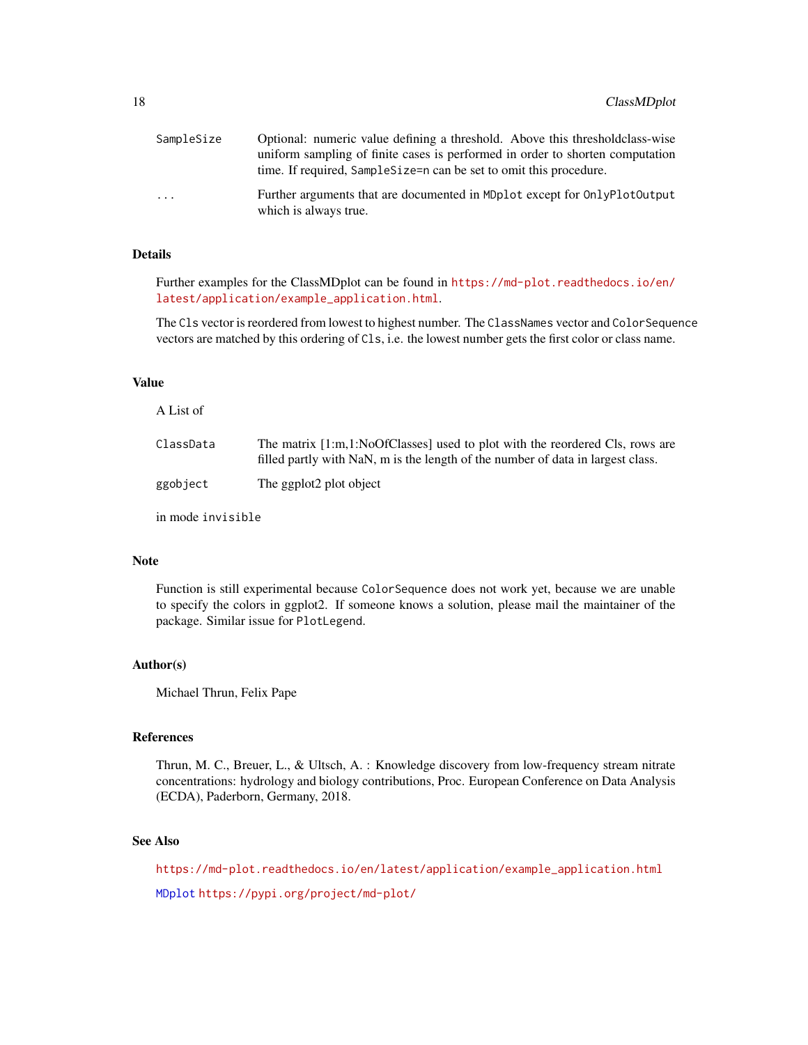| | |
|---|---|
| `SampleSize` | Optional: numeric value defining a threshold. Above this thresholdclass-wise uniform sampling of finite cases is performed in order to shorten computation time. If required, `SampleSize=n` can be set to omit this procedure. |
| `...` | Further arguments that are documented in `MDplot` except for `OnlyPlotOutput` which is always true. |

## Details

Further examples for the ClassMDplot can be found in https://md-plot.readthedocs.io/en/latest/application/example_application.html.

The `Cls` vector is reordered from lowest to highest number. The `ClassNames` vector and `ColorSequence` vectors are matched by this ordering of `Cls`, i.e. the lowest number gets the first color or class name.

## Value

A List of

| | |
|---|---|
| `ClassData` | The matrix [1:m,1:NoOfClasses] used to plot with the reordered Cls, rows are filled partly with NaN, m is the length of the number of data in largest class. |
| `ggobject` | The ggplot2 plot object |

in mode `invisible`

## Note

Function is still experimental because `ColorSequence` does not work yet, because we are unable to specify the colors in ggplot2. If someone knows a solution, please mail the maintainer of the package. Similar issue for `PlotLegend`.

## Author(s)

Michael Thrun, Felix Pape

## References

Thrun, M. C., Breuer, L., & Ultsch, A. : Knowledge discovery from low-frequency stream nitrate concentrations: hydrology and biology contributions, Proc. European Conference on Data Analysis (ECDA), Paderborn, Germany, 2018.

## See Also

https://md-plot.readthedocs.io/en/latest/application/example_application.html

`MDplot` https://pypi.org/project/md-plot/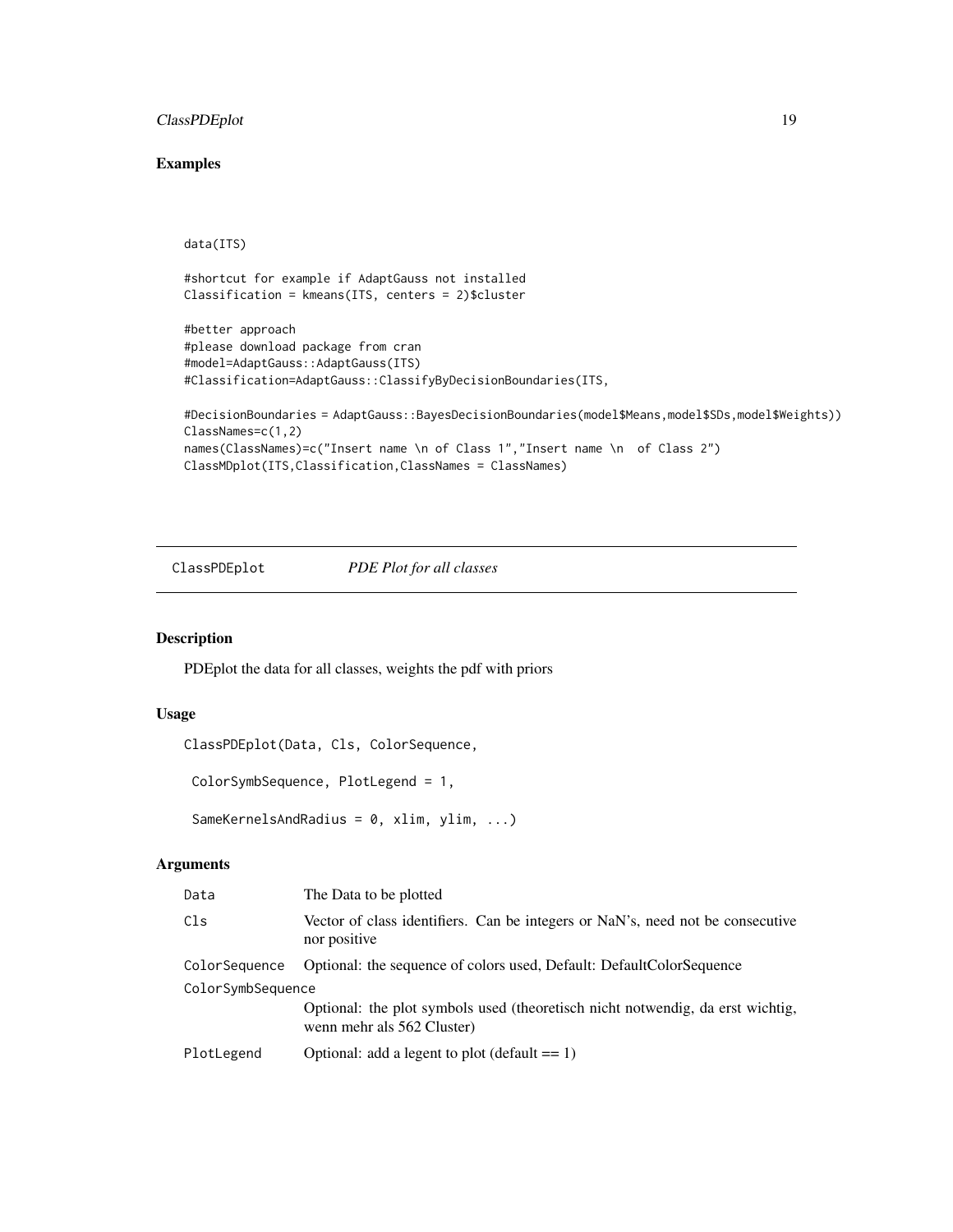## Examples

```
data(ITS)

#shortcut for example if AdaptGauss not installed
Classification = kmeans(ITS, centers = 2)$cluster

#better approach
#please download package from cran
#model=AdaptGauss::AdaptGauss(ITS)
#Classification=AdaptGauss::ClassifyByDecisionBoundaries(ITS,

#DecisionBoundaries = AdaptGauss::BayesDecisionBoundaries(model$Means,model$SDs,model$Weights))
ClassNames=c(1,2)
names(ClassNames)=c("Insert name \n of Class 1","Insert name \n  of Class 2")
ClassMDplot(ITS,Classification,ClassNames = ClassNames)
```

---

`ClassPDEplot` *PDE Plot for all classes*

---

## Description

PDEplot the data for all classes, weights the pdf with priors

## Usage

```
ClassPDEplot(Data, Cls, ColorSequence,

 ColorSymbSequence, PlotLegend = 1,

 SameKernelsAndRadius = 0, xlim, ylim, ...)
```

## Arguments

| | |
|---|---|
| `Data` | The Data to be plotted |
| `Cls` | Vector of class identifiers. Can be integers or NaN's, need not be consecutive nor positive |
| `ColorSequence` | Optional: the sequence of colors used, Default: DefaultColorSequence |
| `ColorSymbSequence` | Optional: the plot symbols used (theoretisch nicht notwendig, da erst wichtig, wenn mehr als 562 Cluster) |
| `PlotLegend` | Optional: add a legent to plot (default == 1) |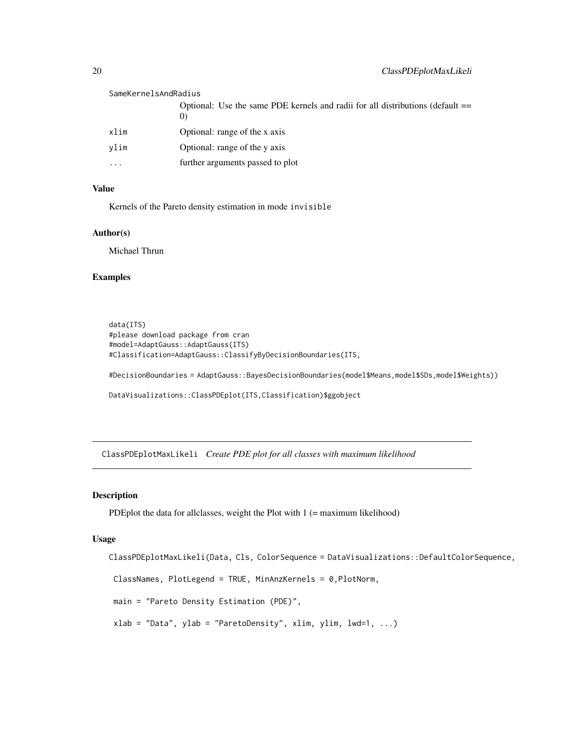| | |
|---|---|
| SameKernelsAndRadius | Optional: Use the same PDE kernels and radii for all distributions (default == 0) |
| xlim | Optional: range of the x axis |
| ylim | Optional: range of the y axis |
| ... | further arguments passed to plot |

### Value

Kernels of the Pareto density estimation in mode `invisible`

### Author(s)

Michael Thrun

### Examples

```
data(ITS)
#please download package from cran
#model=AdaptGauss::AdaptGauss(ITS)
#Classification=AdaptGauss::ClassifyByDecisionBoundaries(ITS,

#DecisionBoundaries = AdaptGauss::BayesDecisionBoundaries(model$Means,model$SDs,model$Weights))

DataVisualizations::ClassPDEplot(ITS,Classification)$ggobject
```

---

## ClassPDEplotMaxLikeli *Create PDE plot for all classes with maximum likelihood*

### Description

PDEplot the data for allclasses, weight the Plot with 1 (= maximum likelihood)

### Usage

```
ClassPDEplotMaxLikeli(Data, Cls, ColorSequence = DataVisualizations::DefaultColorSequence,

 ClassNames, PlotLegend = TRUE, MinAnzKernels = 0,PlotNorm,

 main = "Pareto Density Estimation (PDE)",

 xlab = "Data", ylab = "ParetoDensity", xlim, ylim, lwd=1, ...)
```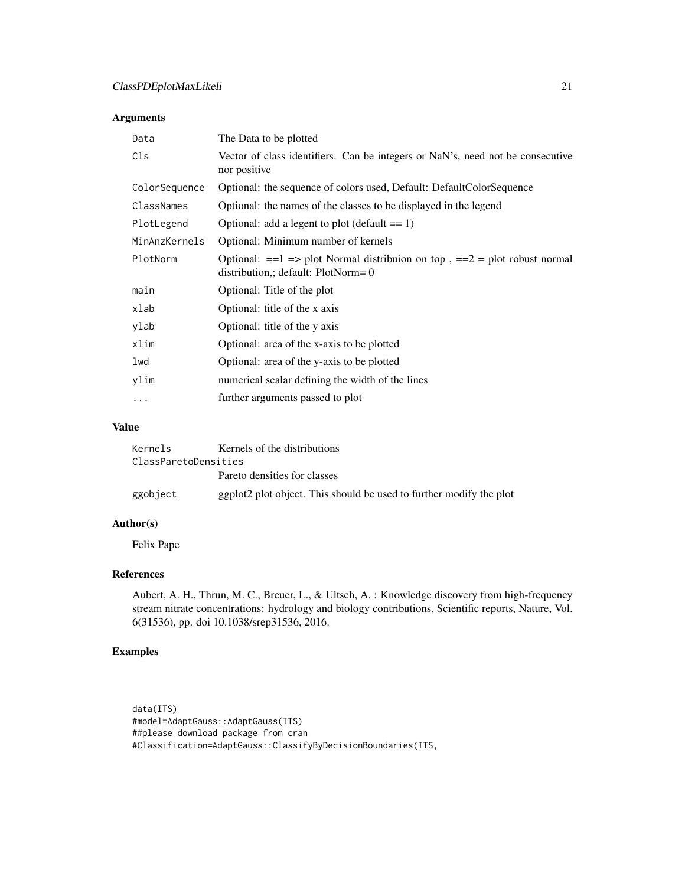## Arguments

| | |
|---|---|
| `Data` | The Data to be plotted |
| `Cls` | Vector of class identifiers. Can be integers or NaN's, need not be consecutive nor positive |
| `ColorSequence` | Optional: the sequence of colors used, Default: DefaultColorSequence |
| `ClassNames` | Optional: the names of the classes to be displayed in the legend |
| `PlotLegend` | Optional: add a legent to plot (default == 1) |
| `MinAnzKernels` | Optional: Minimum number of kernels |
| `PlotNorm` | Optional: ==1 => plot Normal distribuion on top , ==2 = plot robust normal distribution,; default: PlotNorm= 0 |
| `main` | Optional: Title of the plot |
| `xlab` | Optional: title of the x axis |
| `ylab` | Optional: title of the y axis |
| `xlim` | Optional: area of the x-axis to be plotted |
| `lwd` | Optional: area of the y-axis to be plotted |
| `ylim` | numerical scalar defining the width of the lines |
| `...` | further arguments passed to plot |

## Value

| | |
|---|---|
| `Kernels` | Kernels of the distributions |
| `ClassParetoDensities` | Pareto densities for classes |
| `ggobject` | ggplot2 plot object. This should be used to further modify the plot |

## Author(s)

Felix Pape

## References

Aubert, A. H., Thrun, M. C., Breuer, L., & Ultsch, A. : Knowledge discovery from high-frequency stream nitrate concentrations: hydrology and biology contributions, Scientific reports, Nature, Vol. 6(31536), pp. doi 10.1038/srep31536, 2016.

## Examples

```
data(ITS)
#model=AdaptGauss::AdaptGauss(ITS)
##please download package from cran
#Classification=AdaptGauss::ClassifyByDecisionBoundaries(ITS,
```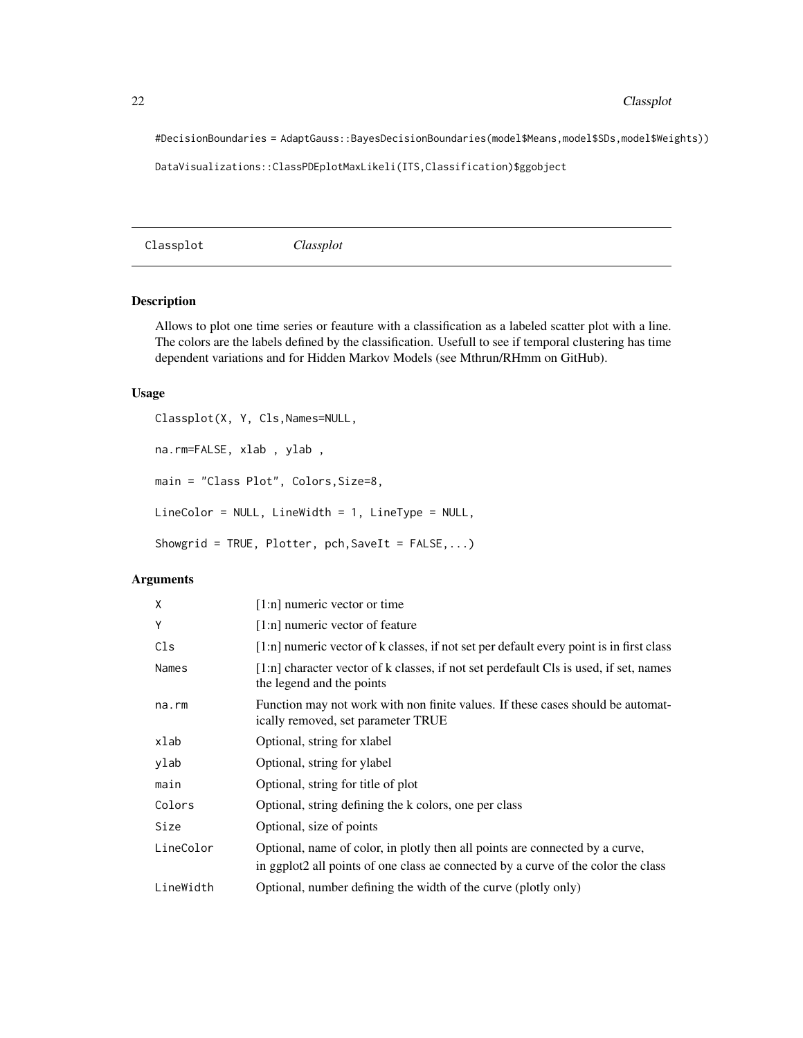```
#DecisionBoundaries = AdaptGauss::BayesDecisionBoundaries(model$Means,model$SDs,model$Weights))

DataVisualizations::ClassPDEplotMaxLikeli(ITS,Classification)$ggobject
```

## Classplot *Classplot*

### Description

Allows to plot one time series or feauture with a classification as a labeled scatter plot with a line. The colors are the labels defined by the classification. Usefull to see if temporal clustering has time dependent variations and for Hidden Markov Models (see Mthrun/RHmm on GitHub).

### Usage

```
Classplot(X, Y, Cls,Names=NULL,

na.rm=FALSE, xlab , ylab ,

main = "Class Plot", Colors,Size=8,

LineColor = NULL, LineWidth = 1, LineType = NULL,

Showgrid = TRUE, Plotter, pch,SaveIt = FALSE,...)
```

### Arguments

| | |
|---|---|
| X | [1:n] numeric vector or time |
| Y | [1:n] numeric vector of feature |
| Cls | [1:n] numeric vector of k classes, if not set per default every point is in first class |
| Names | [1:n] character vector of k classes, if not set perdefault Cls is used, if set, names the legend and the points |
| na.rm | Function may not work with non finite values. If these cases should be automatically removed, set parameter TRUE |
| xlab | Optional, string for xlabel |
| ylab | Optional, string for ylabel |
| main | Optional, string for title of plot |
| Colors | Optional, string defining the k colors, one per class |
| Size | Optional, size of points |
| LineColor | Optional, name of color, in plotly then all points are connected by a curve, in ggplot2 all points of one class ae connected by a curve of the color the class |
| LineWidth | Optional, number defining the width of the curve (plotly only) |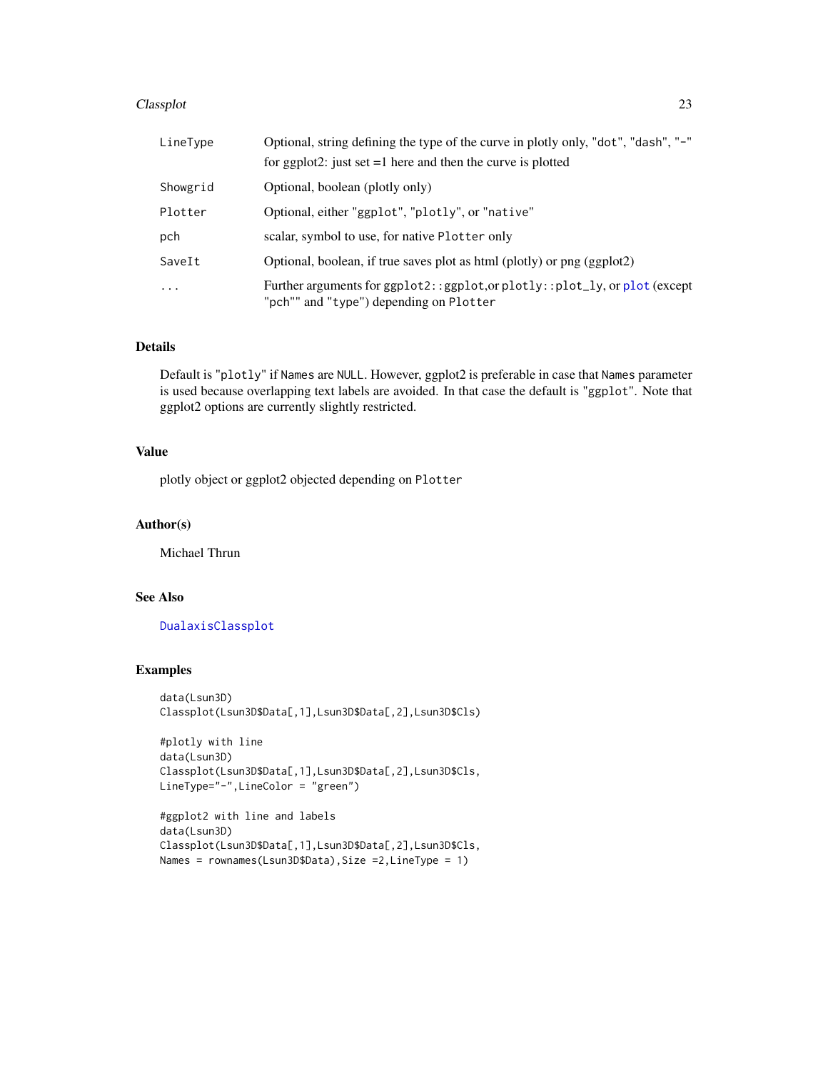| | |
|---|---|
| LineType | Optional, string defining the type of the curve in plotly only, "dot", "dash", "-" for ggplot2: just set =1 here and then the curve is plotted |
| Showgrid | Optional, boolean (plotly only) |
| Plotter | Optional, either "ggplot", "plotly", or "native" |
| pch | scalar, symbol to use, for native Plotter only |
| SaveIt | Optional, boolean, if true saves plot as html (plotly) or png (ggplot2) |
| ... | Further arguments for ggplot2::ggplot,or plotly::plot_ly, or plot (except "pch"" and "type") depending on Plotter |

## Details

Default is "plotly" if Names are NULL. However, ggplot2 is preferable in case that Names parameter is used because overlapping text labels are avoided. In that case the default is "ggplot". Note that ggplot2 options are currently slightly restricted.

## Value

plotly object or ggplot2 objected depending on Plotter

## Author(s)

Michael Thrun

## See Also

DualaxisClassplot

## Examples

```
data(Lsun3D)
Classplot(Lsun3D$Data[,1],Lsun3D$Data[,2],Lsun3D$Cls)

#plotly with line
data(Lsun3D)
Classplot(Lsun3D$Data[,1],Lsun3D$Data[,2],Lsun3D$Cls,
LineType="-",LineColor = "green")

#ggplot2 with line and labels
data(Lsun3D)
Classplot(Lsun3D$Data[,1],Lsun3D$Data[,2],Lsun3D$Cls,
Names = rownames(Lsun3D$Data),Size =2,LineType = 1)
```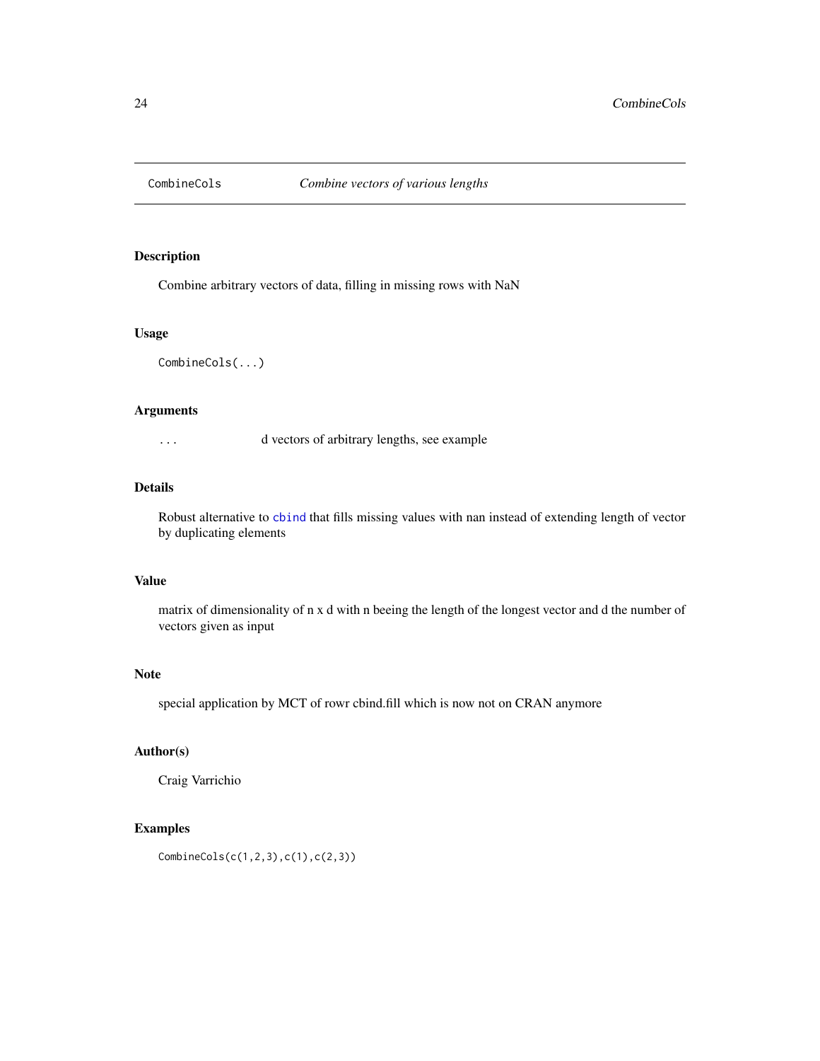CombineCols *Combine vectors of various lengths*

## Description

Combine arbitrary vectors of data, filling in missing rows with NaN

## Usage

```
CombineCols(...)
```

## Arguments

... d vectors of arbitrary lengths, see example

## Details

Robust alternative to cbind that fills missing values with nan instead of extending length of vector by duplicating elements

## Value

matrix of dimensionality of n x d with n beeing the length of the longest vector and d the number of vectors given as input

## Note

special application by MCT of rowr cbind.fill which is now not on CRAN anymore

## Author(s)

Craig Varrichio

## Examples

```
CombineCols(c(1,2,3),c(1),c(2,3))
```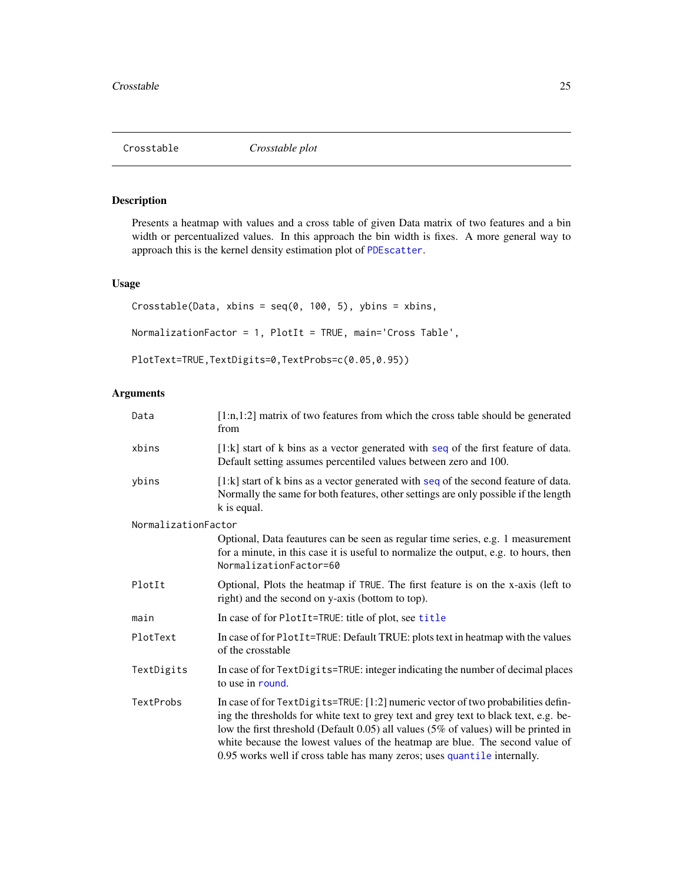Crosstable *Crosstable plot*

## Description

Presents a heatmap with values and a cross table of given Data matrix of two features and a bin width or percentualized values. In this approach the bin width is fixes. A more general way to approach this is the kernel density estimation plot of PDEscatter.

## Usage

```
Crosstable(Data, xbins = seq(0, 100, 5), ybins = xbins,

NormalizationFactor = 1, PlotIt = TRUE, main='Cross Table',

PlotText=TRUE,TextDigits=0,TextProbs=c(0.05,0.95))
```

## Arguments

| | |
|---|---|
| Data | [1:n,1:2] matrix of two features from which the cross table should be generated from |
| xbins | [1:k] start of k bins as a vector generated with seq of the first feature of data. Default setting assumes percentiled values between zero and 100. |
| ybins | [1:k] start of k bins as a vector generated with seq of the second feature of data. Normally the same for both features, other settings are only possible if the length k is equal. |
| NormalizationFactor | Optional, Data feautures can be seen as regular time series, e.g. 1 measurement for a minute, in this case it is useful to normalize the output, e.g. to hours, then NormalizationFactor=60 |
| PlotIt | Optional, Plots the heatmap if TRUE. The first feature is on the x-axis (left to right) and the second on y-axis (bottom to top). |
| main | In case of for PlotIt=TRUE: title of plot, see title |
| PlotText | In case of for PlotIt=TRUE: Default TRUE: plots text in heatmap with the values of the crosstable |
| TextDigits | In case of for TextDigits=TRUE: integer indicating the number of decimal places to use in round. |
| TextProbs | In case of for TextDigits=TRUE: [1:2] numeric vector of two probabilities defining the thresholds for white text to grey text and grey text to black text, e.g. below the first threshold (Default 0.05) all values (5% of values) will be printed in white because the lowest values of the heatmap are blue. The second value of 0.95 works well if cross table has many zeros; uses quantile internally. |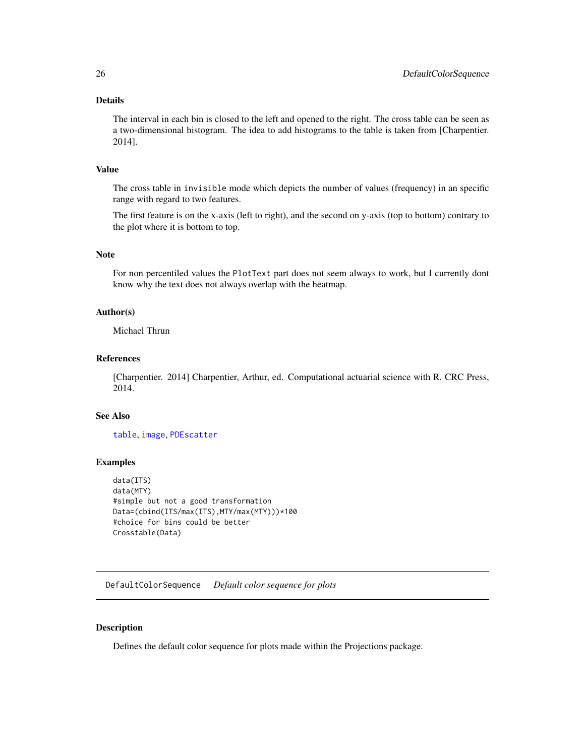### Details

The interval in each bin is closed to the left and opened to the right. The cross table can be seen as a two-dimensional histogram. The idea to add histograms to the table is taken from [Charpentier. 2014].

### Value

The cross table in `invisible` mode which depicts the number of values (frequency) in an specific range with regard to two features.

The first feature is on the x-axis (left to right), and the second on y-axis (top to bottom) contrary to the plot where it is bottom to top.

### Note

For non percentiled values the `PlotText` part does not seem always to work, but I currently dont know why the text does not always overlap with the heatmap.

### Author(s)

Michael Thrun

### References

[Charpentier. 2014] Charpentier, Arthur, ed. Computational actuarial science with R. CRC Press, 2014.

### See Also

`table`, `image`, `PDEscatter`

### Examples

```
data(ITS)
data(MTY)
#simple but not a good transformation
Data=(cbind(ITS/max(ITS),MTY/max(MTY)))*100
#choice for bins could be better
Crosstable(Data)
```

---

## DefaultColorSequence *Default color sequence for plots*

---

### Description

Defines the default color sequence for plots made within the Projections package.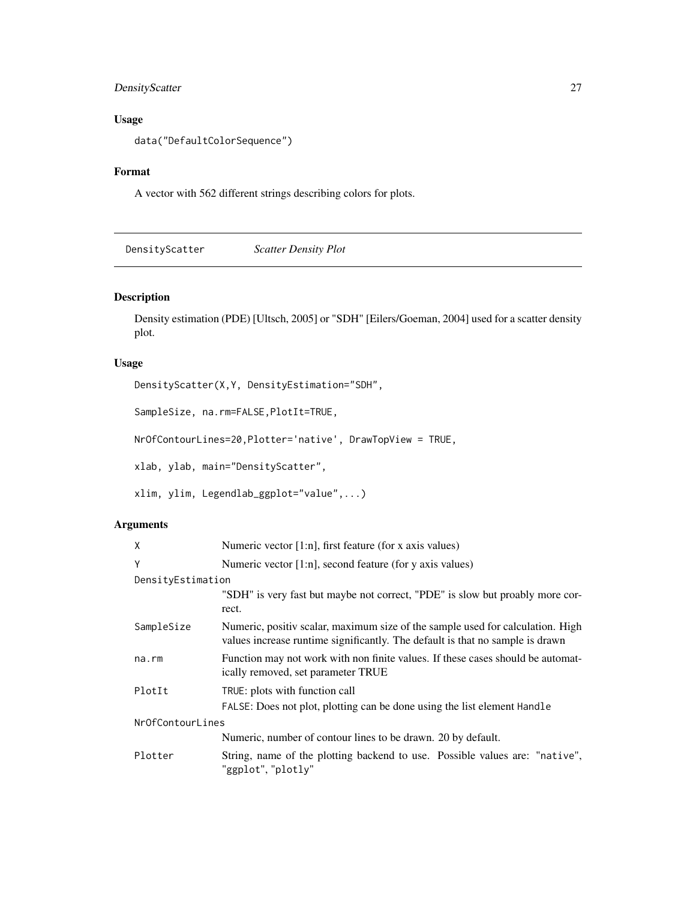### Usage

```
data("DefaultColorSequence")
```

### Format

A vector with 562 different strings describing colors for plots.

---

## DensityScatter *Scatter Density Plot*

---

### Description

Density estimation (PDE) [Ultsch, 2005] or "SDH" [Eilers/Goeman, 2004] used for a scatter density plot.

### Usage

```
DensityScatter(X,Y, DensityEstimation="SDH",

SampleSize, na.rm=FALSE,PlotIt=TRUE,

NrOfContourLines=20,Plotter='native', DrawTopView = TRUE,

xlab, ylab, main="DensityScatter",

xlim, ylim, Legendlab_ggplot="value",...)
```

### Arguments

| | |
|---|---|
| X | Numeric vector [1:n], first feature (for x axis values) |
| Y | Numeric vector [1:n], second feature (for y axis values) |
| DensityEstimation | "SDH" is very fast but maybe not correct, "PDE" is slow but proably more correct. |
| SampleSize | Numeric, positiv scalar, maximum size of the sample used for calculation. High values increase runtime significantly. The default is that no sample is drawn |
| na.rm | Function may not work with non finite values. If these cases should be automatically removed, set parameter TRUE |
| PlotIt | TRUE: plots with function call<br>FALSE: Does not plot, plotting can be done using the list element Handle |
| NrOfContourLines | Numeric, number of contour lines to be drawn. 20 by default. |
| Plotter | String, name of the plotting backend to use. Possible values are: "native", "ggplot", "plotly" |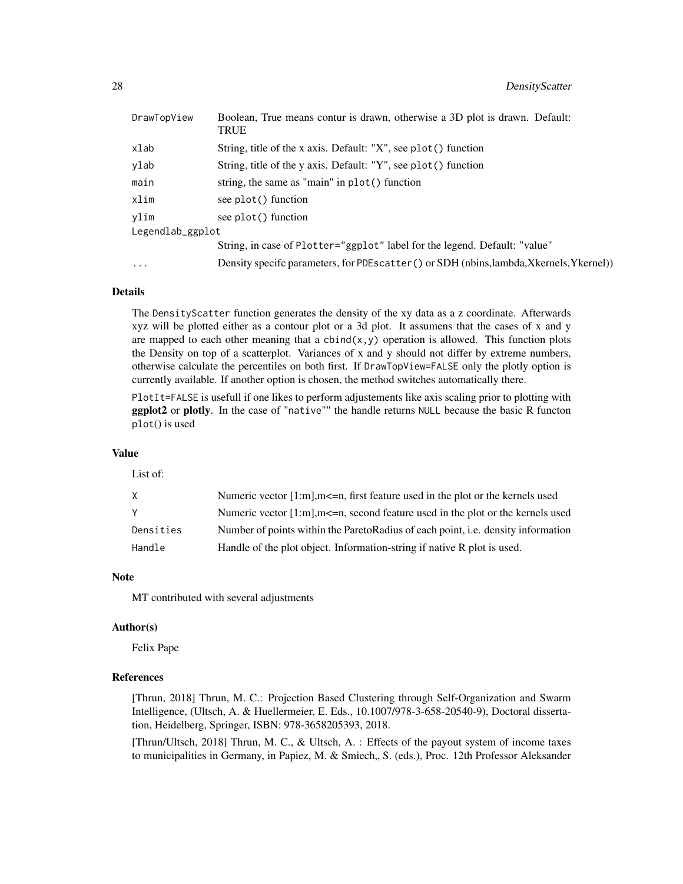| | |
|---|---|
| DrawTopView | Boolean, True means contur is drawn, otherwise a 3D plot is drawn. Default: TRUE |
| xlab | String, title of the x axis. Default: "X", see plot() function |
| ylab | String, title of the y axis. Default: "Y", see plot() function |
| main | string, the same as "main" in plot() function |
| xlim | see plot() function |
| ylim | see plot() function |
| Legendlab_ggplot | String, in case of Plotter="ggplot" label for the legend. Default: "value" |
| ... | Density specifc parameters, for PDEscatter() or SDH (nbins,lambda,Xkernels,Ykernel)) |

### Details

The DensityScatter function generates the density of the xy data as a z coordinate. Afterwards xyz will be plotted either as a contour plot or a 3d plot. It assumens that the cases of x and y are mapped to each other meaning that a cbind(x,y) operation is allowed. This function plots the Density on top of a scatterplot. Variances of x and y should not differ by extreme numbers, otherwise calculate the percentiles on both first. If DrawTopView=FALSE only the plotly option is currently available. If another option is chosen, the method switches automatically there.

PlotIt=FALSE is usefull if one likes to perform adjustements like axis scaling prior to plotting with **ggplot2** or **plotly**. In the case of "native"" the handle returns NULL because the basic R functon plot() is used

### Value

List of:

| | |
|---|---|
| X | Numeric vector [1:m],m<=n, first feature used in the plot or the kernels used |
| Y | Numeric vector [1:m],m<=n, second feature used in the plot or the kernels used |
| Densities | Number of points within the ParetoRadius of each point, i.e. density information |
| Handle | Handle of the plot object. Information-string if native R plot is used. |

### Note

MT contributed with several adjustments

### Author(s)

Felix Pape

### References

[Thrun, 2018] Thrun, M. C.: Projection Based Clustering through Self-Organization and Swarm Intelligence, (Ultsch, A. & Huellermeier, E. Eds., 10.1007/978-3-658-20540-9), Doctoral dissertation, Heidelberg, Springer, ISBN: 978-3658205393, 2018.

[Thrun/Ultsch, 2018] Thrun, M. C., & Ultsch, A. : Effects of the payout system of income taxes to municipalities in Germany, in Papiez, M. & Smiech,, S. (eds.), Proc. 12th Professor Aleksander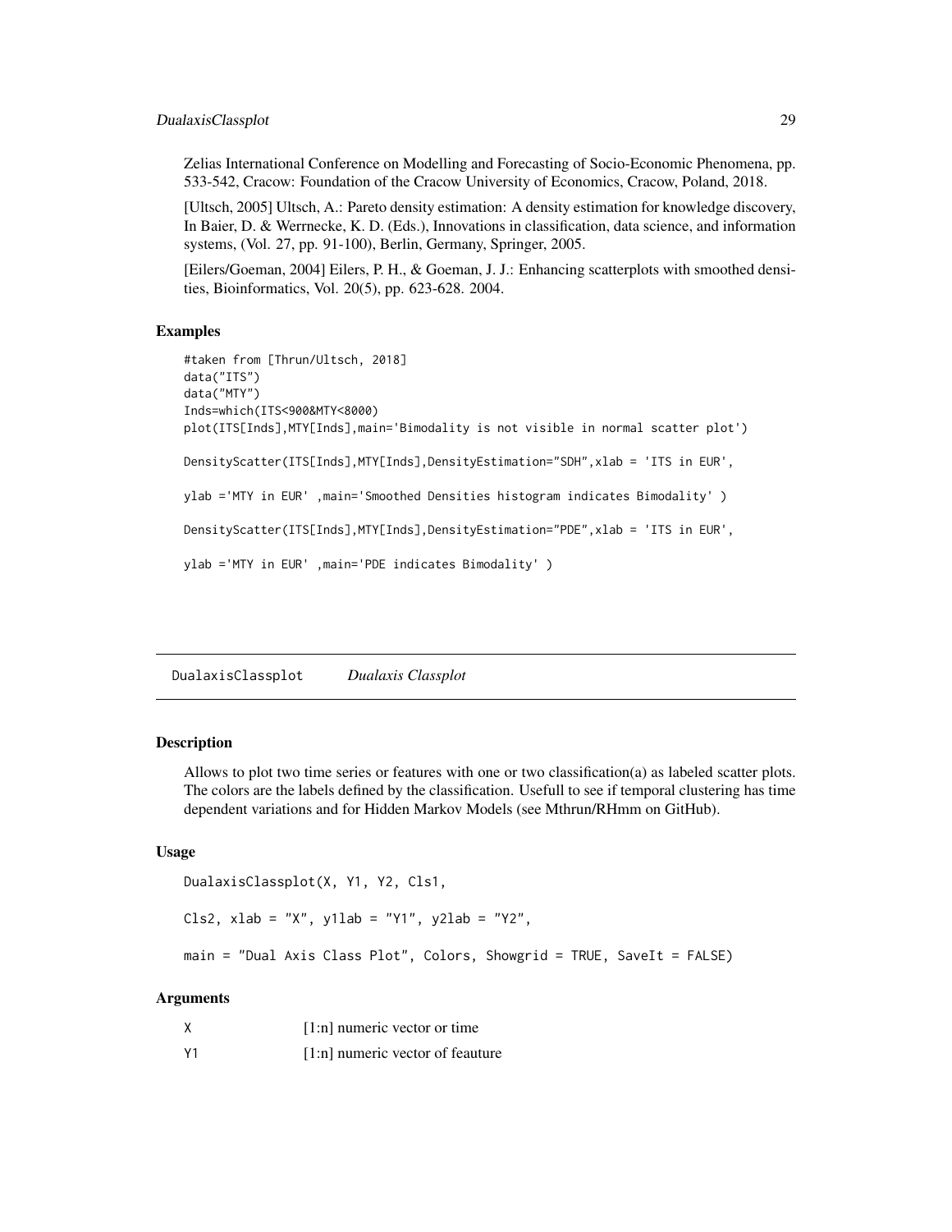Zelias International Conference on Modelling and Forecasting of Socio-Economic Phenomena, pp. 533-542, Cracow: Foundation of the Cracow University of Economics, Cracow, Poland, 2018.

[Ultsch, 2005] Ultsch, A.: Pareto density estimation: A density estimation for knowledge discovery, In Baier, D. & Werrnecke, K. D. (Eds.), Innovations in classification, data science, and information systems, (Vol. 27, pp. 91-100), Berlin, Germany, Springer, 2005.

[Eilers/Goeman, 2004] Eilers, P. H., & Goeman, J. J.: Enhancing scatterplots with smoothed densities, Bioinformatics, Vol. 20(5), pp. 623-628. 2004.

### Examples

```
#taken from [Thrun/Ultsch, 2018]
data("ITS")
data("MTY")
Inds=which(ITS<900&MTY<8000)
plot(ITS[Inds],MTY[Inds],main='Bimodality is not visible in normal scatter plot')

DensityScatter(ITS[Inds],MTY[Inds],DensityEstimation="SDH",xlab = 'ITS in EUR',

ylab ='MTY in EUR' ,main='Smoothed Densities histogram indicates Bimodality' )

DensityScatter(ITS[Inds],MTY[Inds],DensityEstimation="PDE",xlab = 'ITS in EUR',

ylab ='MTY in EUR' ,main='PDE indicates Bimodality' )
```

---

## DualaxisClassplot *Dualaxis Classplot*

### Description

Allows to plot two time series or features with one or two classification(a) as labeled scatter plots. The colors are the labels defined by the classification. Usefull to see if temporal clustering has time dependent variations and for Hidden Markov Models (see Mthrun/RHmm on GitHub).

### Usage

```
DualaxisClassplot(X, Y1, Y2, Cls1,

Cls2, xlab = "X", y1lab = "Y1", y2lab = "Y2",

main = "Dual Axis Class Plot", Colors, Showgrid = TRUE, SaveIt = FALSE)
```

### Arguments

| | |
|---|---|
| X | [1:n] numeric vector or time |
| Y1 | [1:n] numeric vector of feauture |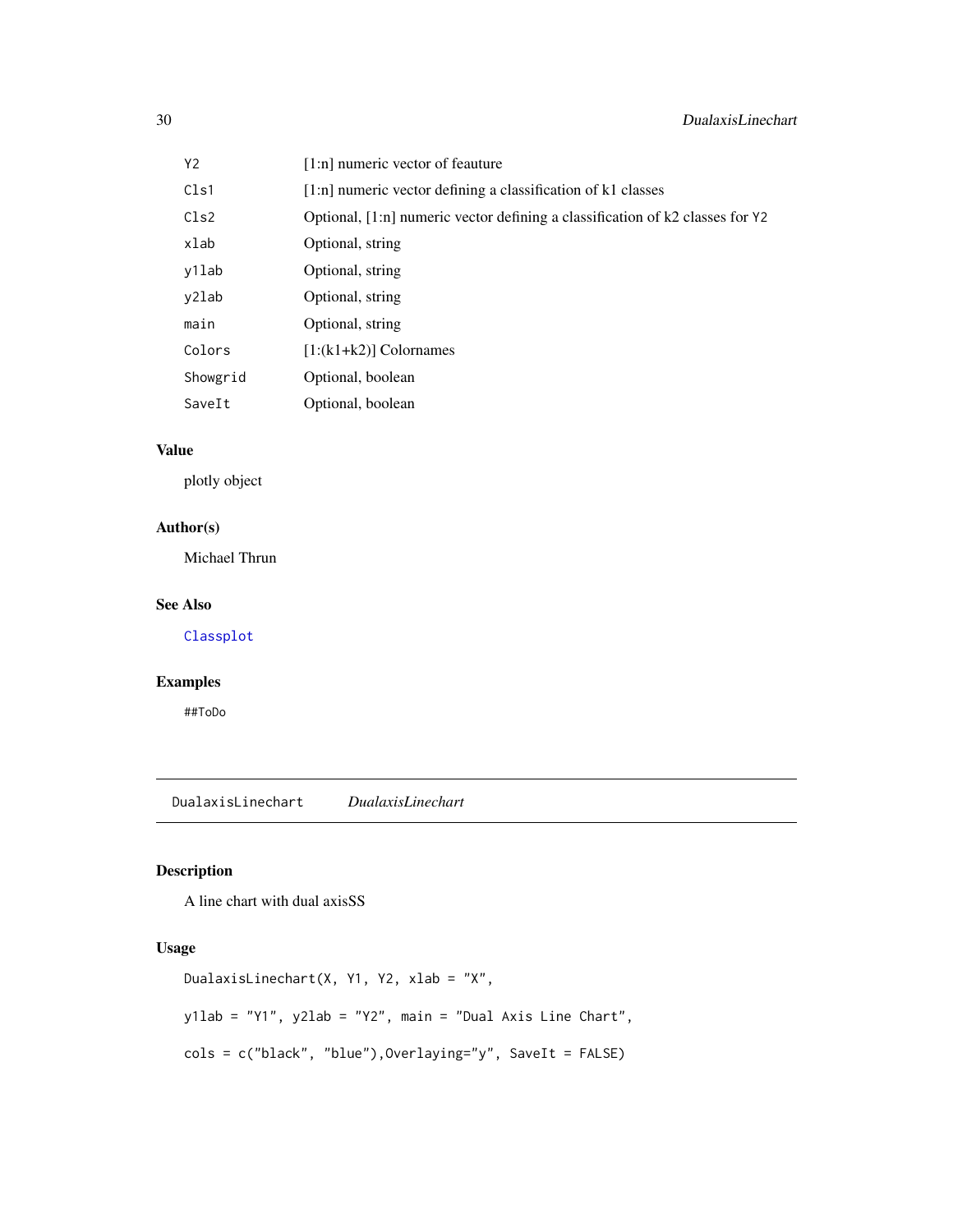| | |
|---|---|
| Y2 | [1:n] numeric vector of feauture |
| Cls1 | [1:n] numeric vector defining a classification of k1 classes |
| Cls2 | Optional, [1:n] numeric vector defining a classification of k2 classes for Y2 |
| xlab | Optional, string |
| y1lab | Optional, string |
| y2lab | Optional, string |
| main | Optional, string |
| Colors | [1:(k1+k2)] Colornames |
| Showgrid | Optional, boolean |
| SaveIt | Optional, boolean |

### Value

plotly object

### Author(s)

Michael Thrun

### See Also

Classplot

### Examples

```
##ToDo
```

## DualaxisLinechart *DualaxisLinechart*

### Description

A line chart with dual axisSS

### Usage

```
DualaxisLinechart(X, Y1, Y2, xlab = "X",

y1lab = "Y1", y2lab = "Y2", main = "Dual Axis Line Chart",

cols = c("black", "blue"),Overlaying="y", SaveIt = FALSE)
```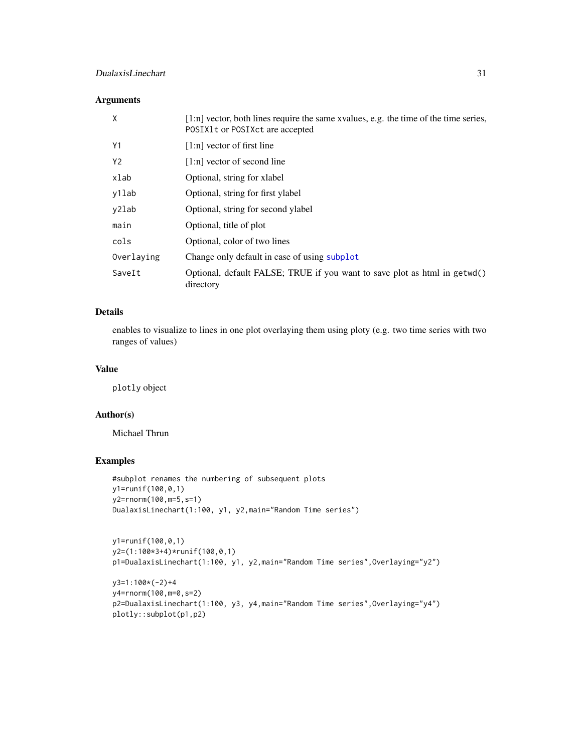## Arguments

| | |
|---|---|
| X | [1:n] vector, both lines require the same xvalues, e.g. the time of the time series, `POSIXlt` or `POSIXct` are accepted |
| Y1 | [1:n] vector of first line |
| Y2 | [1:n] vector of second line |
| xlab | Optional, string for xlabel |
| y1lab | Optional, string for first ylabel |
| y2lab | Optional, string for second ylabel |
| main | Optional, title of plot |
| cols | Optional, color of two lines |
| Overlaying | Change only default in case of using subplot |
| SaveIt | Optional, default FALSE; TRUE if you want to save plot as html in `getwd()` directory |

## Details

enables to visualize to lines in one plot overlaying them using ploty (e.g. two time series with two ranges of values)

## Value

`plotly` object

## Author(s)

Michael Thrun

## Examples

```
#subplot renames the numbering of subsequent plots
y1=runif(100,0,1)
y2=rnorm(100,m=5,s=1)
DualaxisLinechart(1:100, y1, y2,main="Random Time series")


y1=runif(100,0,1)
y2=(1:100*3+4)*runif(100,0,1)
p1=DualaxisLinechart(1:100, y1, y2,main="Random Time series",Overlaying="y2")

y3=1:100*(-2)+4
y4=rnorm(100,m=0,s=2)
p2=DualaxisLinechart(1:100, y3, y4,main="Random Time series",Overlaying="y4")
plotly::subplot(p1,p2)
```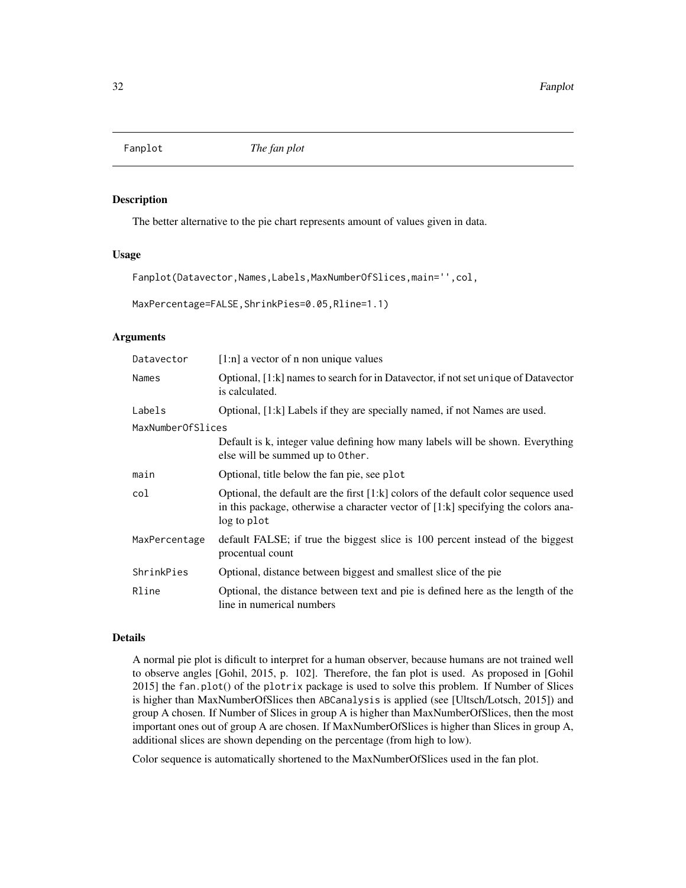# Fanplot *The fan plot*

## Description

The better alternative to the pie chart represents amount of values given in data.

## Usage

```
Fanplot(Datavector,Names,Labels,MaxNumberOfSlices,main='',col,

MaxPercentage=FALSE,ShrinkPies=0.05,Rline=1.1)
```

## Arguments

| Argument | Description |
|---|---|
| `Datavector` | [1:n] a vector of n non unique values |
| `Names` | Optional, [1:k] names to search for in Datavector, if not set `unique` of Datavector is calculated. |
| `Labels` | Optional, [1:k] Labels if they are specially named, if not Names are used. |
| `MaxNumberOfSlices` | Default is k, integer value defining how many labels will be shown. Everything else will be summed up to `Other`. |
| `main` | Optional, title below the fan pie, see `plot` |
| `col` | Optional, the default are the first [1:k] colors of the default color sequence used in this package, otherwise a character vector of [1:k] specifying the colors analog to `plot` |
| `MaxPercentage` | default FALSE; if true the biggest slice is 100 percent instead of the biggest procentual count |
| `ShrinkPies` | Optional, distance between biggest and smallest slice of the pie |
| `Rline` | Optional, the distance between text and pie is defined here as the length of the line in numerical numbers |

## Details

A normal pie plot is dificult to interpret for a human observer, because humans are not trained well to observe angles [Gohil, 2015, p. 102]. Therefore, the fan plot is used. As proposed in [Gohil 2015] the `fan.plot()` of the `plotrix` package is used to solve this problem. If Number of Slices is higher than MaxNumberOfSlices then `ABCanalysis` is applied (see [Ultsch/Lotsch, 2015]) and group A chosen. If Number of Slices in group A is higher than MaxNumberOfSlices, then the most important ones out of group A are chosen. If MaxNumberOfSlices is higher than Slices in group A, additional slices are shown depending on the percentage (from high to low).

Color sequence is automatically shortened to the MaxNumberOfSlices used in the fan plot.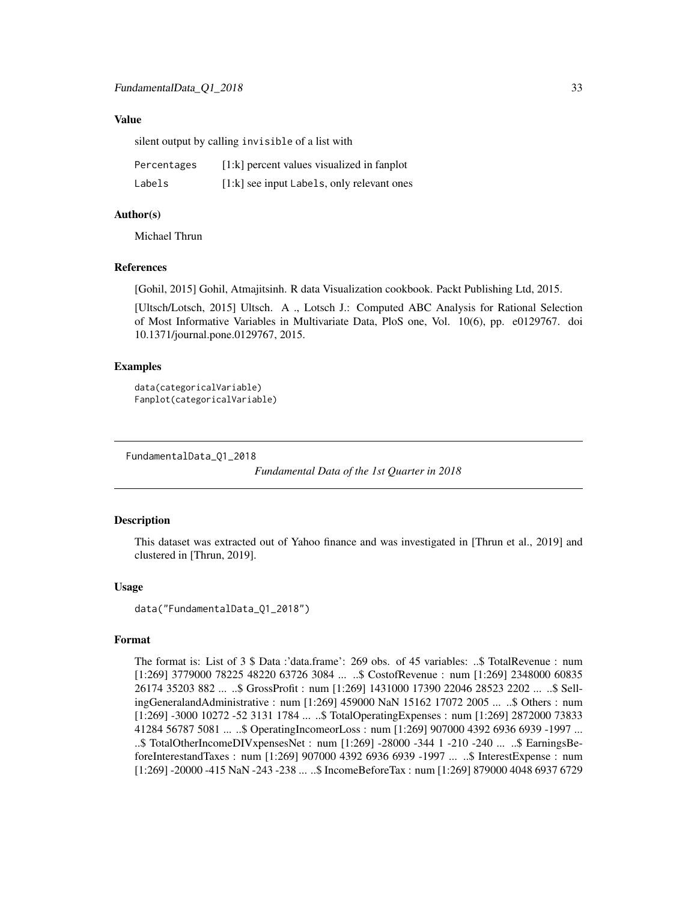### Value

silent output by calling `invisible` of a list with

| | |
|---|---|
| `Percentages` | [1:k] percent values visualized in fanplot |
| `Labels` | [1:k] see input `Labels`, only relevant ones |

### Author(s)

Michael Thrun

### References

[Gohil, 2015] Gohil, Atmajitsinh. R data Visualization cookbook. Packt Publishing Ltd, 2015.

[Ultsch/Lotsch, 2015] Ultsch. A ., Lotsch J.: Computed ABC Analysis for Rational Selection of Most Informative Variables in Multivariate Data, PloS one, Vol. 10(6), pp. e0129767. doi 10.1371/journal.pone.0129767, 2015.

### Examples

```
data(categoricalVariable)
Fanplot(categoricalVariable)
```

---

## FundamentalData_Q1_2018 — *Fundamental Data of the 1st Quarter in 2018*

### Description

This dataset was extracted out of Yahoo finance and was investigated in [Thrun et al., 2019] and clustered in [Thrun, 2019].

### Usage

```
data("FundamentalData_Q1_2018")
```

### Format

The format is: List of 3 $ Data :'data.frame': 269 obs. of 45 variables: ..$ TotalRevenue : num [1:269] 3779000 78225 48220 63726 3084 ... ..$ CostofRevenue : num [1:269] 2348000 60835 26174 35203 882 ... ..$ GrossProfit : num [1:269] 1431000 17390 22046 28523 2202 ... ..$ SellingGeneralandAdministrative : num [1:269] 459000 NaN 15162 17072 2005 ... ..$ Others : num [1:269] -3000 10272 -52 3131 1784 ... ..$ TotalOperatingExpenses : num [1:269] 2872000 73833 41284 56787 5081 ... ..$ OperatingIncomeorLoss : num [1:269] 907000 4392 6936 6939 -1997 ... ..$ TotalOtherIncomeDIVxpensesNet : num [1:269] -28000 -344 1 -210 -240 ... ..$ EarningsBeforeInterestandTaxes : num [1:269] 907000 4392 6936 6939 -1997 ... ..$ InterestExpense : num [1:269] -20000 -415 NaN -243 -238 ... ..$ IncomeBeforeTax : num [1:269] 879000 4048 6937 6729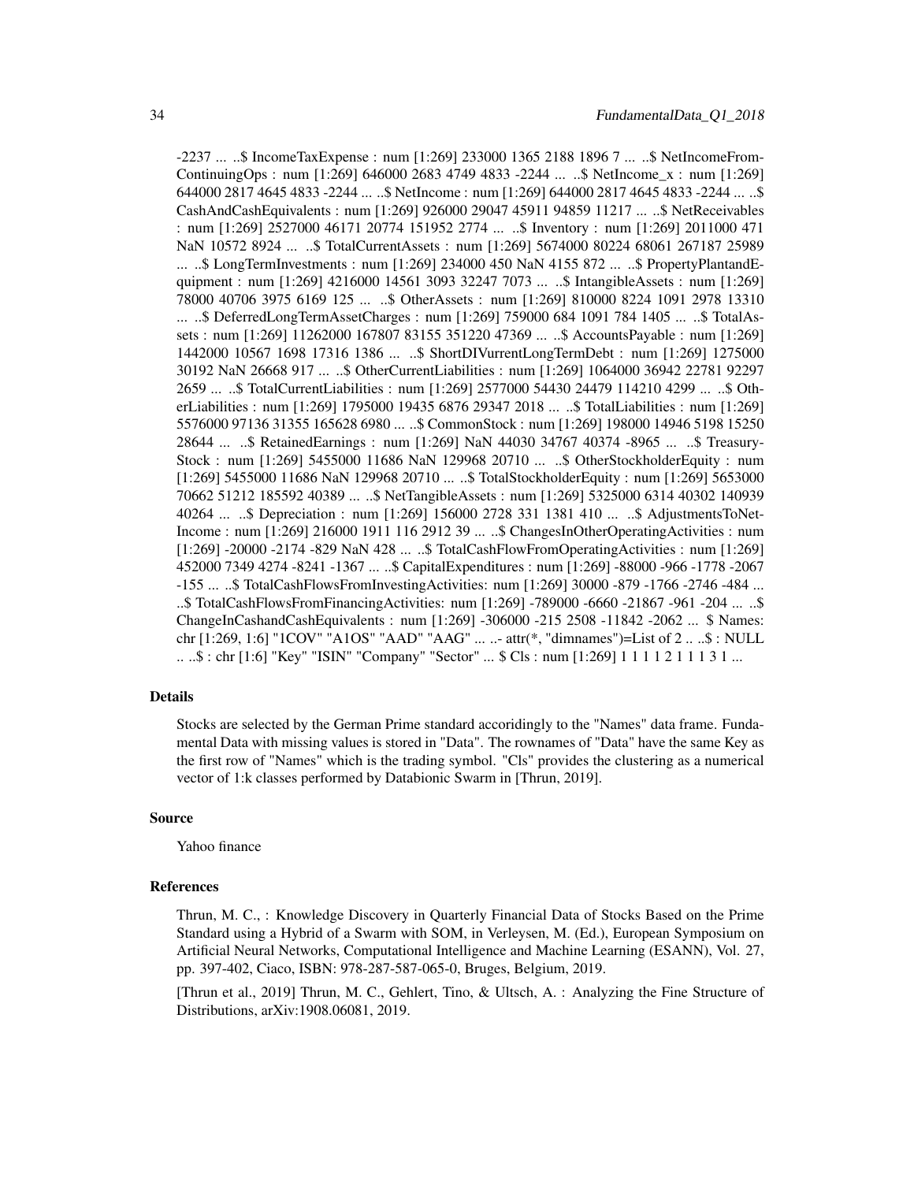-2237 ... ..$ IncomeTaxExpense : num [1:269] 233000 1365 2188 1896 7 ... ..$ NetIncomeFromContinuingOps : num [1:269] 646000 2683 4749 4833 -2244 ... ..$ NetIncome_x : num [1:269] 644000 2817 4645 4833 -2244 ... ..$ NetIncome : num [1:269] 644000 2817 4645 4833 -2244 ... ..$ CashAndCashEquivalents : num [1:269] 926000 29047 45911 94859 11217 ... ..$ NetReceivables : num [1:269] 2527000 46171 20774 151952 2774 ... ..$ Inventory : num [1:269] 2011000 471 NaN 10572 8924 ... ..$ TotalCurrentAssets : num [1:269] 5674000 80224 68061 267187 25989 ... ..$ LongTermInvestments : num [1:269] 234000 450 NaN 4155 872 ... ..$ PropertyPlantandEquipment : num [1:269] 4216000 14561 3093 32247 7073 ... ..$ IntangibleAssets : num [1:269] 78000 40706 3975 6169 125 ... ..$ OtherAssets : num [1:269] 810000 8224 1091 2978 13310 ... ..$ DeferredLongTermAssetCharges : num [1:269] 759000 684 1091 784 1405 ... ..$ TotalAssets : num [1:269] 11262000 167807 83155 351220 47369 ... ..$ AccountsPayable : num [1:269] 1442000 10567 1698 17316 1386 ... ..$ ShortDIVurrentLongTermDebt : num [1:269] 1275000 30192 NaN 26668 917 ... ..$ OtherCurrentLiabilities : num [1:269] 1064000 36942 22781 92297 2659 ... ..$ TotalCurrentLiabilities : num [1:269] 2577000 54430 24479 114210 4299 ... ..$ OtherLiabilities : num [1:269] 1795000 19435 6876 29347 2018 ... ..$ TotalLiabilities : num [1:269] 5576000 97136 31355 165628 6980 ... ..$ CommonStock : num [1:269] 198000 14946 5198 15250 28644 ... ..$ RetainedEarnings : num [1:269] NaN 44030 34767 40374 -8965 ... ..$ TreasuryStock : num [1:269] 5455000 11686 NaN 129968 20710 ... ..$ OtherStockholderEquity : num [1:269] 5455000 11686 NaN 129968 20710 ... ..$ TotalStockholderEquity : num [1:269] 5653000 70662 51212 185592 40389 ... ..$ NetTangibleAssets : num [1:269] 5325000 6314 40302 140939 40264 ... ..$ Depreciation : num [1:269] 156000 2728 331 1381 410 ... ..$ AdjustmentsToNetIncome : num [1:269] 216000 1911 116 2912 39 ... ..$ ChangesInOtherOperatingActivities : num [1:269] -20000 -2174 -829 NaN 428 ... ..$ TotalCashFlowFromOperatingActivities : num [1:269] 452000 7349 4274 -8241 -1367 ... ..$ CapitalExpenditures : num [1:269] -88000 -966 -1778 -2067 -155 ... ..$ TotalCashFlowsFromInvestingActivities: num [1:269] 30000 -879 -1766 -2746 -484 ... ..$ TotalCashFlowsFromFinancingActivities: num [1:269] -789000 -6660 -21867 -961 -204 ... ..$ ChangeInCashandCashEquivalents : num [1:269] -306000 -215 2508 -11842 -2062 ... $ Names: chr [1:269, 1:6] "1COV" "A1OS" "AAD" "AAG" ... ..- attr(*, "dimnames")=List of 2 .. ..$ : NULL .. ..$ : chr [1:6] "Key" "ISIN" "Company" "Sector" ... $ Cls : num [1:269] 1 1 1 1 2 1 1 1 3 1 ...

### Details

Stocks are selected by the German Prime standard accoridingly to the "Names" data frame. Fundamental Data with missing values is stored in "Data". The rownames of "Data" have the same Key as the first row of "Names" which is the trading symbol. "Cls" provides the clustering as a numerical vector of 1:k classes performed by Databionic Swarm in [Thrun, 2019].

### Source

Yahoo finance

### References

Thrun, M. C., : Knowledge Discovery in Quarterly Financial Data of Stocks Based on the Prime Standard using a Hybrid of a Swarm with SOM, in Verleysen, M. (Ed.), European Symposium on Artificial Neural Networks, Computational Intelligence and Machine Learning (ESANN), Vol. 27, pp. 397-402, Ciaco, ISBN: 978-287-587-065-0, Bruges, Belgium, 2019.

[Thrun et al., 2019] Thrun, M. C., Gehlert, Tino, & Ultsch, A. : Analyzing the Fine Structure of Distributions, arXiv:1908.06081, 2019.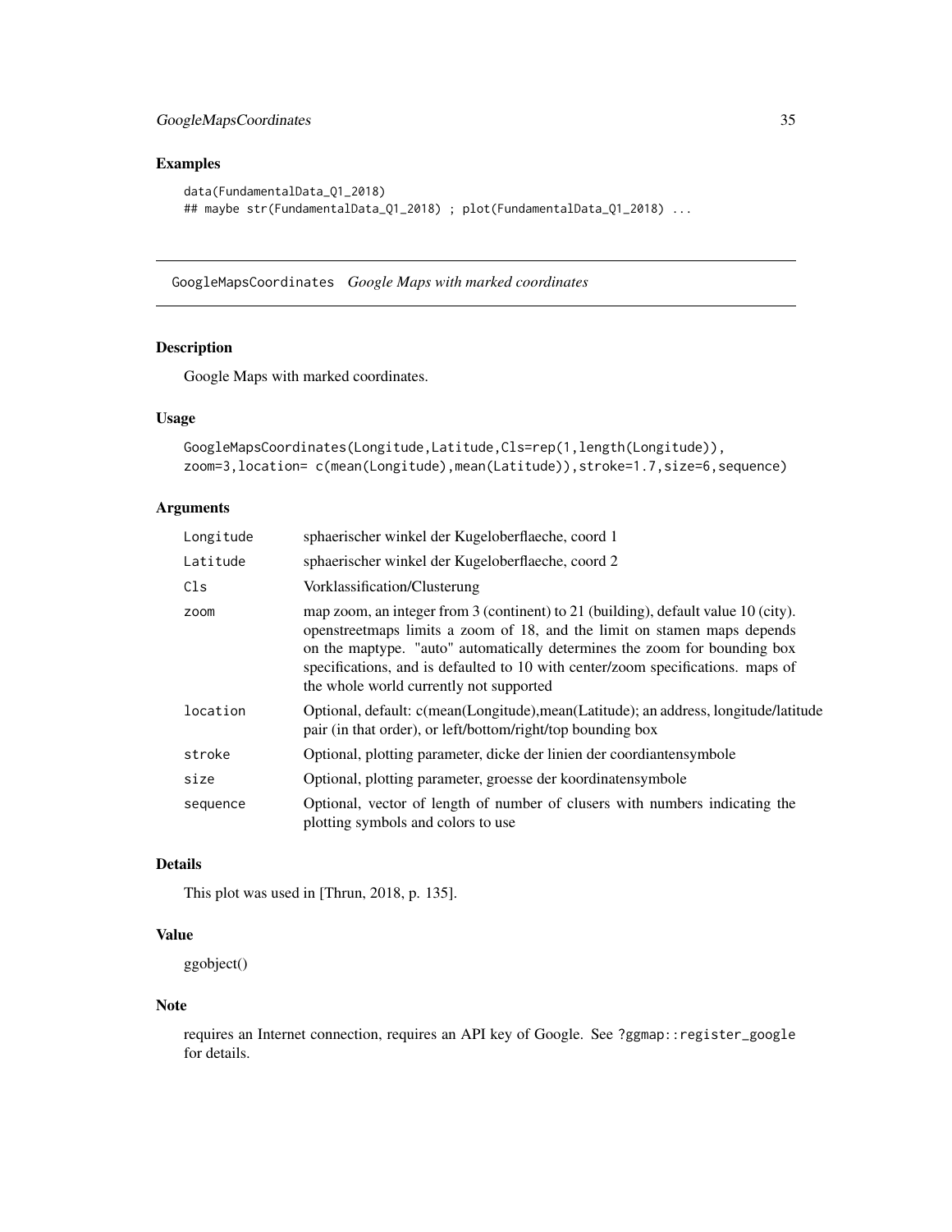## Examples

```
data(FundamentalData_Q1_2018)
## maybe str(FundamentalData_Q1_2018) ; plot(FundamentalData_Q1_2018) ...
```

---

# GoogleMapsCoordinates *Google Maps with marked coordinates*

---

## Description

Google Maps with marked coordinates.

## Usage

```
GoogleMapsCoordinates(Longitude,Latitude,Cls=rep(1,length(Longitude)),
zoom=3,location= c(mean(Longitude),mean(Latitude)),stroke=1.7,size=6,sequence)
```

## Arguments

| | |
|---|---|
| Longitude | sphaerischer winkel der Kugeloberflaeche, coord 1 |
| Latitude | sphaerischer winkel der Kugeloberflaeche, coord 2 |
| Cls | Vorklassification/Clusterung |
| zoom | map zoom, an integer from 3 (continent) to 21 (building), default value 10 (city). openstreetmaps limits a zoom of 18, and the limit on stamen maps depends on the maptype. "auto" automatically determines the zoom for bounding box specifications, and is defaulted to 10 with center/zoom specifications. maps of the whole world currently not supported |
| location | Optional, default: c(mean(Longitude),mean(Latitude); an address, longitude/latitude pair (in that order), or left/bottom/right/top bounding box |
| stroke | Optional, plotting parameter, dicke der linien der coordiantensymbole |
| size | Optional, plotting parameter, groesse der koordinatensymbole |
| sequence | Optional, vector of length of number of clusers with numbers indicating the plotting symbols and colors to use |

## Details

This plot was used in [Thrun, 2018, p. 135].

## Value

ggobject()

## Note

requires an Internet connection, requires an API key of Google. See ?ggmap::register_google for details.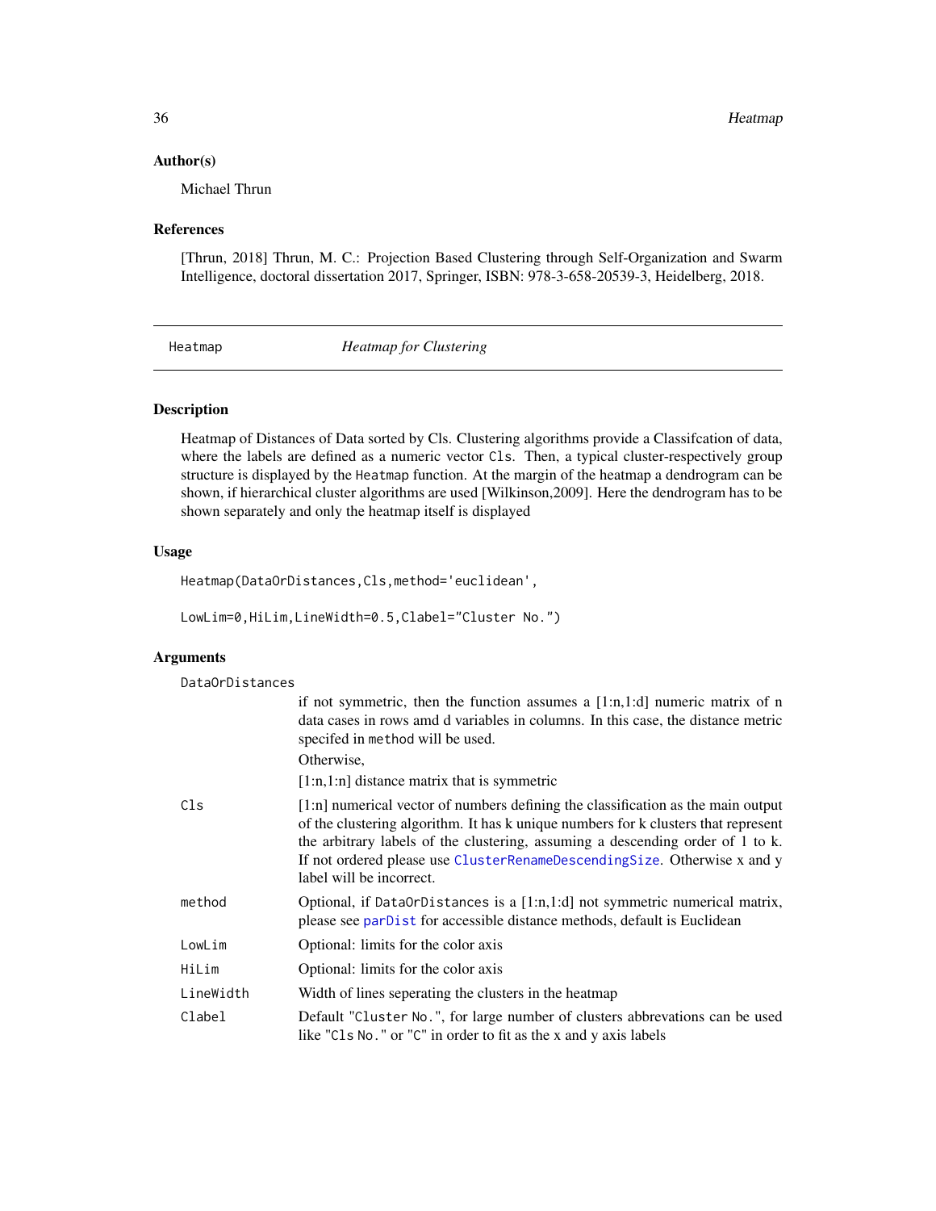### Author(s)

Michael Thrun

### References

[Thrun, 2018] Thrun, M. C.: Projection Based Clustering through Self-Organization and Swarm Intelligence, doctoral dissertation 2017, Springer, ISBN: 978-3-658-20539-3, Heidelberg, 2018.

---

## Heatmap — *Heatmap for Clustering*

---

### Description

Heatmap of Distances of Data sorted by Cls. Clustering algorithms provide a Classifcation of data, where the labels are defined as a numeric vector `Cls`. Then, a typical cluster-respectively group structure is displayed by the `Heatmap` function. At the margin of the heatmap a dendrogram can be shown, if hierarchical cluster algorithms are used [Wilkinson,2009]. Here the dendrogram has to be shown separately and only the heatmap itself is displayed

### Usage

```
Heatmap(DataOrDistances,Cls,method='euclidean',

LowLim=0,HiLim,LineWidth=0.5,Clabel="Cluster No.")
```

### Arguments

`DataOrDistances`
: if not symmetric, then the function assumes a [1:n,1:d] numeric matrix of n data cases in rows amd d variables in columns. In this case, the distance metric specifed in `method` will be used.
Otherwise,
[1:n,1:n] distance matrix that is symmetric

`Cls`
: [1:n] numerical vector of numbers defining the classification as the main output of the clustering algorithm. It has k unique numbers for k clusters that represent the arbitrary labels of the clustering, assuming a descending order of 1 to k. If not ordered please use `ClusterRenameDescendingSize`. Otherwise x and y label will be incorrect.

`method`
: Optional, if `DataOrDistances` is a [1:n,1:d] not symmetric numerical matrix, please see `parDist` for accessible distance methods, default is Euclidean

`LowLim`
: Optional: limits for the color axis

`HiLim`
: Optional: limits for the color axis

`LineWidth`
: Width of lines seperating the clusters in the heatmap

`Clabel`
: Default "`Cluster No.`", for large number of clusters abbrevations can be used like "`Cls No.`" or "`C`" in order to fit as the x and y axis labels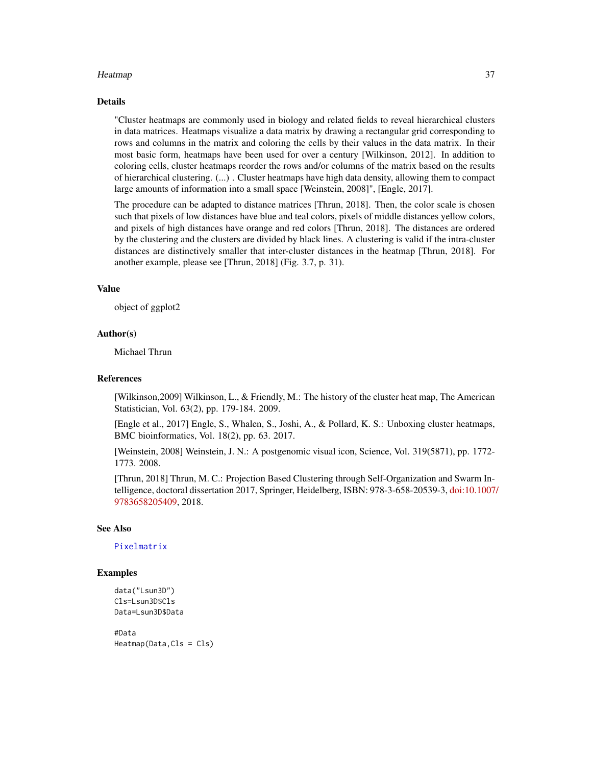## Details

"Cluster heatmaps are commonly used in biology and related fields to reveal hierarchical clusters in data matrices. Heatmaps visualize a data matrix by drawing a rectangular grid corresponding to rows and columns in the matrix and coloring the cells by their values in the data matrix. In their most basic form, heatmaps have been used for over a century [Wilkinson, 2012]. In addition to coloring cells, cluster heatmaps reorder the rows and/or columns of the matrix based on the results of hierarchical clustering. (...) . Cluster heatmaps have high data density, allowing them to compact large amounts of information into a small space [Weinstein, 2008]", [Engle, 2017].

The procedure can be adapted to distance matrices [Thrun, 2018]. Then, the color scale is chosen such that pixels of low distances have blue and teal colors, pixels of middle distances yellow colors, and pixels of high distances have orange and red colors [Thrun, 2018]. The distances are ordered by the clustering and the clusters are divided by black lines. A clustering is valid if the intra-cluster distances are distinctively smaller that inter-cluster distances in the heatmap [Thrun, 2018]. For another example, please see [Thrun, 2018] (Fig. 3.7, p. 31).

## Value

object of ggplot2

## Author(s)

Michael Thrun

## References

[Wilkinson,2009] Wilkinson, L., & Friendly, M.: The history of the cluster heat map, The American Statistician, Vol. 63(2), pp. 179-184. 2009.

[Engle et al., 2017] Engle, S., Whalen, S., Joshi, A., & Pollard, K. S.: Unboxing cluster heatmaps, BMC bioinformatics, Vol. 18(2), pp. 63. 2017.

[Weinstein, 2008] Weinstein, J. N.: A postgenomic visual icon, Science, Vol. 319(5871), pp. 1772-1773. 2008.

[Thrun, 2018] Thrun, M. C.: Projection Based Clustering through Self-Organization and Swarm Intelligence, doctoral dissertation 2017, Springer, Heidelberg, ISBN: 978-3-658-20539-3, doi:10.1007/9783658205409, 2018.

## See Also

Pixelmatrix

## Examples

```
data("Lsun3D")
Cls=Lsun3D$Cls
Data=Lsun3D$Data

#Data
Heatmap(Data,Cls = Cls)
```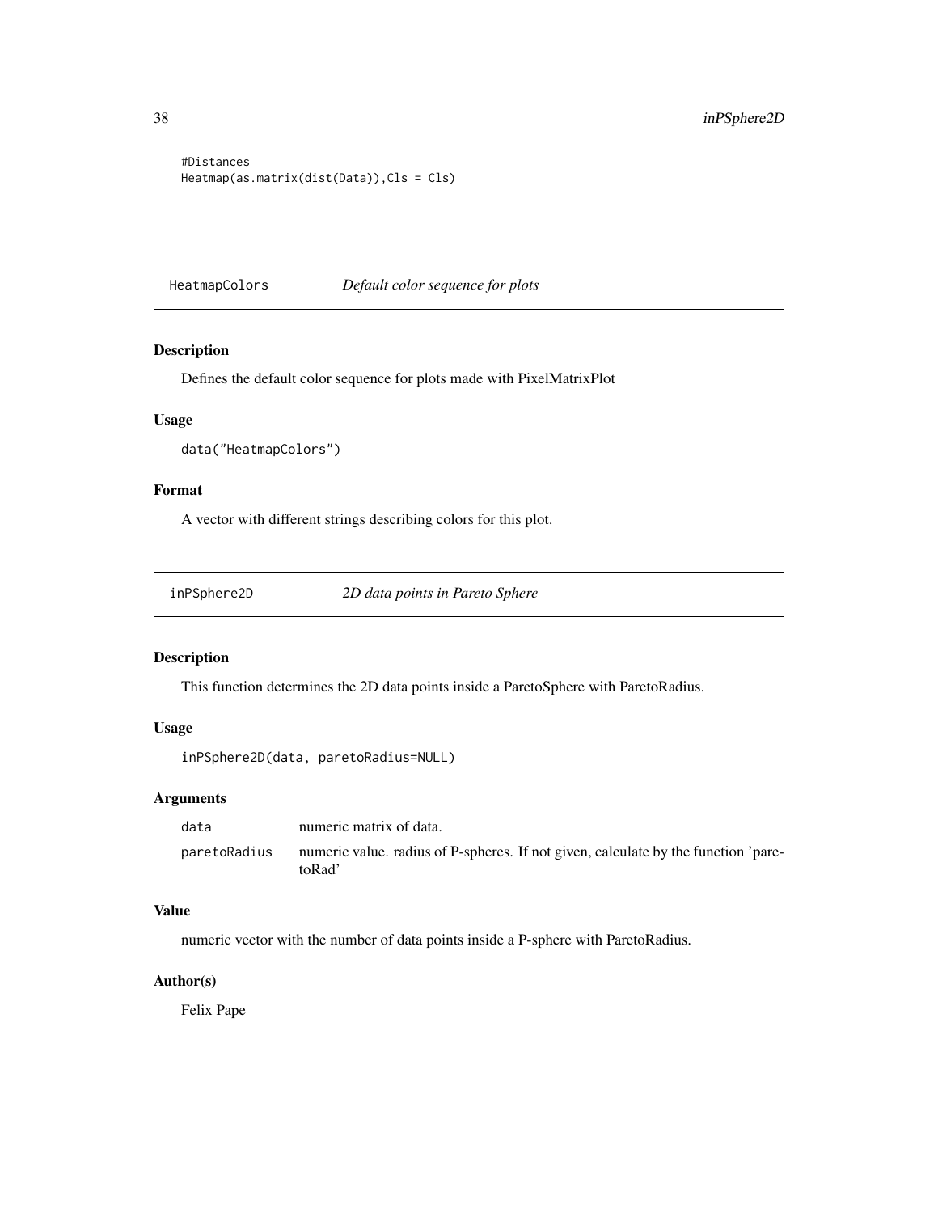```
#Distances
Heatmap(as.matrix(dist(Data)),Cls = Cls)
```

---

## HeatmapColors — *Default color sequence for plots*

### Description

Defines the default color sequence for plots made with PixelMatrixPlot

### Usage

```
data("HeatmapColors")
```

### Format

A vector with different strings describing colors for this plot.

---

## inPSphere2D — *2D data points in Pareto Sphere*

### Description

This function determines the 2D data points inside a ParetoSphere with ParetoRadius.

### Usage

```
inPSphere2D(data, paretoRadius=NULL)
```

### Arguments

| | |
|---|---|
| data | numeric matrix of data. |
| paretoRadius | numeric value. radius of P-spheres. If not given, calculate by the function 'paretoRad' |

### Value

numeric vector with the number of data points inside a P-sphere with ParetoRadius.

### Author(s)

Felix Pape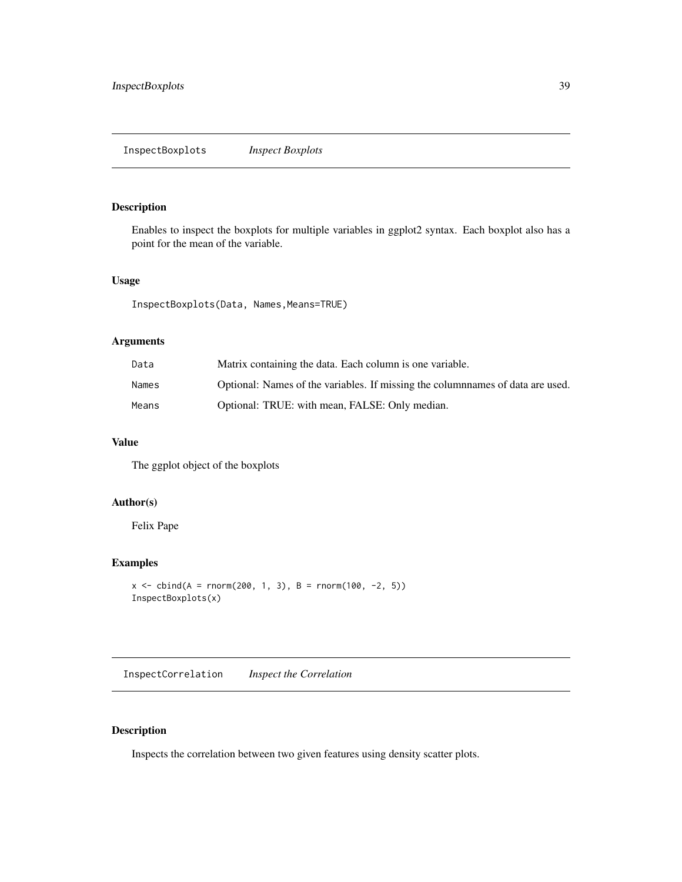## InspectBoxplots *Inspect Boxplots*

### Description

Enables to inspect the boxplots for multiple variables in ggplot2 syntax. Each boxplot also has a point for the mean of the variable.

### Usage

```
InspectBoxplots(Data, Names,Means=TRUE)
```

### Arguments

| | |
|---|---|
| Data | Matrix containing the data. Each column is one variable. |
| Names | Optional: Names of the variables. If missing the columnnames of data are used. |
| Means | Optional: TRUE: with mean, FALSE: Only median. |

### Value

The ggplot object of the boxplots

### Author(s)

Felix Pape

### Examples

```
x <- cbind(A = rnorm(200, 1, 3), B = rnorm(100, -2, 5))
InspectBoxplots(x)
```

## InspectCorrelation *Inspect the Correlation*

### Description

Inspects the correlation between two given features using density scatter plots.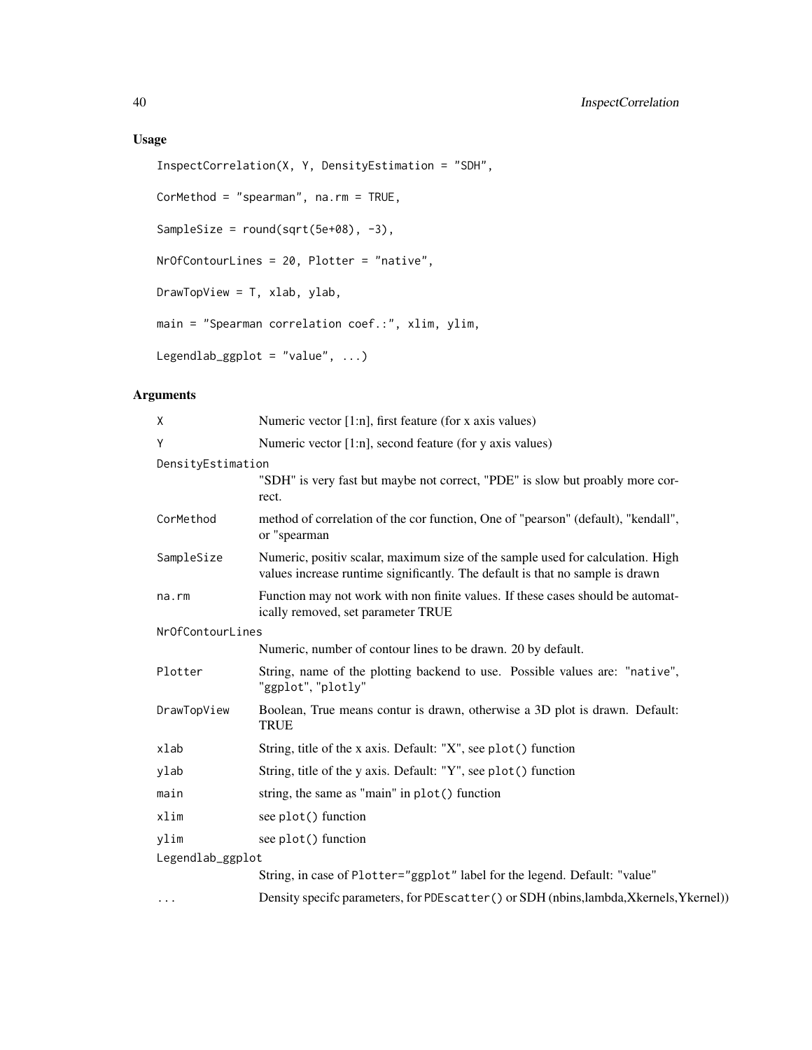## Usage

```
InspectCorrelation(X, Y, DensityEstimation = "SDH",

CorMethod = "spearman", na.rm = TRUE,

SampleSize = round(sqrt(5e+08), -3),

NrOfContourLines = 20, Plotter = "native",

DrawTopView = T, xlab, ylab,

main = "Spearman correlation coef.:", xlim, ylim,

Legendlab_ggplot = "value", ...)
```

## Arguments

| Argument | Description |
|---|---|
| X | Numeric vector [1:n], first feature (for x axis values) |
| Y | Numeric vector [1:n], second feature (for y axis values) |
| DensityEstimation | "SDH" is very fast but maybe not correct, "PDE" is slow but proably more correct. |
| CorMethod | method of correlation of the cor function, One of "pearson" (default), "kendall", or "spearman |
| SampleSize | Numeric, positiv scalar, maximum size of the sample used for calculation. High values increase runtime significantly. The default is that no sample is drawn |
| na.rm | Function may not work with non finite values. If these cases should be automatically removed, set parameter TRUE |
| NrOfContourLines | Numeric, number of contour lines to be drawn. 20 by default. |
| Plotter | String, name of the plotting backend to use. Possible values are: "native", "ggplot", "plotly" |
| DrawTopView | Boolean, True means contur is drawn, otherwise a 3D plot is drawn. Default: TRUE |
| xlab | String, title of the x axis. Default: "X", see plot() function |
| ylab | String, title of the y axis. Default: "Y", see plot() function |
| main | string, the same as "main" in plot() function |
| xlim | see plot() function |
| ylim | see plot() function |
| Legendlab_ggplot | String, in case of Plotter="ggplot" label for the legend. Default: "value" |
| ... | Density specifc parameters, for PDEscatter() or SDH (nbins,lambda,Xkernels,Ykernel)) |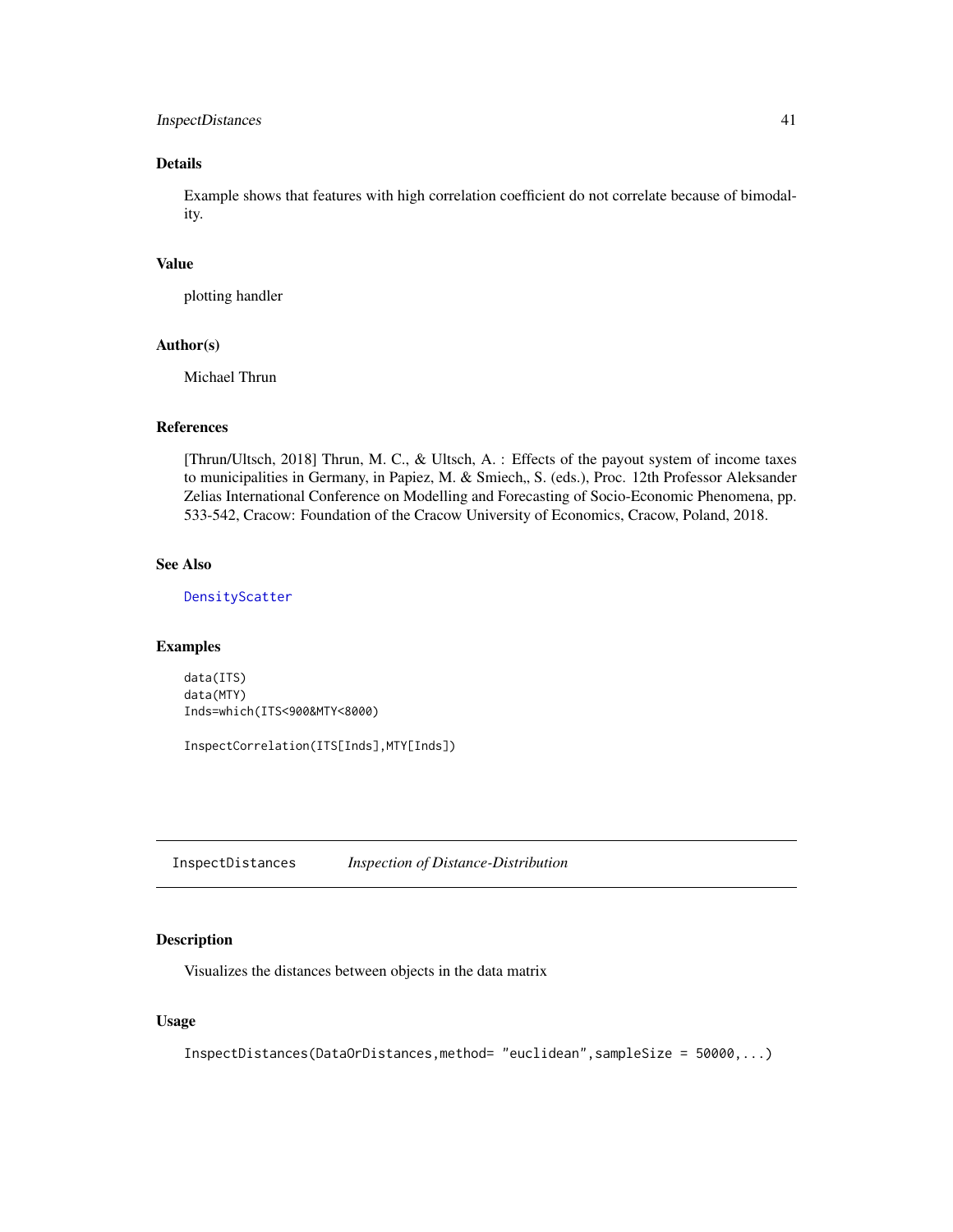### Details

Example shows that features with high correlation coefficient do not correlate because of bimodality.

### Value

plotting handler

### Author(s)

Michael Thrun

### References

[Thrun/Ultsch, 2018] Thrun, M. C., & Ultsch, A. : Effects of the payout system of income taxes to municipalities in Germany, in Papiez, M. & Smiech,, S. (eds.), Proc. 12th Professor Aleksander Zelias International Conference on Modelling and Forecasting of Socio-Economic Phenomena, pp. 533-542, Cracow: Foundation of the Cracow University of Economics, Cracow, Poland, 2018.

### See Also

DensityScatter

### Examples

```
data(ITS)
data(MTY)
Inds=which(ITS<900&MTY<8000)

InspectCorrelation(ITS[Inds],MTY[Inds])
```

---

## InspectDistances &nbsp;&nbsp;&nbsp; *Inspection of Distance-Distribution*

---

### Description

Visualizes the distances between objects in the data matrix

### Usage

```
InspectDistances(DataOrDistances,method= "euclidean",sampleSize = 50000,...)
```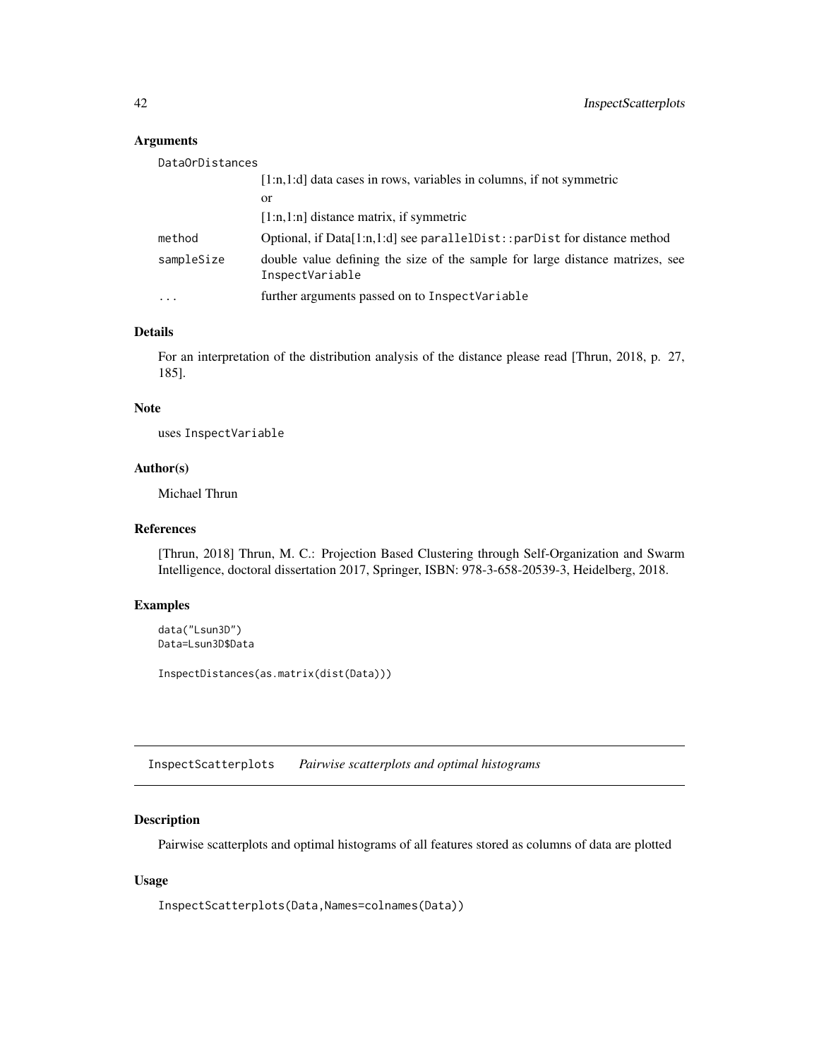### Arguments

DataOrDistances
: [1:n,1:d] data cases in rows, variables in columns, if not symmetric
  or
  [1:n,1:n] distance matrix, if symmetric

method
: Optional, if Data[1:n,1:d] see `parallelDist::parDist` for distance method

sampleSize
: double value defining the size of the sample for large distance matrizes, see `InspectVariable`

...
: further arguments passed on to `InspectVariable`

### Details

For an interpretation of the distribution analysis of the distance please read [Thrun, 2018, p. 27, 185].

### Note

uses `InspectVariable`

### Author(s)

Michael Thrun

### References

[Thrun, 2018] Thrun, M. C.: Projection Based Clustering through Self-Organization and Swarm Intelligence, doctoral dissertation 2017, Springer, ISBN: 978-3-658-20539-3, Heidelberg, 2018.

### Examples

```
data("Lsun3D")
Data=Lsun3D$Data

InspectDistances(as.matrix(dist(Data)))
```

---

## InspectScatterplots    *Pairwise scatterplots and optimal histograms*

---

### Description

Pairwise scatterplots and optimal histograms of all features stored as columns of data are plotted

### Usage

```
InspectScatterplots(Data,Names=colnames(Data))
```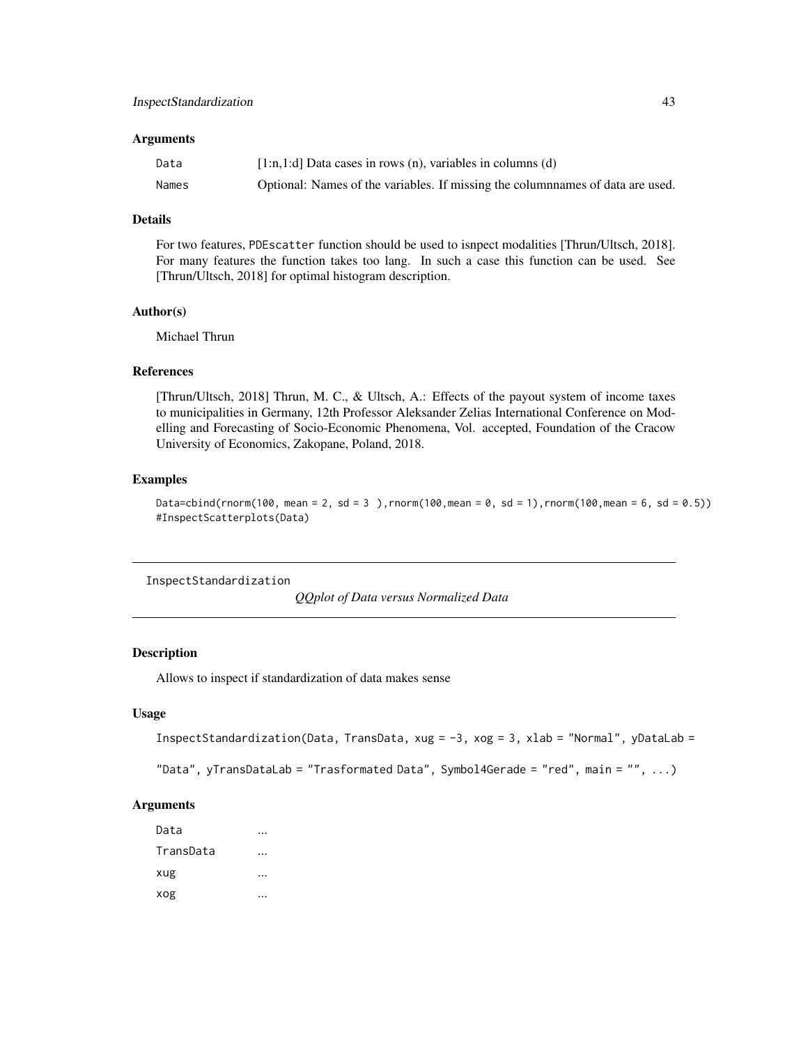### Arguments

| | |
|---|---|
| Data | [1:n,1:d] Data cases in rows (n), variables in columns (d) |
| Names | Optional: Names of the variables. If missing the columnnames of data are used. |

### Details

For two features, PDEscatter function should be used to isnpect modalities [Thrun/Ultsch, 2018]. For many features the function takes too lang. In such a case this function can be used. See [Thrun/Ultsch, 2018] for optimal histogram description.

### Author(s)

Michael Thrun

### References

[Thrun/Ultsch, 2018] Thrun, M. C., & Ultsch, A.: Effects of the payout system of income taxes to municipalities in Germany, 12th Professor Aleksander Zelias International Conference on Modelling and Forecasting of Socio-Economic Phenomena, Vol. accepted, Foundation of the Cracow University of Economics, Zakopane, Poland, 2018.

### Examples

```
Data=cbind(rnorm(100, mean = 2, sd = 3 ),rnorm(100,mean = 0, sd = 1),rnorm(100,mean = 6, sd = 0.5))
#InspectScatterplots(Data)
```

---

## InspectStandardization

*QQplot of Data versus Normalized Data*

---

### Description

Allows to inspect if standardization of data makes sense

### Usage

```
InspectStandardization(Data, TransData, xug = -3, xog = 3, xlab = "Normal", yDataLab =

"Data", yTransDataLab = "Trasformated Data", Symbol4Gerade = "red", main = "", ...)
```

### Arguments

| | |
|---|---|
| Data | ... |
| TransData | ... |
| xug | ... |
| xog | ... |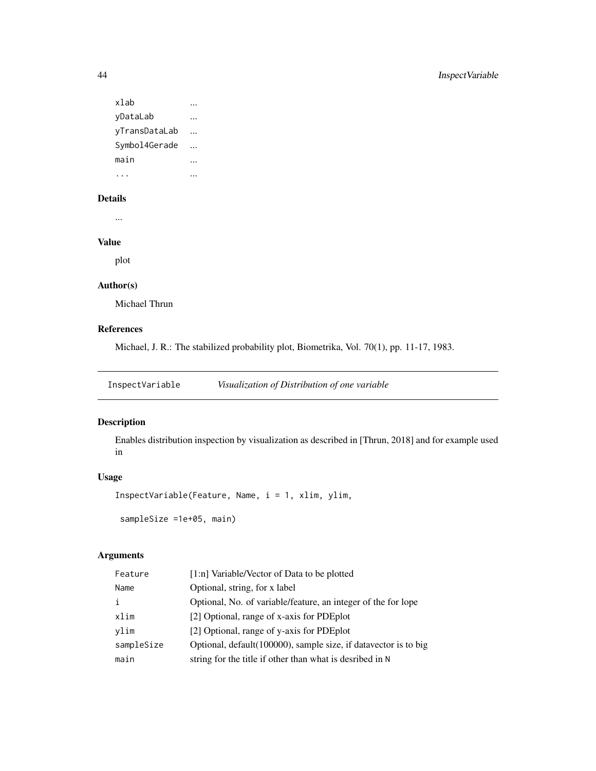| | |
|---|---|
| xlab | ... |
| yDataLab | ... |
| yTransDataLab | ... |
| Symbol4Gerade | ... |
| main | ... |
| ... | ... |

### Details

...

### Value

plot

### Author(s)

Michael Thrun

### References

Michael, J. R.: The stabilized probability plot, Biometrika, Vol. 70(1), pp. 11-17, 1983.

---

## InspectVariable *Visualization of Distribution of one variable*

---

### Description

Enables distribution inspection by visualization as described in [Thrun, 2018] and for example used in

### Usage

```
InspectVariable(Feature, Name, i = 1, xlim, ylim,

 sampleSize =1e+05, main)
```

### Arguments

| | |
|---|---|
| Feature | [1:n] Variable/Vector of Data to be plotted |
| Name | Optional, string, for x label |
| i | Optional, No. of variable/feature, an integer of the for lope |
| xlim | [2] Optional, range of x-axis for PDEplot |
| ylim | [2] Optional, range of y-axis for PDEplot |
| sampleSize | Optional, default(100000), sample size, if datavector is to big |
| main | string for the title if other than what is desribed in N |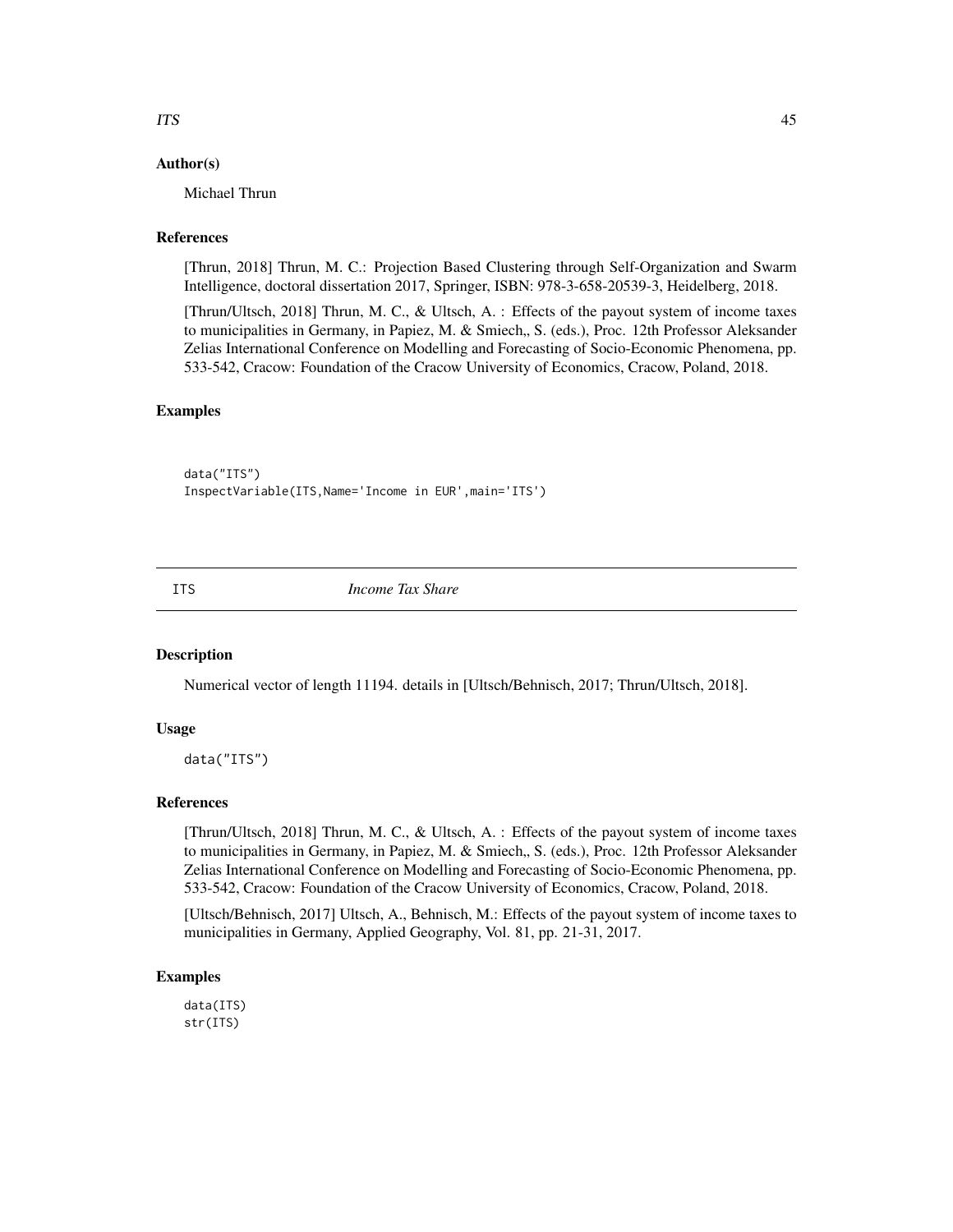## Author(s)

Michael Thrun

## References

[Thrun, 2018] Thrun, M. C.: Projection Based Clustering through Self-Organization and Swarm Intelligence, doctoral dissertation 2017, Springer, ISBN: 978-3-658-20539-3, Heidelberg, 2018.

[Thrun/Ultsch, 2018] Thrun, M. C., & Ultsch, A. : Effects of the payout system of income taxes to municipalities in Germany, in Papiez, M. & Smiech,, S. (eds.), Proc. 12th Professor Aleksander Zelias International Conference on Modelling and Forecasting of Socio-Economic Phenomena, pp. 533-542, Cracow: Foundation of the Cracow University of Economics, Cracow, Poland, 2018.

## Examples

```
data("ITS")
InspectVariable(ITS,Name='Income in EUR',main='ITS')
```

---

# ITS — *Income Tax Share*

## Description

Numerical vector of length 11194. details in [Ultsch/Behnisch, 2017; Thrun/Ultsch, 2018].

## Usage

```
data("ITS")
```

## References

[Thrun/Ultsch, 2018] Thrun, M. C., & Ultsch, A. : Effects of the payout system of income taxes to municipalities in Germany, in Papiez, M. & Smiech,, S. (eds.), Proc. 12th Professor Aleksander Zelias International Conference on Modelling and Forecasting of Socio-Economic Phenomena, pp. 533-542, Cracow: Foundation of the Cracow University of Economics, Cracow, Poland, 2018.

[Ultsch/Behnisch, 2017] Ultsch, A., Behnisch, M.: Effects of the payout system of income taxes to municipalities in Germany, Applied Geography, Vol. 81, pp. 21-31, 2017.

## Examples

```
data(ITS)
str(ITS)
```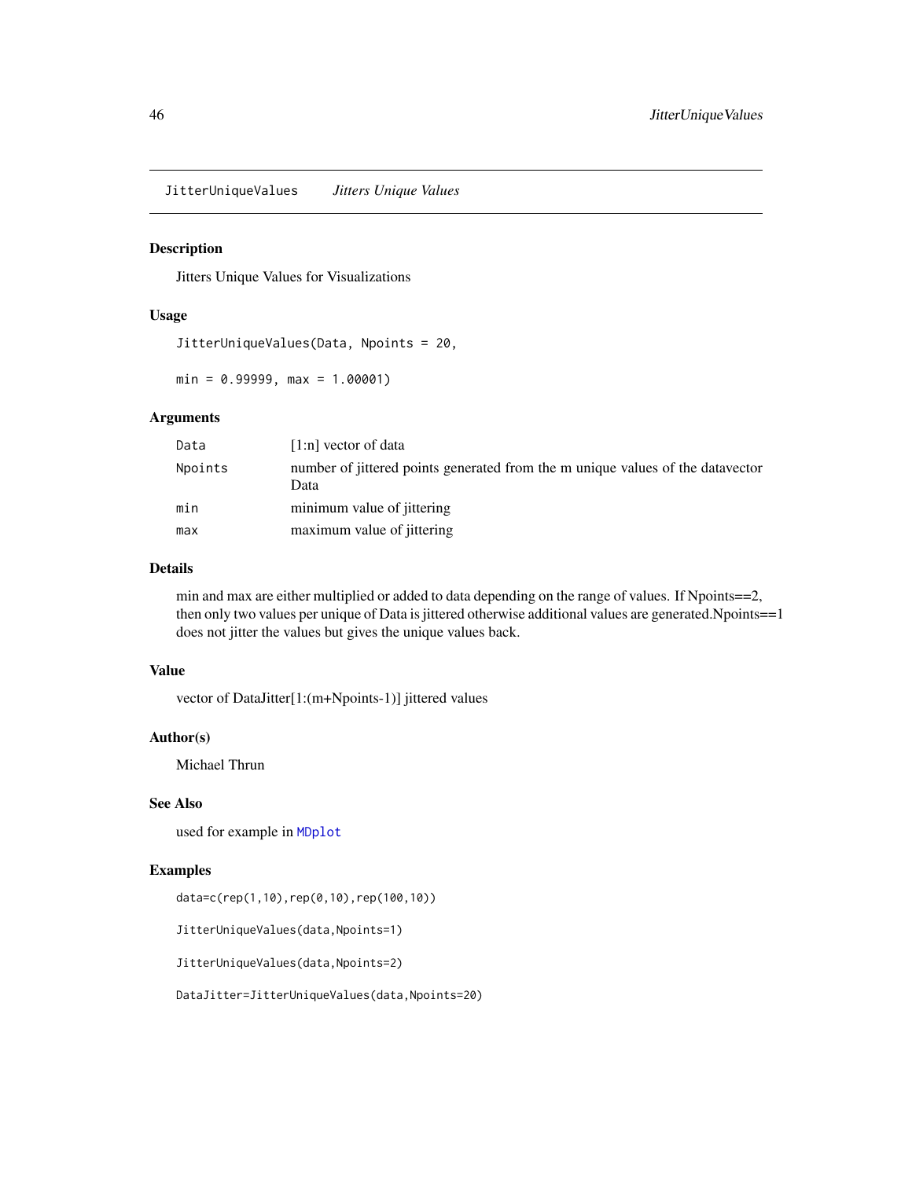## JitterUniqueValues *Jitters Unique Values*

### Description

Jitters Unique Values for Visualizations

### Usage

```
JitterUniqueValues(Data, Npoints = 20,

min = 0.99999, max = 1.00001)
```

### Arguments

| | |
|---|---|
| Data | [1:n] vector of data |
| Npoints | number of jittered points generated from the m unique values of the datavector Data |
| min | minimum value of jittering |
| max | maximum value of jittering |

### Details

min and max are either multiplied or added to data depending on the range of values. If Npoints==2, then only two values per unique of Data is jittered otherwise additional values are generated.Npoints==1 does not jitter the values but gives the unique values back.

### Value

vector of DataJitter[1:(m+Npoints-1)] jittered values

### Author(s)

Michael Thrun

### See Also

used for example in MDplot

### Examples

```
data=c(rep(1,10),rep(0,10),rep(100,10))

JitterUniqueValues(data,Npoints=1)

JitterUniqueValues(data,Npoints=2)

DataJitter=JitterUniqueValues(data,Npoints=20)
```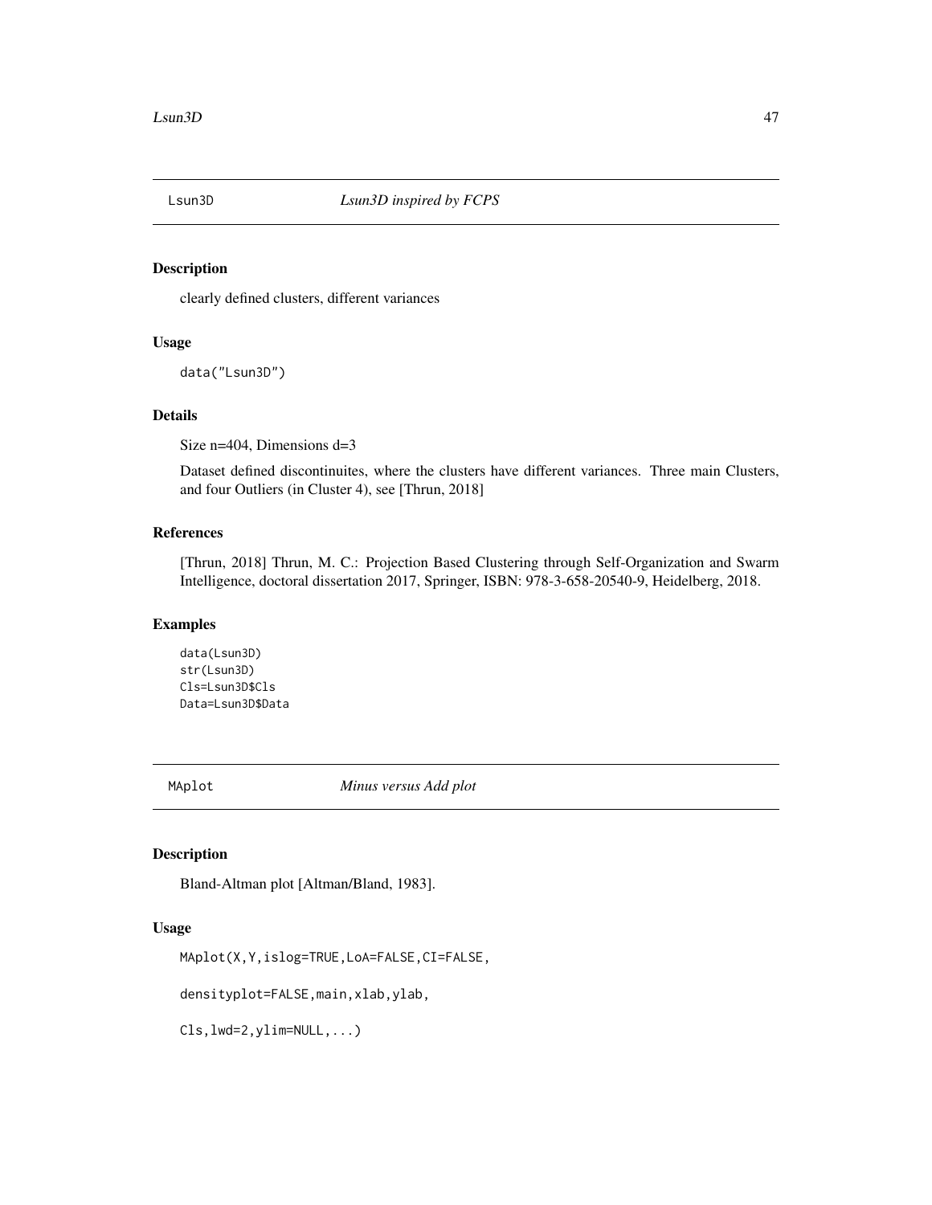## Lsun3D — *Lsun3D inspired by FCPS*

### Description

clearly defined clusters, different variances

### Usage

```
data("Lsun3D")
```

### Details

Size n=404, Dimensions d=3

Dataset defined discontinuites, where the clusters have different variances. Three main Clusters, and four Outliers (in Cluster 4), see [Thrun, 2018]

### References

[Thrun, 2018] Thrun, M. C.: Projection Based Clustering through Self-Organization and Swarm Intelligence, doctoral dissertation 2017, Springer, ISBN: 978-3-658-20540-9, Heidelberg, 2018.

### Examples

```
data(Lsun3D)
str(Lsun3D)
Cls=Lsun3D$Cls
Data=Lsun3D$Data
```

## MAplot — *Minus versus Add plot*

### Description

Bland-Altman plot [Altman/Bland, 1983].

### Usage

```
MAplot(X,Y,islog=TRUE,LoA=FALSE,CI=FALSE,

densityplot=FALSE,main,xlab,ylab,

Cls,lwd=2,ylim=NULL,...)
```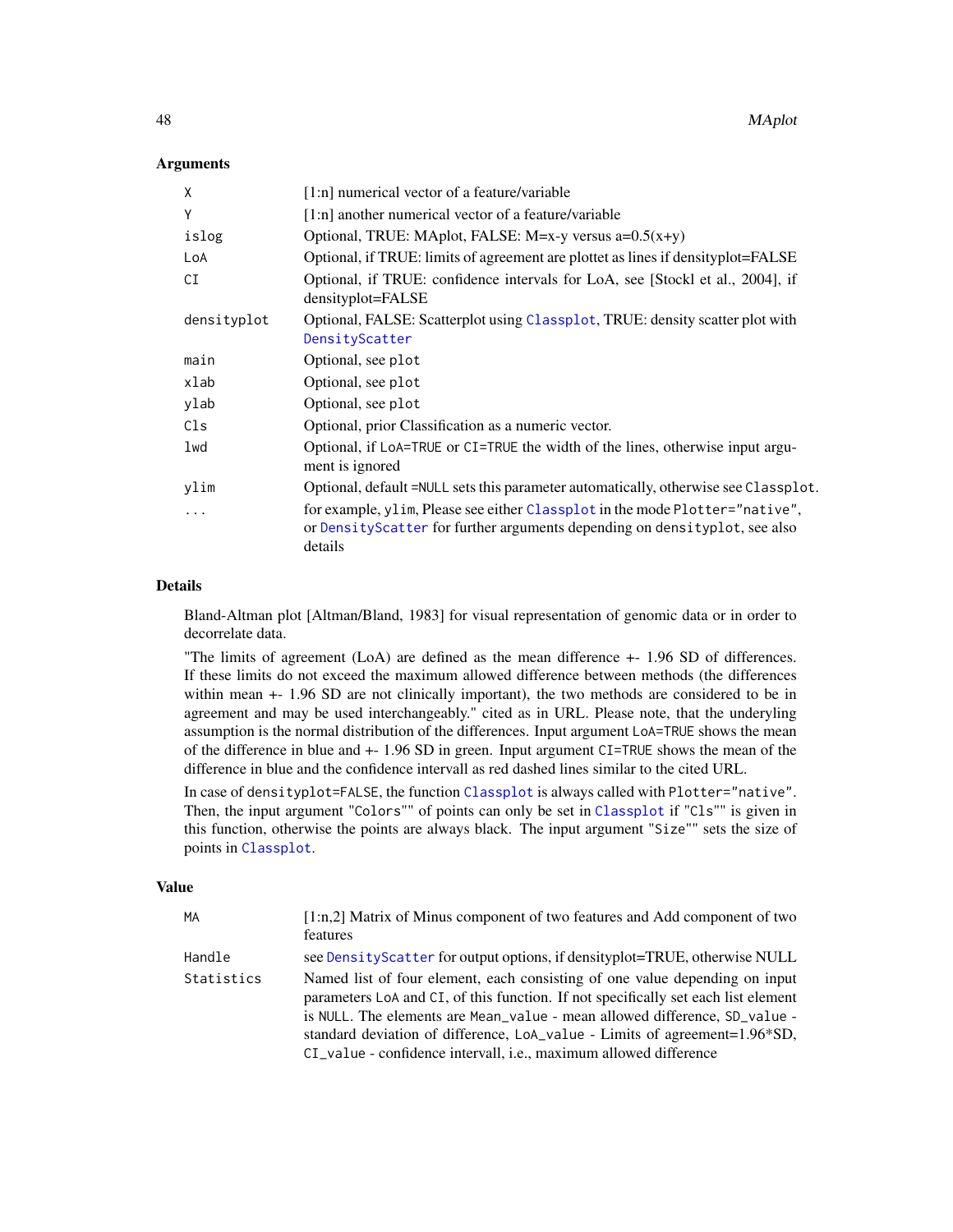## Arguments

| | |
|---|---|
| `X` | [1:n] numerical vector of a feature/variable |
| `Y` | [1:n] another numerical vector of a feature/variable |
| `islog` | Optional, TRUE: MAplot, FALSE: M=x-y versus a=0.5(x+y) |
| `LoA` | Optional, if TRUE: limits of agreement are plottet as lines if densityplot=FALSE |
| `CI` | Optional, if TRUE: confidence intervals for LoA, see [Stockl et al., 2004], if densityplot=FALSE |
| `densityplot` | Optional, FALSE: Scatterplot using `Classplot`, TRUE: density scatter plot with `DensityScatter` |
| `main` | Optional, see `plot` |
| `xlab` | Optional, see `plot` |
| `ylab` | Optional, see `plot` |
| `Cls` | Optional, prior Classification as a numeric vector. |
| `lwd` | Optional, if `LoA=TRUE` or `CI=TRUE` the width of the lines, otherwise input argument is ignored |
| `ylim` | Optional, default =`NULL` sets this parameter automatically, otherwise see `Classplot`. |
| `...` | for example, `ylim`, Please see either `Classplot` in the mode `Plotter="native"`, or `DensityScatter` for further arguments depending on `densityplot`, see also details |

## Details

Bland-Altman plot [Altman/Bland, 1983] for visual representation of genomic data or in order to decorrelate data.

"The limits of agreement (LoA) are defined as the mean difference +- 1.96 SD of differences. If these limits do not exceed the maximum allowed difference between methods (the differences within mean +- 1.96 SD are not clinically important), the two methods are considered to be in agreement and may be used interchangeably." cited as in URL. Please note, that the underlying assumption is the normal distribution of the differences. Input argument `LoA=TRUE` shows the mean of the difference in blue and +- 1.96 SD in green. Input argument `CI=TRUE` shows the mean of the difference in blue and the confidence intervall as red dashed lines similar to the cited URL.

In case of `densityplot=FALSE`, the function `Classplot` is always called with `Plotter="native"`. Then, the input argument "`Colors`"" of points can only be set in `Classplot` if "`Cls`"" is given in this function, otherwise the points are always black. The input argument "`Size`"" sets the size of points in `Classplot`.

## Value

| | |
|---|---|
| `MA` | [1:n,2] Matrix of Minus component of two features and Add component of two features |
| `Handle` | see `DensityScatter` for output options, if densityplot=TRUE, otherwise NULL |
| `Statistics` | Named list of four element, each consisting of one value depending on input parameters `LoA` and `CI`, of this function. If not specifically set each list element is `NULL`. The elements are `Mean_value` - mean allowed difference, `SD_value` - standard deviation of difference, `LoA_value` - Limits of agreement=1.96*SD, `CI_value` - confidence intervall, i.e., maximum allowed difference |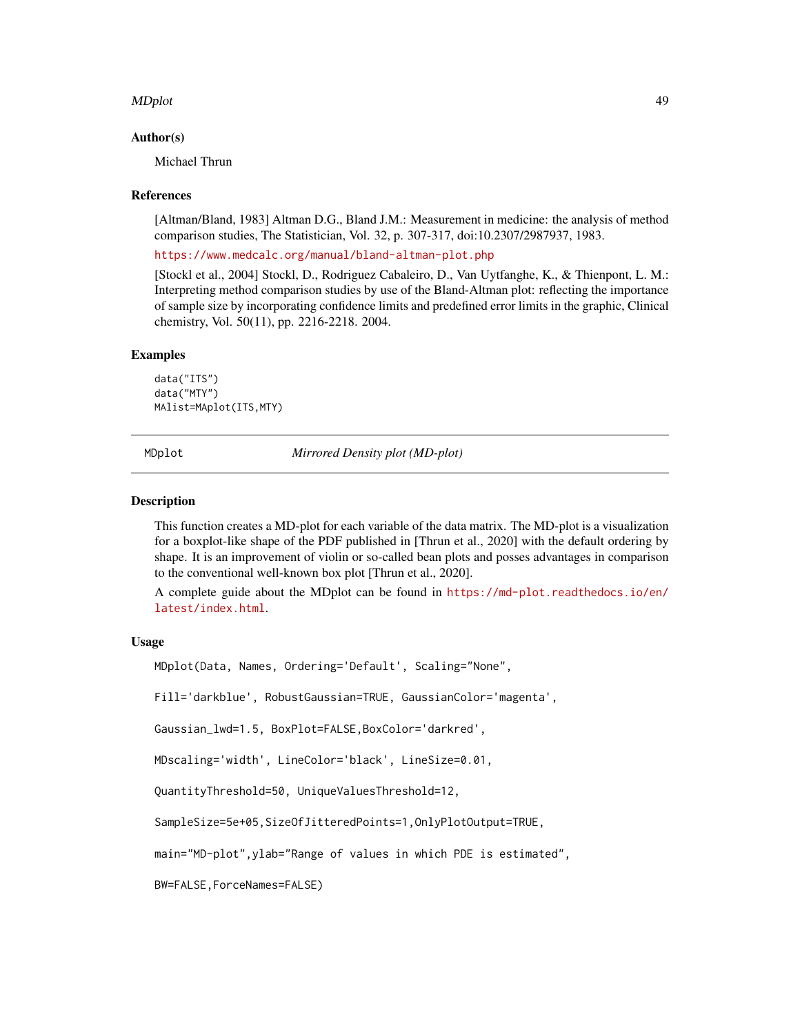### Author(s)

Michael Thrun

### References

[Altman/Bland, 1983] Altman D.G., Bland J.M.: Measurement in medicine: the analysis of method comparison studies, The Statistician, Vol. 32, p. 307-317, doi:10.2307/2987937, 1983.

https://www.medcalc.org/manual/bland-altman-plot.php

[Stockl et al., 2004] Stockl, D., Rodriguez Cabaleiro, D., Van Uytfanghe, K., & Thienpont, L. M.: Interpreting method comparison studies by use of the Bland-Altman plot: reflecting the importance of sample size by incorporating confidence limits and predefined error limits in the graphic, Clinical chemistry, Vol. 50(11), pp. 2216-2218. 2004.

### Examples

```
data("ITS")
data("MTY")
MAlist=MAplot(ITS,MTY)
```

---

## MDplot — *Mirrored Density plot (MD-plot)*

---

### Description

This function creates a MD-plot for each variable of the data matrix. The MD-plot is a visualization for a boxplot-like shape of the PDF published in [Thrun et al., 2020] with the default ordering by shape. It is an improvement of violin or so-called bean plots and posses advantages in comparison to the conventional well-known box plot [Thrun et al., 2020].

A complete guide about the MDplot can be found in https://md-plot.readthedocs.io/en/latest/index.html.

### Usage

```
MDplot(Data, Names, Ordering='Default', Scaling="None",

Fill='darkblue', RobustGaussian=TRUE, GaussianColor='magenta',

Gaussian_lwd=1.5, BoxPlot=FALSE,BoxColor='darkred',

MDscaling='width', LineColor='black', LineSize=0.01,

QuantityThreshold=50, UniqueValuesThreshold=12,

SampleSize=5e+05,SizeOfJitteredPoints=1,OnlyPlotOutput=TRUE,

main="MD-plot",ylab="Range of values in which PDE is estimated",

BW=FALSE,ForceNames=FALSE)
```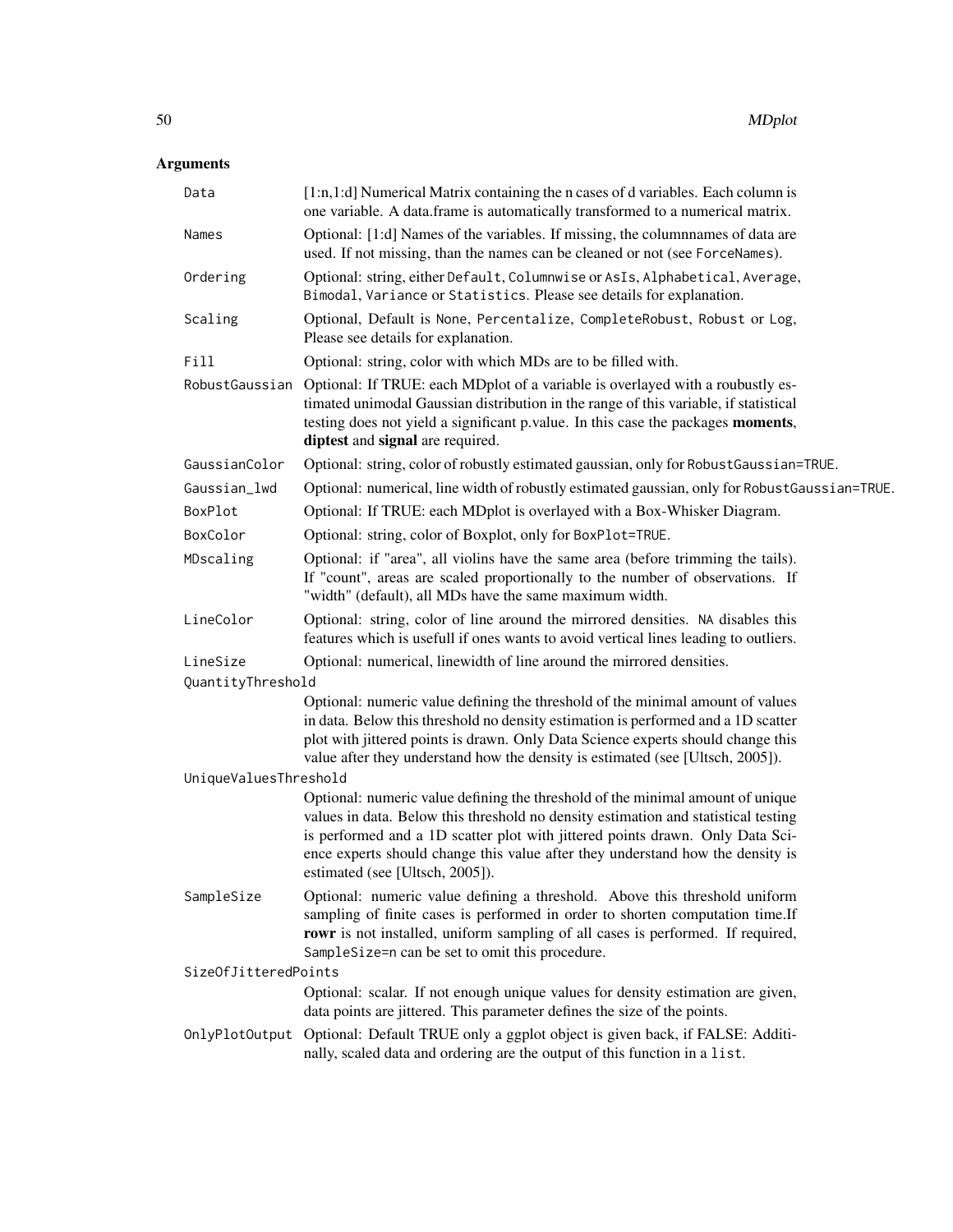### Arguments

| | |
|---|---|
| `Data` | [1:n,1:d] Numerical Matrix containing the n cases of d variables. Each column is one variable. A data.frame is automatically transformed to a numerical matrix. |
| `Names` | Optional: [1:d] Names of the variables. If missing, the columnnames of data are used. If not missing, than the names can be cleaned or not (see `ForceNames`). |
| `Ordering` | Optional: string, either `Default`, `Columnwise` or `AsIs`, `Alphabetical`, `Average`, `Bimodal`, `Variance` or `Statistics`. Please see details for explanation. |
| `Scaling` | Optional, Default is `None`, `Percentalize`, `CompleteRobust`, `Robust` or `Log`, Please see details for explanation. |
| `Fill` | Optional: string, color with which MDs are to be filled with. |
| `RobustGaussian` | Optional: If TRUE: each MDplot of a variable is overlayed with a roubustly estimated unimodal Gaussian distribution in the range of this variable, if statistical testing does not yield a significant p.value. In this case the packages **moments**, **diptest** and **signal** are required. |
| `GaussianColor` | Optional: string, color of robustly estimated gaussian, only for `RobustGaussian=TRUE`. |
| `Gaussian_lwd` | Optional: numerical, line width of robustly estimated gaussian, only for `RobustGaussian=TRUE`. |
| `BoxPlot` | Optional: If TRUE: each MDplot is overlayed with a Box-Whisker Diagram. |
| `BoxColor` | Optional: string, color of Boxplot, only for `BoxPlot=TRUE`. |
| `MDscaling` | Optional: if "area", all violins have the same area (before trimming the tails). If "count", areas are scaled proportionally to the number of observations. If "width" (default), all MDs have the same maximum width. |
| `LineColor` | Optional: string, color of line around the mirrored densities. `NA` disables this features which is usefull if ones wants to avoid vertical lines leading to outliers. |
| `LineSize` | Optional: numerical, linewidth of line around the mirrored densities. |
| `QuantityThreshold` | Optional: numeric value defining the threshold of the minimal amount of values in data. Below this threshold no density estimation is performed and a 1D scatter plot with jittered points is drawn. Only Data Science experts should change this value after they understand how the density is estimated (see [Ultsch, 2005]). |
| `UniqueValuesThreshold` | Optional: numeric value defining the threshold of the minimal amount of unique values in data. Below this threshold no density estimation and statistical testing is performed and a 1D scatter plot with jittered points drawn. Only Data Science experts should change this value after they understand how the density is estimated (see [Ultsch, 2005]). |
| `SampleSize` | Optional: numeric value defining a threshold. Above this threshold uniform sampling of finite cases is performed in order to shorten computation time.If **rowr** is not installed, uniform sampling of all cases is performed. If required, `SampleSize=n` can be set to omit this procedure. |
| `SizeOfJitteredPoints` | Optional: scalar. If not enough unique values for density estimation are given, data points are jittered. This parameter defines the size of the points. |
| `OnlyPlotOutput` | Optional: Default TRUE only a ggplot object is given back, if FALSE: Additinally, scaled data and ordering are the output of this function in a `list`. |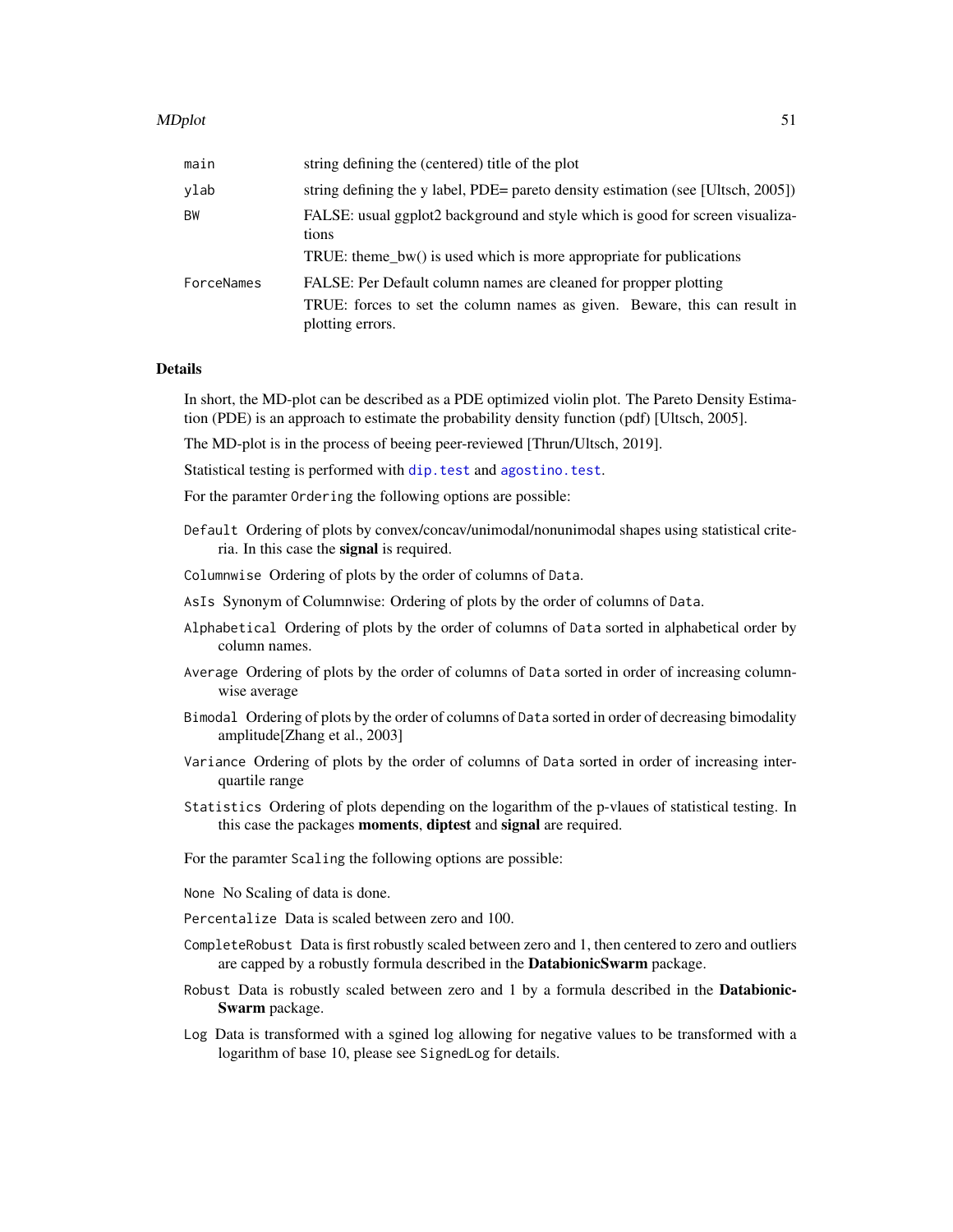| | |
|---|---|
| `main` | string defining the (centered) title of the plot |
| `ylab` | string defining the y label, PDE= pareto density estimation (see [Ultsch, 2005]) |
| `BW` | FALSE: usual ggplot2 background and style which is good for screen visualizations<br>TRUE: theme_bw() is used which is more appropriate for publications |
| `ForceNames` | FALSE: Per Default column names are cleaned for propper plotting<br>TRUE: forces to set the column names as given. Beware, this can result in plotting errors. |

## Details

In short, the MD-plot can be described as a PDE optimized violin plot. The Pareto Density Estimation (PDE) is an approach to estimate the probability density function (pdf) [Ultsch, 2005].

The MD-plot is in the process of beeing peer-reviewed [Thrun/Ultsch, 2019].

Statistical testing is performed with `dip.test` and `agostino.test`.

For the paramter `Ordering` the following options are possible:

`Default` Ordering of plots by convex/concav/unimodal/nonunimodal shapes using statistical criteria. In this case the **signal** is required.

`Columnwise` Ordering of plots by the order of columns of `Data`.

`AsIs` Synonym of Columnwise: Ordering of plots by the order of columns of `Data`.

`Alphabetical` Ordering of plots by the order of columns of `Data` sorted in alphabetical order by column names.

`Average` Ordering of plots by the order of columns of `Data` sorted in order of increasing columnwise average

`Bimodal` Ordering of plots by the order of columns of `Data` sorted in order of decreasing bimodality amplitude[Zhang et al., 2003]

`Variance` Ordering of plots by the order of columns of `Data` sorted in order of increasing interquartile range

`Statistics` Ordering of plots depending on the logarithm of the p-vlaues of statistical testing. In this case the packages **moments**, **diptest** and **signal** are required.

For the paramter `Scaling` the following options are possible:

`None` No Scaling of data is done.

`Percentalize` Data is scaled between zero and 100.

`CompleteRobust` Data is first robustly scaled between zero and 1, then centered to zero and outliers are capped by a robustly formula described in the **DatabionicSwarm** package.

`Robust` Data is robustly scaled between zero and 1 by a formula described in the **DatabionicSwarm** package.

`Log` Data is transformed with a sgined log allowing for negative values to be transformed with a logarithm of base 10, please see `SignedLog` for details.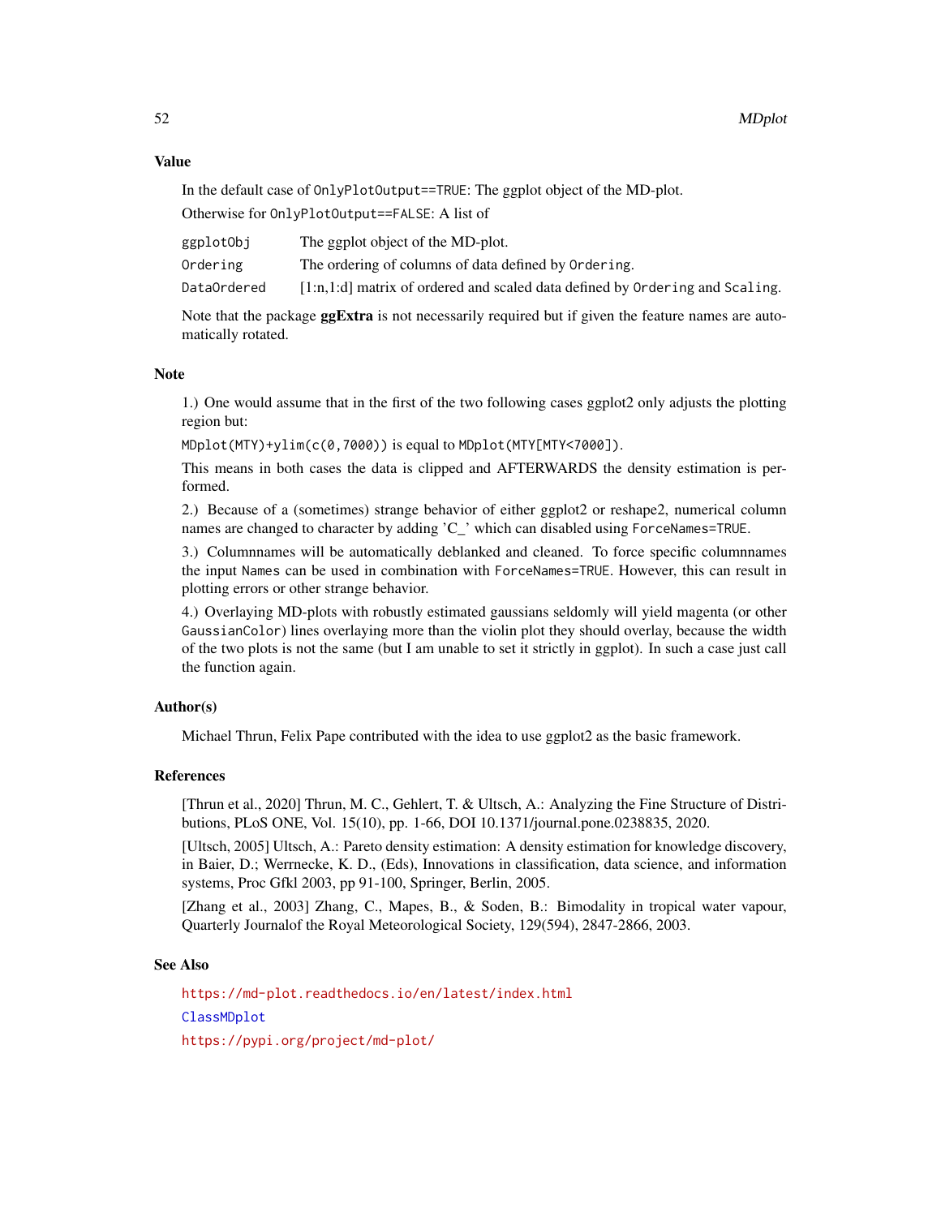## Value

In the default case of `OnlyPlotOutput==TRUE`: The ggplot object of the MD-plot.

Otherwise for `OnlyPlotOutput==FALSE`: A list of

| | |
|---|---|
| `ggplotObj` | The ggplot object of the MD-plot. |
| `Ordering` | The ordering of columns of data defined by `Ordering`. |
| `DataOrdered` | [1:n,1:d] matrix of ordered and scaled data defined by `Ordering` and `Scaling`. |

Note that the package **ggExtra** is not necessarily required but if given the feature names are automatically rotated.

## Note

1.) One would assume that in the first of the two following cases ggplot2 only adjusts the plotting region but:

`MDplot(MTY)+ylim(c(0,7000))` is equal to `MDplot(MTY[MTY<7000])`.

This means in both cases the data is clipped and AFTERWARDS the density estimation is performed.

2.) Because of a (sometimes) strange behavior of either ggplot2 or reshape2, numerical column names are changed to character by adding 'C_' which can disabled using `ForceNames=TRUE`.

3.) Columnnames will be automatically deblanked and cleaned. To force specific columnnames the input `Names` can be used in combination with `ForceNames=TRUE`. However, this can result in plotting errors or other strange behavior.

4.) Overlaying MD-plots with robustly estimated gaussians seldomly will yield magenta (or other `GaussianColor`) lines overlaying more than the violin plot they should overlay, because the width of the two plots is not the same (but I am unable to set it strictly in ggplot). In such a case just call the function again.

## Author(s)

Michael Thrun, Felix Pape contributed with the idea to use ggplot2 as the basic framework.

## References

[Thrun et al., 2020] Thrun, M. C., Gehlert, T. & Ultsch, A.: Analyzing the Fine Structure of Distributions, PLoS ONE, Vol. 15(10), pp. 1-66, DOI 10.1371/journal.pone.0238835, 2020.

[Ultsch, 2005] Ultsch, A.: Pareto density estimation: A density estimation for knowledge discovery, in Baier, D.; Werrnecke, K. D., (Eds), Innovations in classification, data science, and information systems, Proc Gfkl 2003, pp 91-100, Springer, Berlin, 2005.

[Zhang et al., 2003] Zhang, C., Mapes, B., & Soden, B.: Bimodality in tropical water vapour, Quarterly Journalof the Royal Meteorological Society, 129(594), 2847-2866, 2003.

## See Also

https://md-plot.readthedocs.io/en/latest/index.html

ClassMDplot

https://pypi.org/project/md-plot/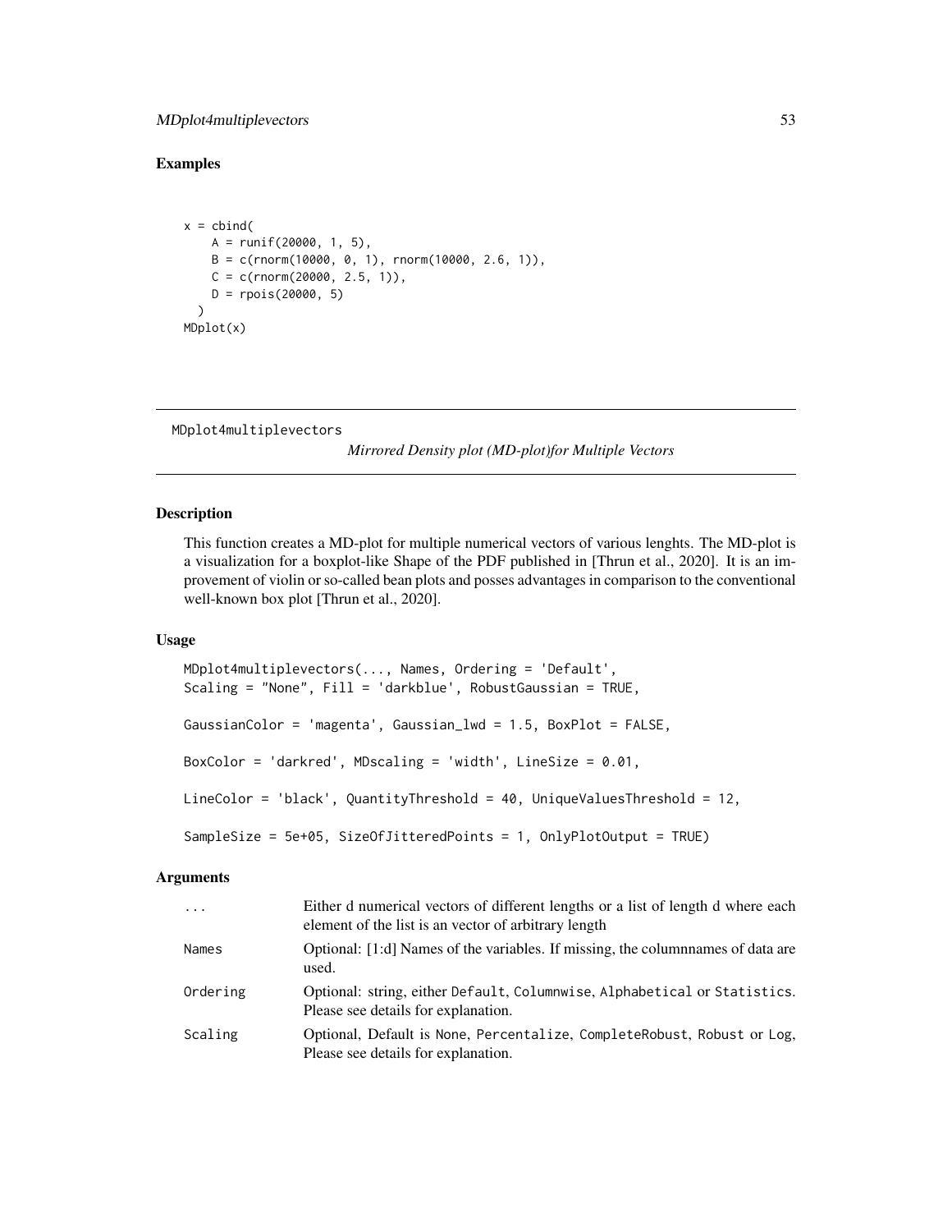## Examples

```
x = cbind(
    A = runif(20000, 1, 5),
    B = c(rnorm(10000, 0, 1), rnorm(10000, 2.6, 1)),
    C = c(rnorm(20000, 2.5, 1)),
    D = rpois(20000, 5)
  )
MDplot(x)
```

---

MDplot4multiplevectors &nbsp;&nbsp;&nbsp;&nbsp; *Mirrored Density plot (MD-plot)for Multiple Vectors*

---

## Description

This function creates a MD-plot for multiple numerical vectors of various lenghts. The MD-plot is a visualization for a boxplot-like Shape of the PDF published in [Thrun et al., 2020]. It is an improvement of violin or so-called bean plots and posses advantages in comparison to the conventional well-known box plot [Thrun et al., 2020].

## Usage

```
MDplot4multiplevectors(..., Names, Ordering = 'Default',
Scaling = "None", Fill = 'darkblue', RobustGaussian = TRUE,

GaussianColor = 'magenta', Gaussian_lwd = 1.5, BoxPlot = FALSE,

BoxColor = 'darkred', MDscaling = 'width', LineSize = 0.01,

LineColor = 'black', QuantityThreshold = 40, UniqueValuesThreshold = 12,

SampleSize = 5e+05, SizeOfJitteredPoints = 1, OnlyPlotOutput = TRUE)
```

## Arguments

| | |
|---|---|
| `...` | Either d numerical vectors of different lengths or a list of length d where each element of the list is an vector of arbitrary length |
| `Names` | Optional: [1:d] Names of the variables. If missing, the columnnames of data are used. |
| `Ordering` | Optional: string, either `Default`, `Columnwise`, `Alphabetical` or `Statistics`. Please see details for explanation. |
| `Scaling` | Optional, Default is `None`, `Percentalize`, `CompleteRobust`, `Robust` or `Log`, Please see details for explanation. |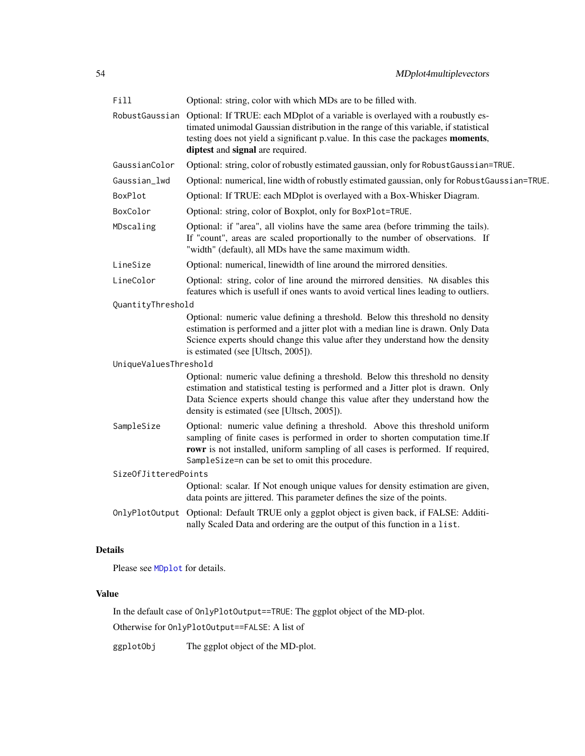| | |
|---|---|
| `Fill` | Optional: string, color with which MDs are to be filled with. |
| `RobustGaussian` | Optional: If TRUE: each MDplot of a variable is overlayed with a roubustly estimated unimodal Gaussian distribution in the range of this variable, if statistical testing does not yield a significant p.value. In this case the packages **moments**, **diptest** and **signal** are required. |
| `GaussianColor` | Optional: string, color of robustly estimated gaussian, only for `RobustGaussian=TRUE`. |
| `Gaussian_lwd` | Optional: numerical, line width of robustly estimated gaussian, only for `RobustGaussian=TRUE`. |
| `BoxPlot` | Optional: If TRUE: each MDplot is overlayed with a Box-Whisker Diagram. |
| `BoxColor` | Optional: string, color of Boxplot, only for `BoxPlot=TRUE`. |
| `MDscaling` | Optional: if "area", all violins have the same area (before trimming the tails). If "count", areas are scaled proportionally to the number of observations. If "width" (default), all MDs have the same maximum width. |
| `LineSize` | Optional: numerical, linewidth of line around the mirrored densities. |
| `LineColor` | Optional: string, color of line around the mirrored densities. `NA` disables this features which is usefull if ones wants to avoid vertical lines leading to outliers. |
| `QuantityThreshold` | Optional: numeric value defining a threshold. Below this threshold no density estimation is performed and a jitter plot with a median line is drawn. Only Data Science experts should change this value after they understand how the density is estimated (see [Ultsch, 2005]). |
| `UniqueValuesThreshold` | Optional: numeric value defining a threshold. Below this threshold no density estimation and statistical testing is performed and a Jitter plot is drawn. Only Data Science experts should change this value after they understand how the density is estimated (see [Ultsch, 2005]). |
| `SampleSize` | Optional: numeric value defining a threshold. Above this threshold uniform sampling of finite cases is performed in order to shorten computation time.If **rowr** is not installed, uniform sampling of all cases is performed. If required, `SampleSize=n` can be set to omit this procedure. |
| `SizeOfJitteredPoints` | Optional: scalar. If Not enough unique values for density estimation are given, data points are jittered. This parameter defines the size of the points. |
| `OnlyPlotOutput` | Optional: Default TRUE only a ggplot object is given back, if FALSE: Additinally Scaled Data and ordering are the output of this function in a `list`. |

## Details

Please see MDplot for details.

## Value

In the default case of `OnlyPlotOutput==TRUE`: The ggplot object of the MD-plot.

Otherwise for `OnlyPlotOutput==FALSE`: A list of

| | |
|---|---|
| `ggplotObj` | The ggplot object of the MD-plot. |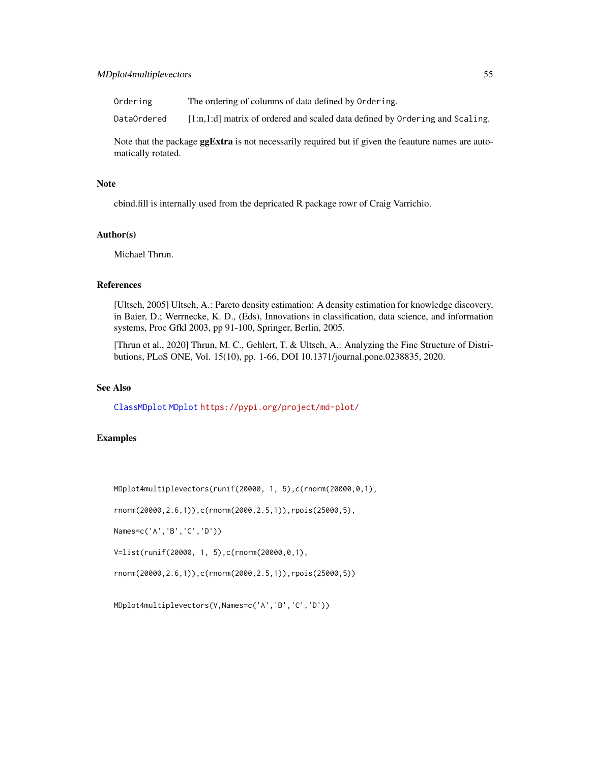| | |
|---|---|
| Ordering | The ordering of columns of data defined by Ordering. |
| DataOrdered | [1:n,1:d] matrix of ordered and scaled data defined by Ordering and Scaling. |

Note that the package **ggExtra** is not necessarily required but if given the feauture names are automatically rotated.

## Note

cbind.fill is internally used from the depricated R package rowr of Craig Varrichio.

## Author(s)

Michael Thrun.

## References

[Ultsch, 2005] Ultsch, A.: Pareto density estimation: A density estimation for knowledge discovery, in Baier, D.; Werrnecke, K. D., (Eds), Innovations in classification, data science, and information systems, Proc Gfkl 2003, pp 91-100, Springer, Berlin, 2005.

[Thrun et al., 2020] Thrun, M. C., Gehlert, T. & Ultsch, A.: Analyzing the Fine Structure of Distributions, PLoS ONE, Vol. 15(10), pp. 1-66, DOI 10.1371/journal.pone.0238835, 2020.

## See Also

ClassMDplot MDplot https://pypi.org/project/md-plot/

## Examples

```
MDplot4multiplevectors(runif(20000, 1, 5),c(rnorm(20000,0,1),

rnorm(20000,2.6,1)),c(rnorm(2000,2.5,1)),rpois(25000,5),

Names=c('A','B','C','D'))

V=list(runif(20000, 1, 5),c(rnorm(20000,0,1),

rnorm(20000,2.6,1)),c(rnorm(2000,2.5,1)),rpois(25000,5))


MDplot4multiplevectors(V,Names=c('A','B','C','D'))
```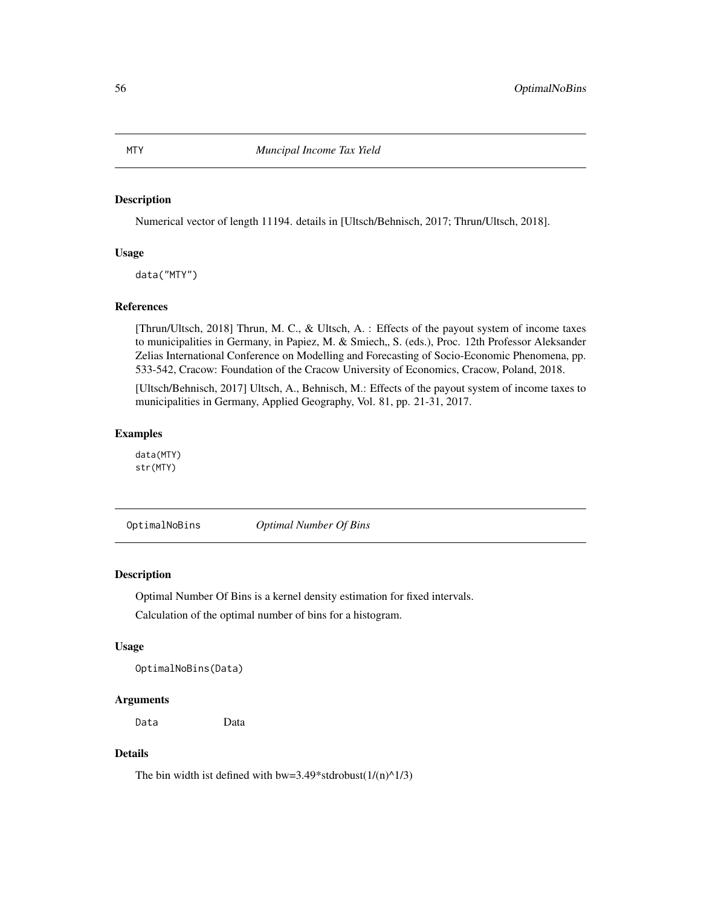## MTY — *Muncipal Income Tax Yield*

### Description

Numerical vector of length 11194. details in [Ultsch/Behnisch, 2017; Thrun/Ultsch, 2018].

### Usage

```
data("MTY")
```

### References

[Thrun/Ultsch, 2018] Thrun, M. C., & Ultsch, A. : Effects of the payout system of income taxes to municipalities in Germany, in Papiez, M. & Smiech,, S. (eds.), Proc. 12th Professor Aleksander Zelias International Conference on Modelling and Forecasting of Socio-Economic Phenomena, pp. 533-542, Cracow: Foundation of the Cracow University of Economics, Cracow, Poland, 2018.

[Ultsch/Behnisch, 2017] Ultsch, A., Behnisch, M.: Effects of the payout system of income taxes to municipalities in Germany, Applied Geography, Vol. 81, pp. 21-31, 2017.

### Examples

```
data(MTY)
str(MTY)
```

## OptimalNoBins — *Optimal Number Of Bins*

### Description

Optimal Number Of Bins is a kernel density estimation for fixed intervals.

Calculation of the optimal number of bins for a histogram.

### Usage

```
OptimalNoBins(Data)
```

### Arguments

| | |
|---|---|
| Data | Data |

### Details

The bin width ist defined with bw=3.49*stdrobust(1/(n)^1/3)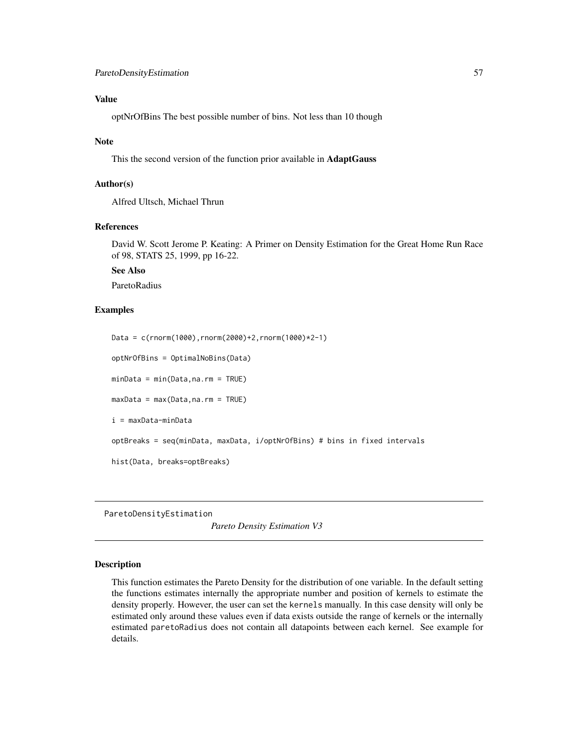### Value

optNrOfBins The best possible number of bins. Not less than 10 though

### Note

This the second version of the function prior available in **AdaptGauss**

### Author(s)

Alfred Ultsch, Michael Thrun

### References

David W. Scott Jerome P. Keating: A Primer on Density Estimation for the Great Home Run Race of 98, STATS 25, 1999, pp 16-22.

### See Also

ParetoRadius

### Examples

```
Data = c(rnorm(1000),rnorm(2000)+2,rnorm(1000)*2-1)

optNrOfBins = OptimalNoBins(Data)

minData = min(Data,na.rm = TRUE)

maxData = max(Data,na.rm = TRUE)

i = maxData-minData

optBreaks = seq(minData, maxData, i/optNrOfBins) # bins in fixed intervals

hist(Data, breaks=optBreaks)
```

---

## ParetoDensityEstimation

*Pareto Density Estimation V3*

---

### Description

This function estimates the Pareto Density for the distribution of one variable. In the default setting the functions estimates internally the appropriate number and position of kernels to estimate the density properly. However, the user can set the `kernels` manually. In this case density will only be estimated only around these values even if data exists outside the range of kernels or the internally estimated `paretoRadius` does not contain all datapoints between each kernel. See example for details.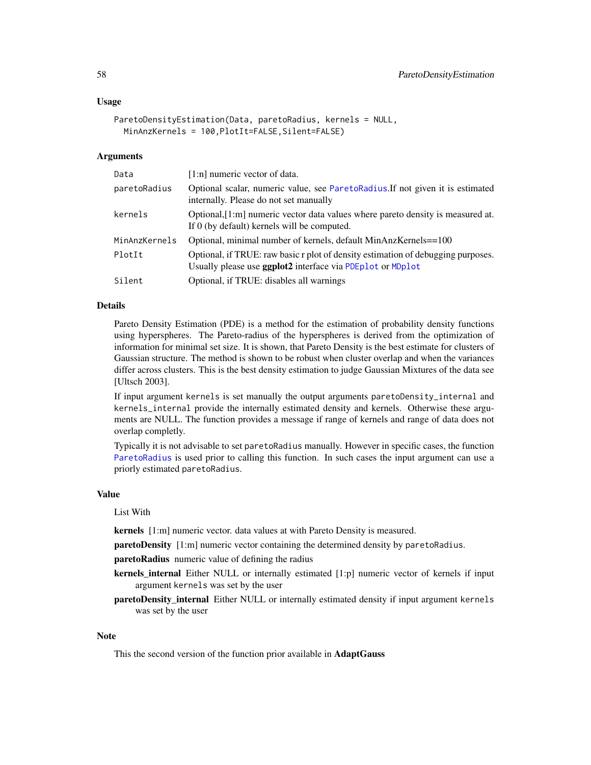### Usage

```
ParetoDensityEstimation(Data, paretoRadius, kernels = NULL,
  MinAnzKernels = 100,PlotIt=FALSE,Silent=FALSE)
```

### Arguments

| | |
|---|---|
| Data | [1:n] numeric vector of data. |
| paretoRadius | Optional scalar, numeric value, see ParetoRadius.If not given it is estimated internally. Please do not set manually |
| kernels | Optional,[1:m] numeric vector data values where pareto density is measured at. If 0 (by default) kernels will be computed. |
| MinAnzKernels | Optional, minimal number of kernels, default MinAnzKernels==100 |
| PlotIt | Optional, if TRUE: raw basic r plot of density estimation of debugging purposes. Usually please use **ggplot2** interface via PDEplot or MDplot |
| Silent | Optional, if TRUE: disables all warnings |

### Details

Pareto Density Estimation (PDE) is a method for the estimation of probability density functions using hyperspheres. The Pareto-radius of the hyperspheres is derived from the optimization of information for minimal set size. It is shown, that Pareto Density is the best estimate for clusters of Gaussian structure. The method is shown to be robust when cluster overlap and when the variances differ across clusters. This is the best density estimation to judge Gaussian Mixtures of the data see [Ultsch 2003].

If input argument `kernels` is set manually the output arguments `paretoDensity_internal` and `kernels_internal` provide the internally estimated density and kernels. Otherwise these arguments are NULL. The function provides a message if range of kernels and range of data does not overlap completly.

Typically it is not advisable to set `paretoRadius` manually. However in specific cases, the function ParetoRadius is used prior to calling this function. In such cases the input argument can use a priorly estimated `paretoRadius`.

### Value

List With

**kernels** [1:m] numeric vector. data values at with Pareto Density is measured.

**paretoDensity** [1:m] numeric vector containing the determined density by `paretoRadius`.

**paretoRadius** numeric value of defining the radius

**kernels_internal** Either NULL or internally estimated [1:p] numeric vector of kernels if input argument `kernels` was set by the user

**paretoDensity_internal** Either NULL or internally estimated density if input argument `kernels` was set by the user

### Note

This the second version of the function prior available in **AdaptGauss**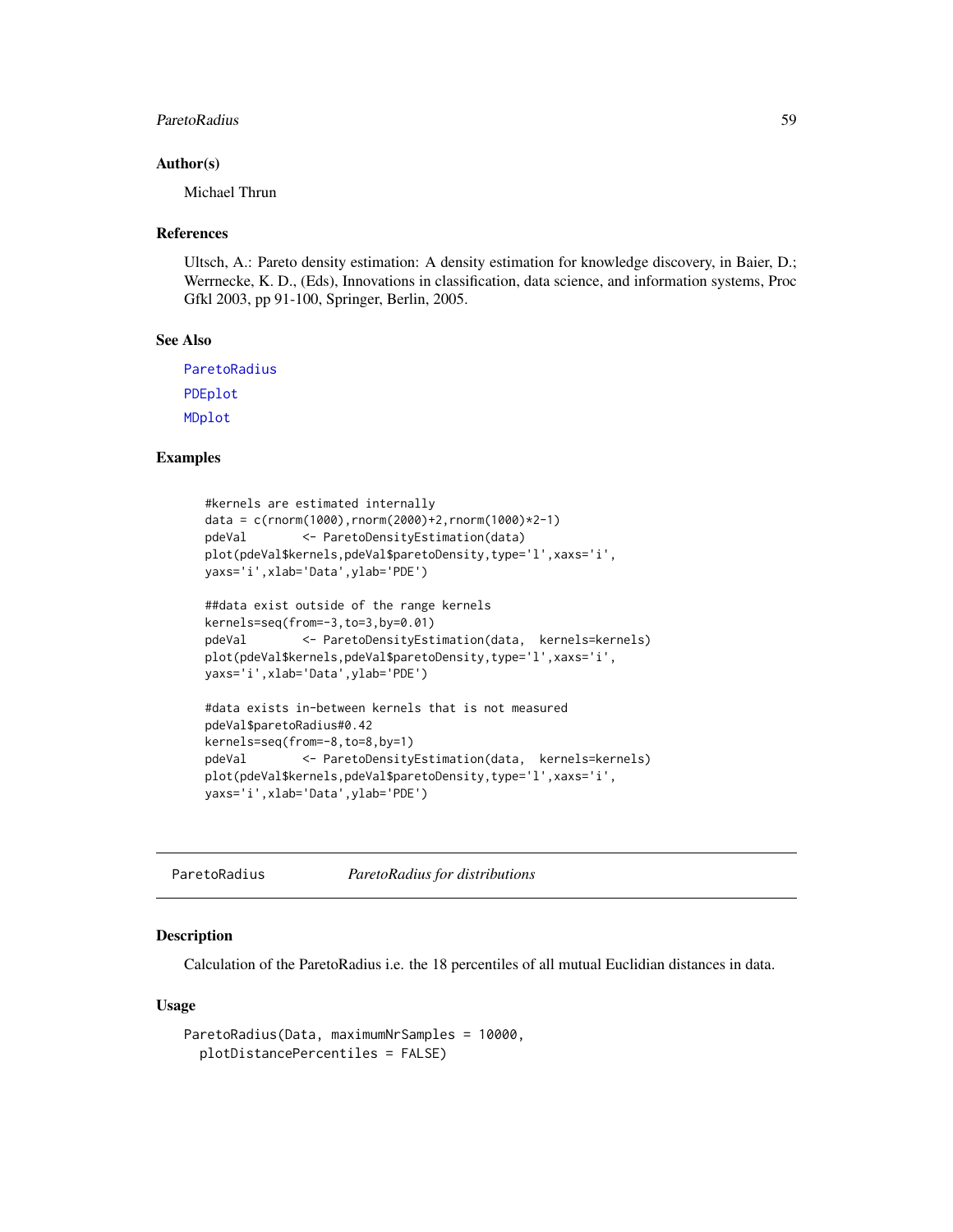### Author(s)

Michael Thrun

### References

Ultsch, A.: Pareto density estimation: A density estimation for knowledge discovery, in Baier, D.; Werrnecke, K. D., (Eds), Innovations in classification, data science, and information systems, Proc Gfkl 2003, pp 91-100, Springer, Berlin, 2005.

### See Also

ParetoRadius

PDEplot

MDplot

### Examples

```
#kernels are estimated internally
data = c(rnorm(1000),rnorm(2000)+2,rnorm(1000)*2-1)
pdeVal        <- ParetoDensityEstimation(data)
plot(pdeVal$kernels,pdeVal$paretoDensity,type='l',xaxs='i',
yaxs='i',xlab='Data',ylab='PDE')

##data exist outside of the range kernels
kernels=seq(from=-3,to=3,by=0.01)
pdeVal        <- ParetoDensityEstimation(data,  kernels=kernels)
plot(pdeVal$kernels,pdeVal$paretoDensity,type='l',xaxs='i',
yaxs='i',xlab='Data',ylab='PDE')

#data exists in-between kernels that is not measured
pdeVal$paretoRadius#0.42
kernels=seq(from=-8,to=8,by=1)
pdeVal        <- ParetoDensityEstimation(data,  kernels=kernels)
plot(pdeVal$kernels,pdeVal$paretoDensity,type='l',xaxs='i',
yaxs='i',xlab='Data',ylab='PDE')
```

---

## ParetoRadius *ParetoRadius for distributions*

### Description

Calculation of the ParetoRadius i.e. the 18 percentiles of all mutual Euclidian distances in data.

### Usage

```
ParetoRadius(Data, maximumNrSamples = 10000,
  plotDistancePercentiles = FALSE)
```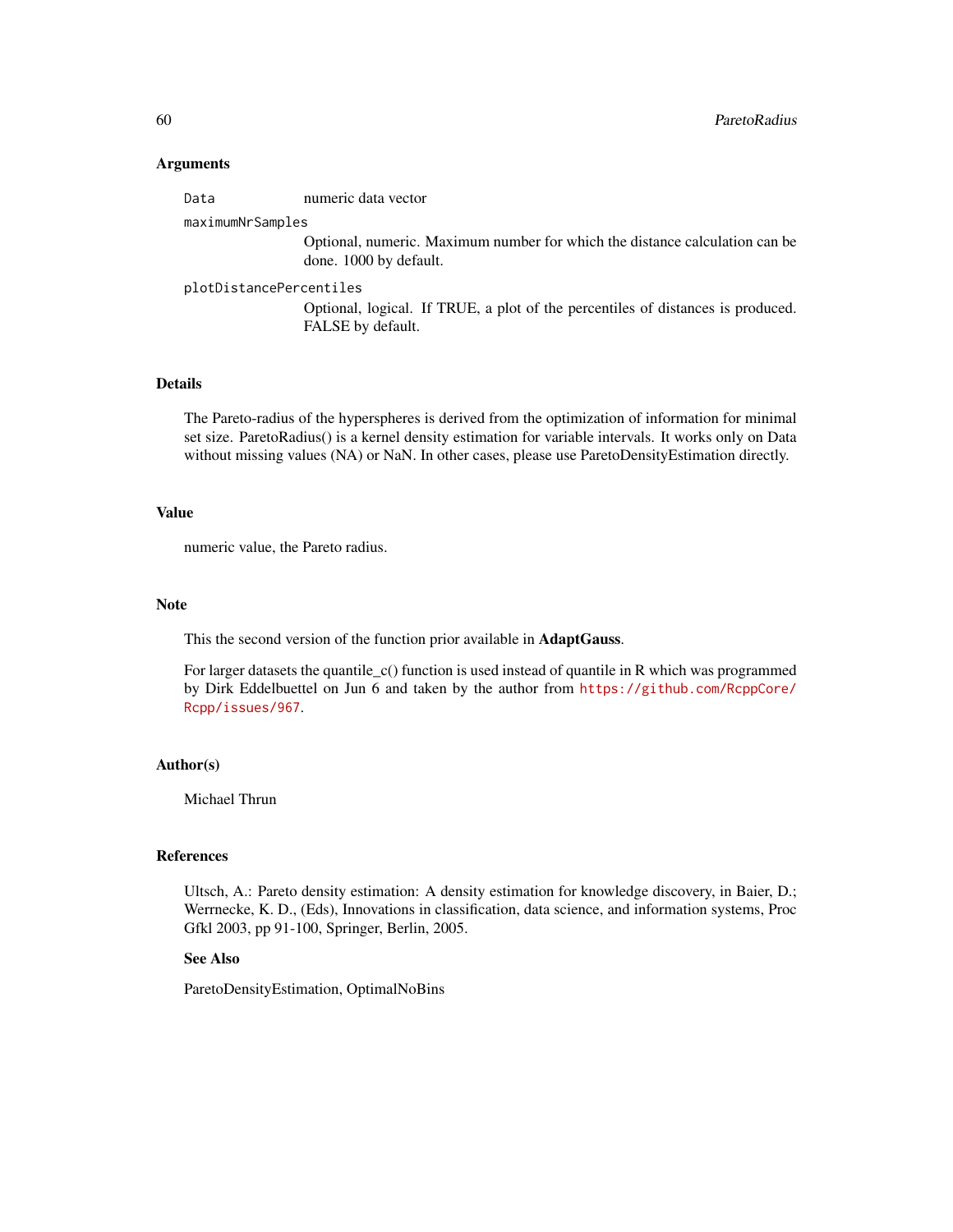### Arguments

`Data` numeric data vector

`maximumNrSamples`
Optional, numeric. Maximum number for which the distance calculation can be done. 1000 by default.

`plotDistancePercentiles`
Optional, logical. If TRUE, a plot of the percentiles of distances is produced. FALSE by default.

### Details

The Pareto-radius of the hyperspheres is derived from the optimization of information for minimal set size. ParetoRadius() is a kernel density estimation for variable intervals. It works only on Data without missing values (NA) or NaN. In other cases, please use ParetoDensityEstimation directly.

### Value

numeric value, the Pareto radius.

### Note

This the second version of the function prior available in **AdaptGauss**.

For larger datasets the quantile_c() function is used instead of quantile in R which was programmed by Dirk Eddelbuettel on Jun 6 and taken by the author from https://github.com/RcppCore/Rcpp/issues/967.

### Author(s)

Michael Thrun

### References

Ultsch, A.: Pareto density estimation: A density estimation for knowledge discovery, in Baier, D.; Werrnecke, K. D., (Eds), Innovations in classification, data science, and information systems, Proc Gfkl 2003, pp 91-100, Springer, Berlin, 2005.

#### See Also

ParetoDensityEstimation, OptimalNoBins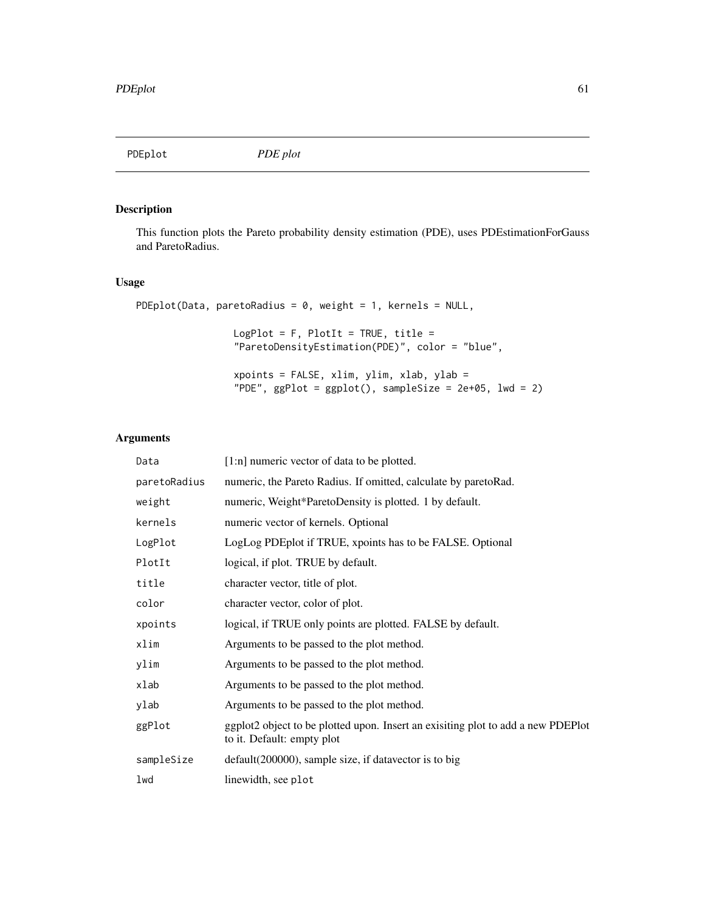# PDEplot — *PDE plot*

## Description

This function plots the Pareto probability density estimation (PDE), uses PDEstimationForGauss and ParetoRadius.

## Usage

```
PDEplot(Data, paretoRadius = 0, weight = 1, kernels = NULL,

                 LogPlot = F, PlotIt = TRUE, title =
                 "ParetoDensityEstimation(PDE)", color = "blue",

                 xpoints = FALSE, xlim, ylim, xlab, ylab =
                 "PDE", ggPlot = ggplot(), sampleSize = 2e+05, lwd = 2)
```

## Arguments

| | |
|---|---|
| `Data` | [1:n] numeric vector of data to be plotted. |
| `paretoRadius` | numeric, the Pareto Radius. If omitted, calculate by paretoRad. |
| `weight` | numeric, Weight*ParetoDensity is plotted. 1 by default. |
| `kernels` | numeric vector of kernels. Optional |
| `LogPlot` | LogLog PDEplot if TRUE, xpoints has to be FALSE. Optional |
| `PlotIt` | logical, if plot. TRUE by default. |
| `title` | character vector, title of plot. |
| `color` | character vector, color of plot. |
| `xpoints` | logical, if TRUE only points are plotted. FALSE by default. |
| `xlim` | Arguments to be passed to the plot method. |
| `ylim` | Arguments to be passed to the plot method. |
| `xlab` | Arguments to be passed to the plot method. |
| `ylab` | Arguments to be passed to the plot method. |
| `ggPlot` | ggplot2 object to be plotted upon. Insert an exisiting plot to add a new PDEPlot to it. Default: empty plot |
| `sampleSize` | default(200000), sample size, if datavector is to big |
| `lwd` | linewidth, see `plot` |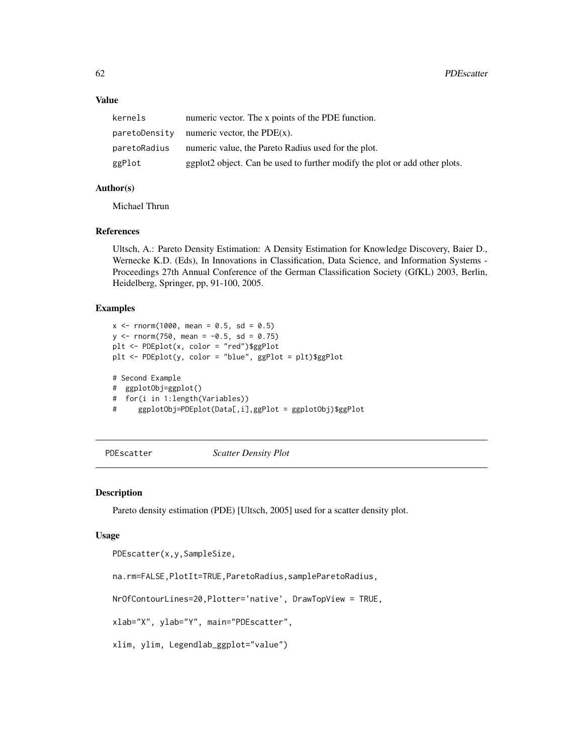### Value

| | |
|---|---|
| kernels | numeric vector. The x points of the PDE function. |
| paretoDensity | numeric vector, the PDE(x). |
| paretoRadius | numeric value, the Pareto Radius used for the plot. |
| ggPlot | ggplot2 object. Can be used to further modify the plot or add other plots. |

### Author(s)

Michael Thrun

### References

Ultsch, A.: Pareto Density Estimation: A Density Estimation for Knowledge Discovery, Baier D., Wernecke K.D. (Eds), In Innovations in Classification, Data Science, and Information Systems - Proceedings 27th Annual Conference of the German Classification Society (GfKL) 2003, Berlin, Heidelberg, Springer, pp, 91-100, 2005.

### Examples

```
x <- rnorm(1000, mean = 0.5, sd = 0.5)
y <- rnorm(750, mean = -0.5, sd = 0.75)
plt <- PDEplot(x, color = "red")$ggPlot
plt <- PDEplot(y, color = "blue", ggPlot = plt)$ggPlot

# Second Example
#  ggplotObj=ggplot()
#  for(i in 1:length(Variables))
#     ggplotObj=PDEplot(Data[,i],ggPlot = ggplotObj)$ggPlot
```

---

## PDEscatter — *Scatter Density Plot*

### Description

Pareto density estimation (PDE) [Ultsch, 2005] used for a scatter density plot.

### Usage

```
PDEscatter(x,y,SampleSize,

na.rm=FALSE,PlotIt=TRUE,ParetoRadius,sampleParetoRadius,

NrOfContourLines=20,Plotter='native', DrawTopView = TRUE,

xlab="X", ylab="Y", main="PDEscatter",

xlim, ylim, Legendlab_ggplot="value")
```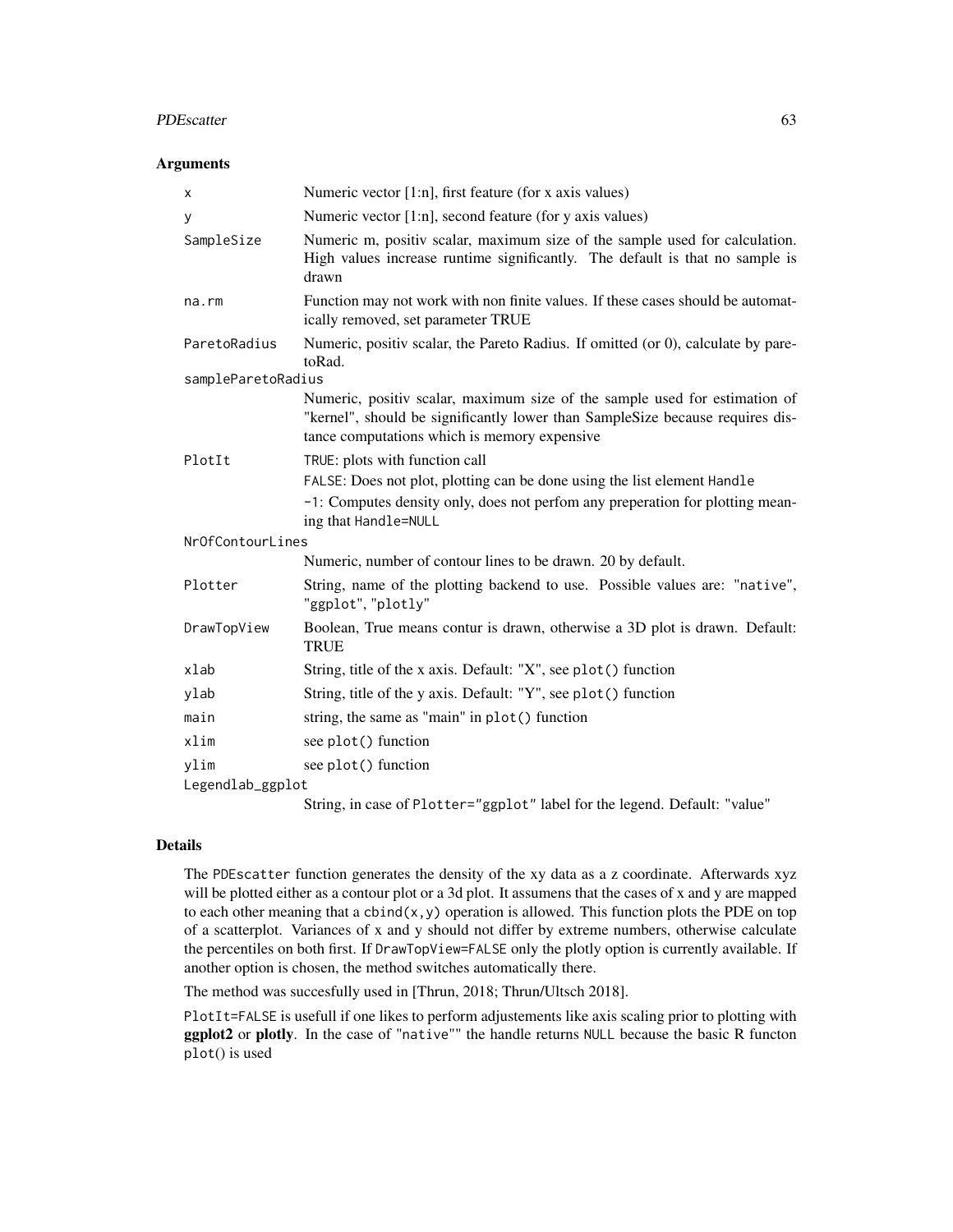## Arguments

| | |
|---|---|
| `x` | Numeric vector [1:n], first feature (for x axis values) |
| `y` | Numeric vector [1:n], second feature (for y axis values) |
| `SampleSize` | Numeric m, positiv scalar, maximum size of the sample used for calculation. High values increase runtime significantly. The default is that no sample is drawn |
| `na.rm` | Function may not work with non finite values. If these cases should be automatically removed, set parameter TRUE |
| `ParetoRadius` | Numeric, positiv scalar, the Pareto Radius. If omitted (or 0), calculate by paretoRad. |
| `sampleParetoRadius` | Numeric, positiv scalar, maximum size of the sample used for estimation of "kernel", should be significantly lower than SampleSize because requires distance computations which is memory expensive |
| `PlotIt` | `TRUE`: plots with function call<br>`FALSE`: Does not plot, plotting can be done using the list element `Handle`<br>`-1`: Computes density only, does not perfom any preperation for plotting meaning that `Handle=NULL` |
| `NrOfContourLines` | Numeric, number of contour lines to be drawn. 20 by default. |
| `Plotter` | String, name of the plotting backend to use. Possible values are: `"native"`, `"ggplot"`, `"plotly"` |
| `DrawTopView` | Boolean, True means contur is drawn, otherwise a 3D plot is drawn. Default: TRUE |
| `xlab` | String, title of the x axis. Default: "X", see `plot()` function |
| `ylab` | String, title of the y axis. Default: "Y", see `plot()` function |
| `main` | string, the same as "main" in `plot()` function |
| `xlim` | see `plot()` function |
| `ylim` | see `plot()` function |
| `Legendlab_ggplot` | String, in case of `Plotter="ggplot"` label for the legend. Default: "value" |

## Details

The `PDEscatter` function generates the density of the xy data as a z coordinate. Afterwards xyz will be plotted either as a contour plot or a 3d plot. It assumens that the cases of x and y are mapped to each other meaning that a `cbind(x,y)` operation is allowed. This function plots the PDE on top of a scatterplot. Variances of x and y should not differ by extreme numbers, otherwise calculate the percentiles on both first. If `DrawTopView=FALSE` only the plotly option is currently available. If another option is chosen, the method switches automatically there.

The method was succesfully used in [Thrun, 2018; Thrun/Ultsch 2018].

`PlotIt=FALSE` is usefull if one likes to perform adjustements like axis scaling prior to plotting with **ggplot2** or **plotly**. In the case of `"native""` the handle returns `NULL` because the basic R functon plot() is used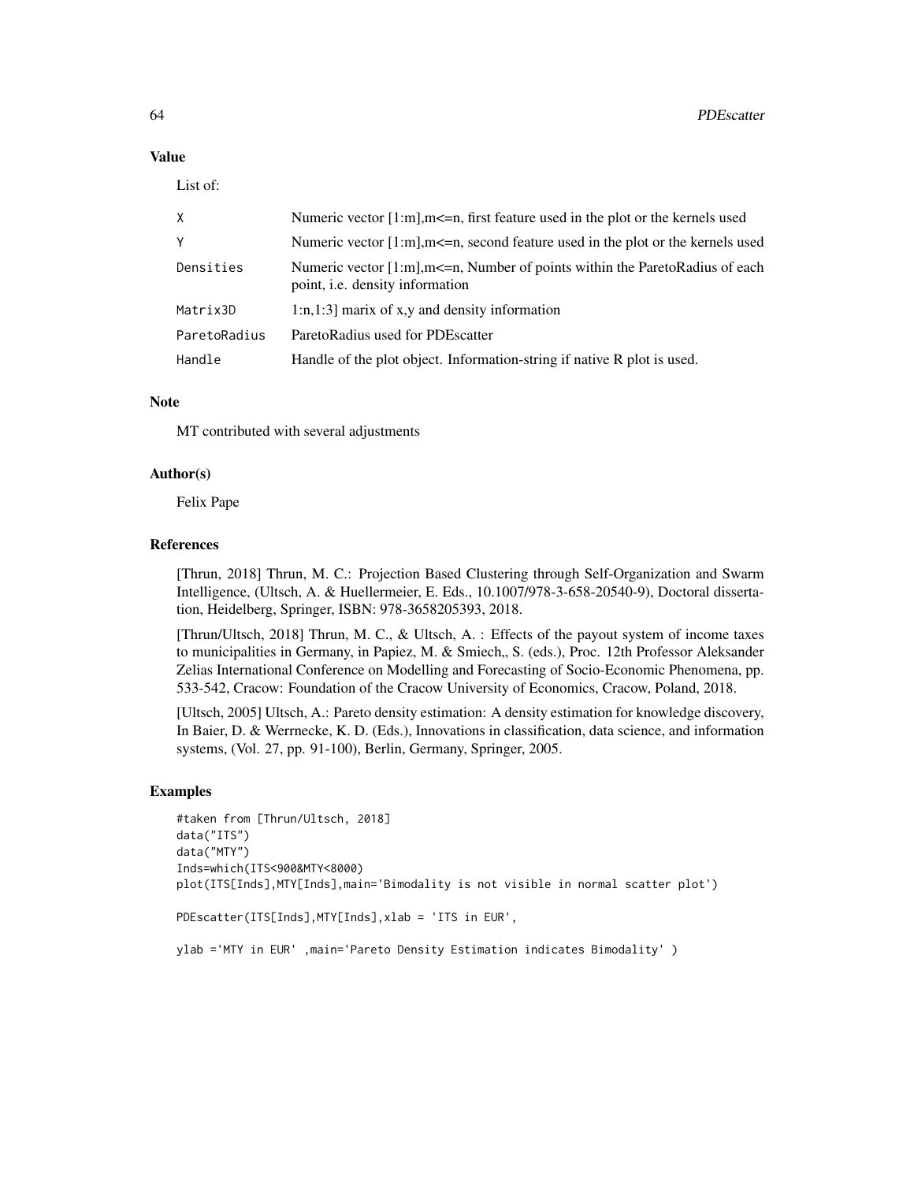## Value

List of:

| | |
|---|---|
| X | Numeric vector [1:m],m<=n, first feature used in the plot or the kernels used |
| Y | Numeric vector [1:m],m<=n, second feature used in the plot or the kernels used |
| Densities | Numeric vector [1:m],m<=n, Number of points within the ParetoRadius of each point, i.e. density information |
| Matrix3D | 1:n,1:3] marix of x,y and density information |
| ParetoRadius | ParetoRadius used for PDEscatter |
| Handle | Handle of the plot object. Information-string if native R plot is used. |

## Note

MT contributed with several adjustments

## Author(s)

Felix Pape

## References

[Thrun, 2018] Thrun, M. C.: Projection Based Clustering through Self-Organization and Swarm Intelligence, (Ultsch, A. & Huellermeier, E. Eds., 10.1007/978-3-658-20540-9), Doctoral dissertation, Heidelberg, Springer, ISBN: 978-3658205393, 2018.

[Thrun/Ultsch, 2018] Thrun, M. C., & Ultsch, A. : Effects of the payout system of income taxes to municipalities in Germany, in Papiez, M. & Smiech,, S. (eds.), Proc. 12th Professor Aleksander Zelias International Conference on Modelling and Forecasting of Socio-Economic Phenomena, pp. 533-542, Cracow: Foundation of the Cracow University of Economics, Cracow, Poland, 2018.

[Ultsch, 2005] Ultsch, A.: Pareto density estimation: A density estimation for knowledge discovery, In Baier, D. & Werrnecke, K. D. (Eds.), Innovations in classification, data science, and information systems, (Vol. 27, pp. 91-100), Berlin, Germany, Springer, 2005.

## Examples

```
#taken from [Thrun/Ultsch, 2018]
data("ITS")
data("MTY")
Inds=which(ITS<900&MTY<8000)
plot(ITS[Inds],MTY[Inds],main='Bimodality is not visible in normal scatter plot')

PDEscatter(ITS[Inds],MTY[Inds],xlab = 'ITS in EUR',

ylab ='MTY in EUR' ,main='Pareto Density Estimation indicates Bimodality' )
```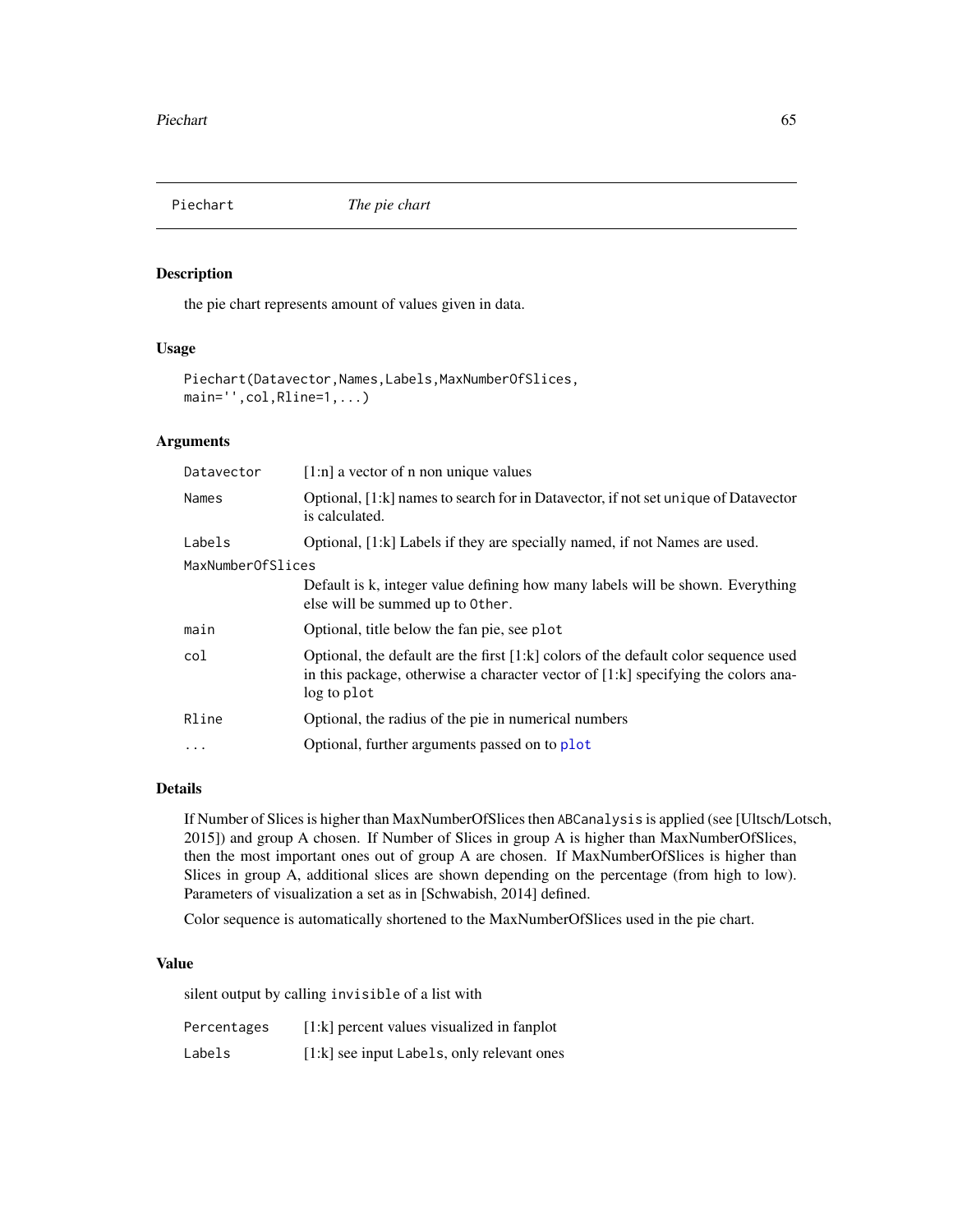## Piechart *The pie chart*

### Description

the pie chart represents amount of values given in data.

### Usage

```
Piechart(Datavector,Names,Labels,MaxNumberOfSlices,
main='',col,Rline=1,...)
```

### Arguments

| | |
|---|---|
| Datavector | [1:n] a vector of n non unique values |
| Names | Optional, [1:k] names to search for in Datavector, if not set `unique` of Datavector is calculated. |
| Labels | Optional, [1:k] Labels if they are specially named, if not Names are used. |
| MaxNumberOfSlices | Default is k, integer value defining how many labels will be shown. Everything else will be summed up to `Other`. |
| main | Optional, title below the fan pie, see `plot` |
| col | Optional, the default are the first [1:k] colors of the default color sequence used in this package, otherwise a character vector of [1:k] specifying the colors analog to `plot` |
| Rline | Optional, the radius of the pie in numerical numbers |
| ... | Optional, further arguments passed on to `plot` |

### Details

If Number of Slices is higher than MaxNumberOfSlices then `ABCanalysis` is applied (see [Ultsch/Lotsch, 2015]) and group A chosen. If Number of Slices in group A is higher than MaxNumberOfSlices, then the most important ones out of group A are chosen. If MaxNumberOfSlices is higher than Slices in group A, additional slices are shown depending on the percentage (from high to low). Parameters of visualization a set as in [Schwabish, 2014] defined.

Color sequence is automatically shortened to the MaxNumberOfSlices used in the pie chart.

### Value

silent output by calling `invisible` of a list with

| | |
|---|---|
| Percentages | [1:k] percent values visualized in fanplot |
| Labels | [1:k] see input `Labels`, only relevant ones |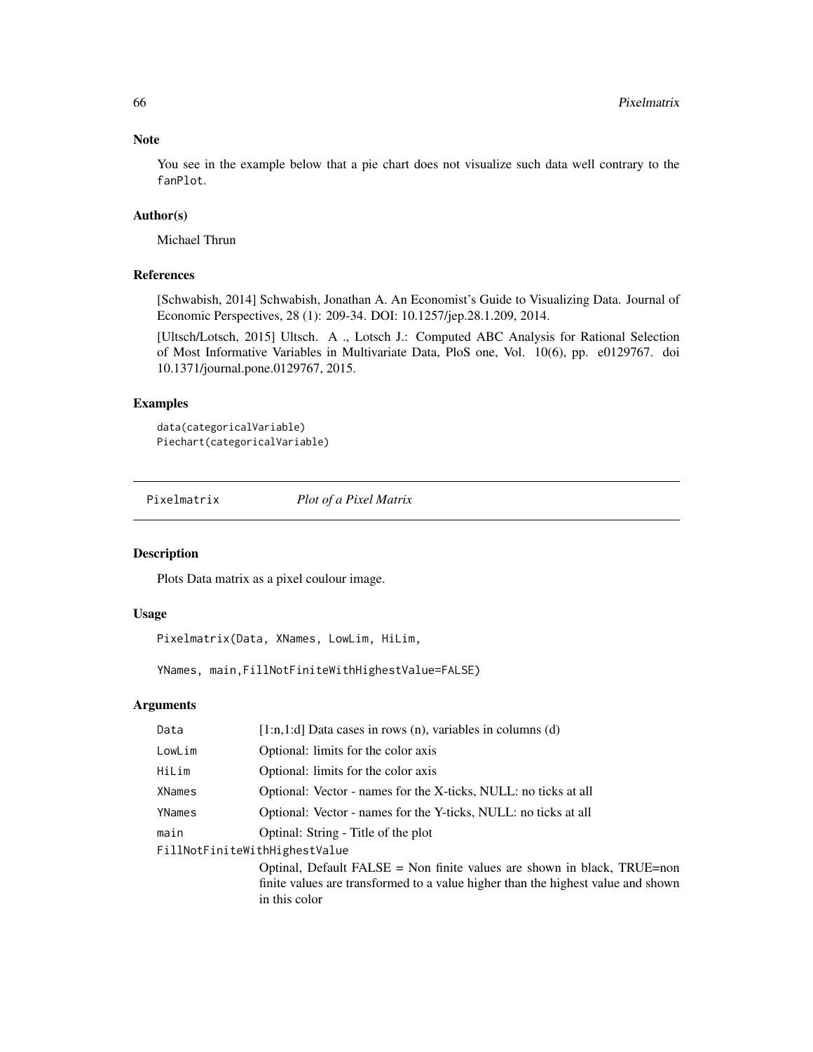## Note

You see in the example below that a pie chart does not visualize such data well contrary to the fanPlot.

## Author(s)

Michael Thrun

## References

[Schwabish, 2014] Schwabish, Jonathan A. An Economist's Guide to Visualizing Data. Journal of Economic Perspectives, 28 (1): 209-34. DOI: 10.1257/jep.28.1.209, 2014.

[Ultsch/Lotsch, 2015] Ultsch. A ., Lotsch J.: Computed ABC Analysis for Rational Selection of Most Informative Variables in Multivariate Data, PloS one, Vol. 10(6), pp. e0129767. doi 10.1371/journal.pone.0129767, 2015.

## Examples

```
data(categoricalVariable)
Piechart(categoricalVariable)
```

---

# Pixelmatrix *Plot of a Pixel Matrix*

## Description

Plots Data matrix as a pixel coulour image.

## Usage

```
Pixelmatrix(Data, XNames, LowLim, HiLim,

YNames, main,FillNotFiniteWithHighestValue=FALSE)
```

## Arguments

| | |
|---|---|
| Data | [1:n,1:d] Data cases in rows (n), variables in columns (d) |
| LowLim | Optional: limits for the color axis |
| HiLim | Optional: limits for the color axis |
| XNames | Optional: Vector - names for the X-ticks, NULL: no ticks at all |
| YNames | Optional: Vector - names for the Y-ticks, NULL: no ticks at all |
| main | Optinal: String - Title of the plot |
| FillNotFiniteWithHighestValue | Optinal, Default FALSE = Non finite values are shown in black, TRUE=non finite values are transformed to a value higher than the highest value and shown in this color |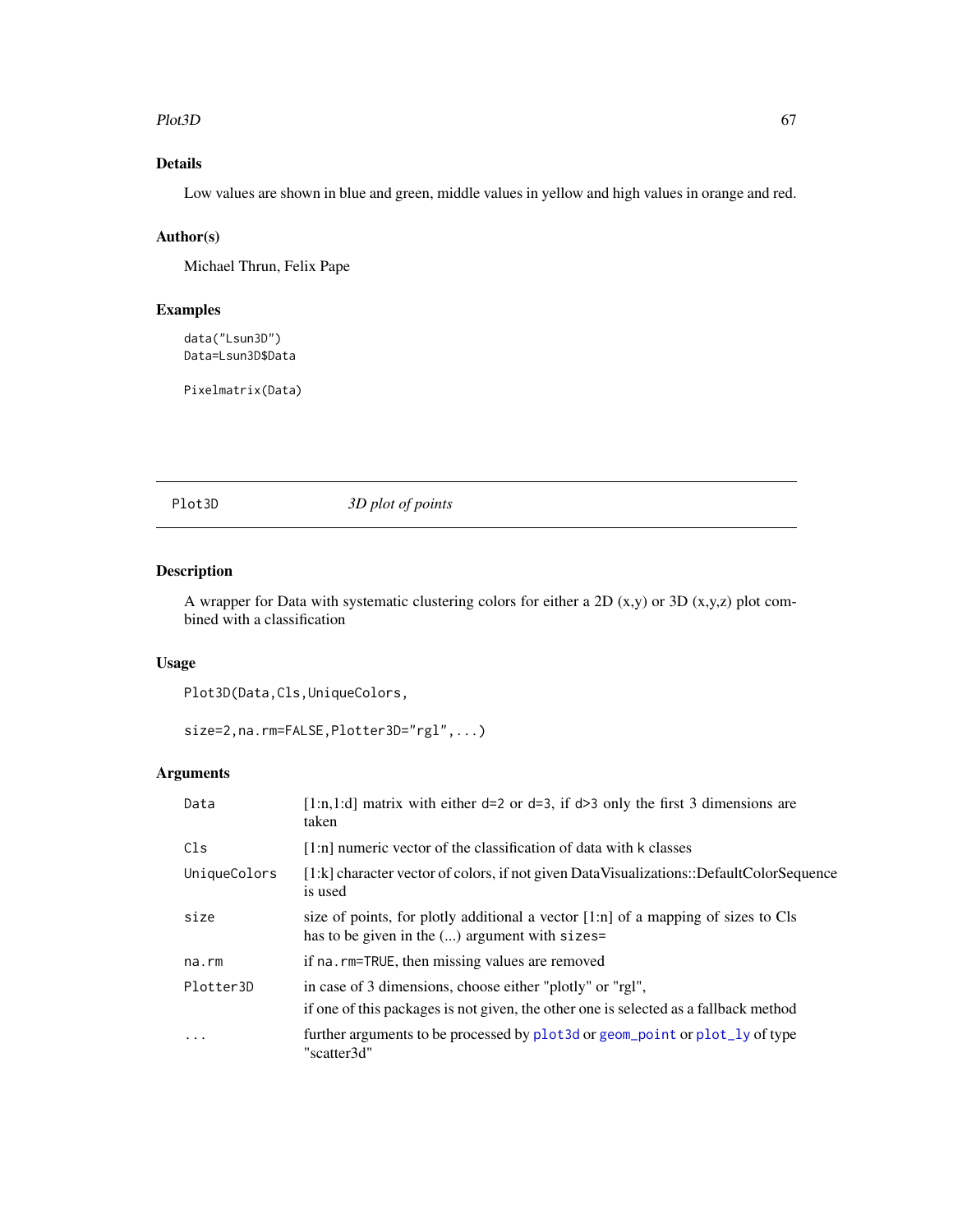## Details

Low values are shown in blue and green, middle values in yellow and high values in orange and red.

## Author(s)

Michael Thrun, Felix Pape

## Examples

```
data("Lsun3D")
Data=Lsun3D$Data

Pixelmatrix(Data)
```

---

# Plot3D — *3D plot of points*

---

## Description

A wrapper for Data with systematic clustering colors for either a 2D (x,y) or 3D (x,y,z) plot combined with a classification

## Usage

```
Plot3D(Data,Cls,UniqueColors,

size=2,na.rm=FALSE,Plotter3D="rgl",...)
```

## Arguments

| Argument | Description |
|---|---|
| `Data` | [1:n,1:d] matrix with either d=2 or d=3, if d>3 only the first 3 dimensions are taken |
| `Cls` | [1:n] numeric vector of the classification of data with k classes |
| `UniqueColors` | [1:k] character vector of colors, if not given DataVisualizations::DefaultColorSequence is used |
| `size` | size of points, for plotly additional a vector [1:n] of a mapping of sizes to Cls has to be given in the (...) argument with `sizes=` |
| `na.rm` | if `na.rm=TRUE`, then missing values are removed |
| `Plotter3D` | in case of 3 dimensions, choose either "plotly" or "rgl",<br>if one of this packages is not given, the other one is selected as a fallback method |
| `...` | further arguments to be processed by `plot3d` or `geom_point` or `plot_ly` of type "scatter3d" |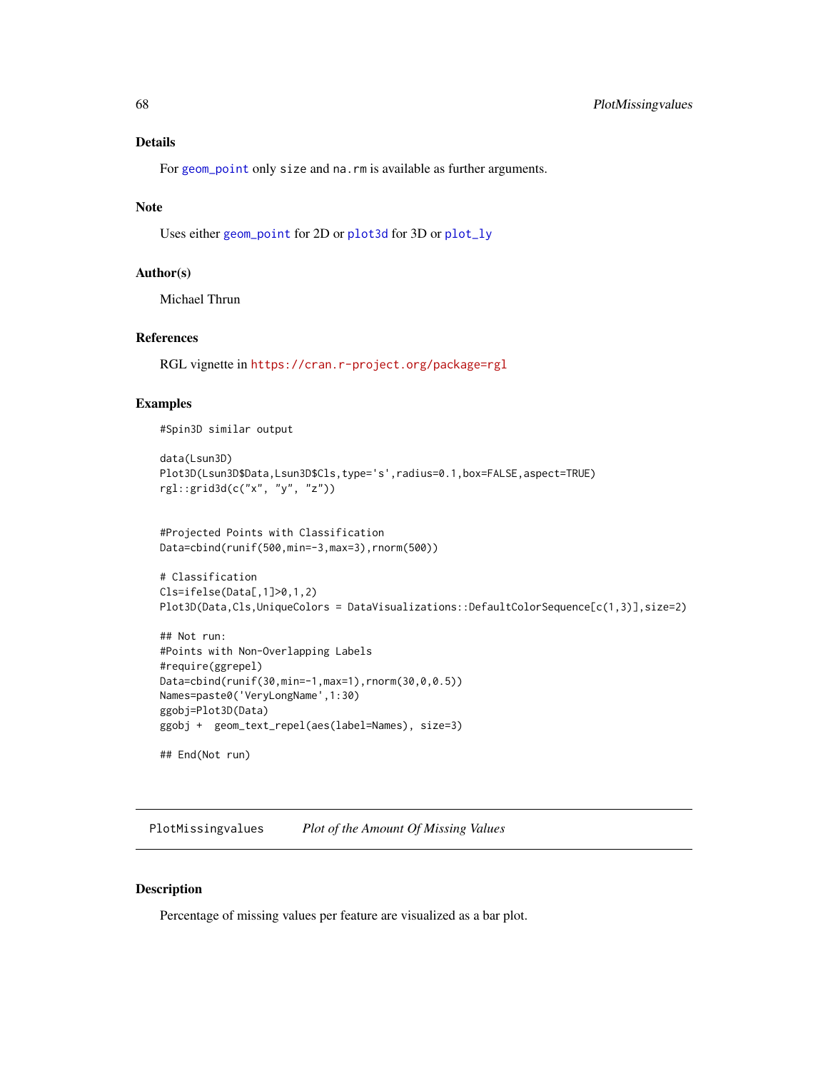### Details

For `geom_point` only `size` and `na.rm` is available as further arguments.

### Note

Uses either `geom_point` for 2D or `plot3d` for 3D or `plot_ly`

### Author(s)

Michael Thrun

### References

RGL vignette in https://cran.r-project.org/package=rgl

### Examples

```
#Spin3D similar output

data(Lsun3D)
Plot3D(Lsun3D$Data,Lsun3D$Cls,type='s',radius=0.1,box=FALSE,aspect=TRUE)
rgl::grid3d(c("x", "y", "z"))


#Projected Points with Classification
Data=cbind(runif(500,min=-3,max=3),rnorm(500))

# Classification
Cls=ifelse(Data[,1]>0,1,2)
Plot3D(Data,Cls,UniqueColors = DataVisualizations::DefaultColorSequence[c(1,3)],size=2)

## Not run:
#Points with Non-Overlapping Labels
#require(ggrepel)
Data=cbind(runif(30,min=-1,max=1),rnorm(30,0,0.5))
Names=paste0('VeryLongName',1:30)
ggobj=Plot3D(Data)
ggobj +  geom_text_repel(aes(label=Names), size=3)

## End(Not run)
```

---

## PlotMissingvalues — *Plot of the Amount Of Missing Values*

### Description

Percentage of missing values per feature are visualized as a bar plot.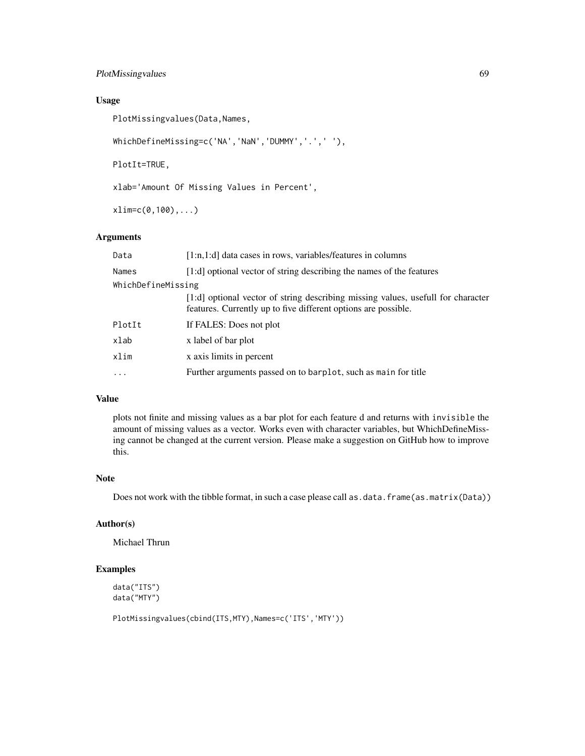## Usage

```
PlotMissingvalues(Data,Names,

WhichDefineMissing=c('NA','NaN','DUMMY','.',' '),

PlotIt=TRUE,

xlab='Amount Of Missing Values in Percent',

xlim=c(0,100),...)
```

## Arguments

| | |
|---|---|
| `Data` | [1:n,1:d] data cases in rows, variables/features in columns |
| `Names` | [1:d] optional vector of string describing the names of the features |
| `WhichDefineMissing` | [1:d] optional vector of string describing missing values, usefull for character features. Currently up to five different options are possible. |
| `PlotIt` | If FALES: Does not plot |
| `xlab` | x label of bar plot |
| `xlim` | x axis limits in percent |
| `...` | Further arguments passed on to `barplot`, such as `main` for title |

## Value

plots not finite and missing values as a bar plot for each feature d and returns with `invisible` the amount of missing values as a vector. Works even with character variables, but WhichDefineMissing cannot be changed at the current version. Please make a suggestion on GitHub how to improve this.

## Note

Does not work with the tibble format, in such a case please call `as.data.frame(as.matrix(Data))`

## Author(s)

Michael Thrun

## Examples

```
data("ITS")
data("MTY")

PlotMissingvalues(cbind(ITS,MTY),Names=c('ITS','MTY'))
```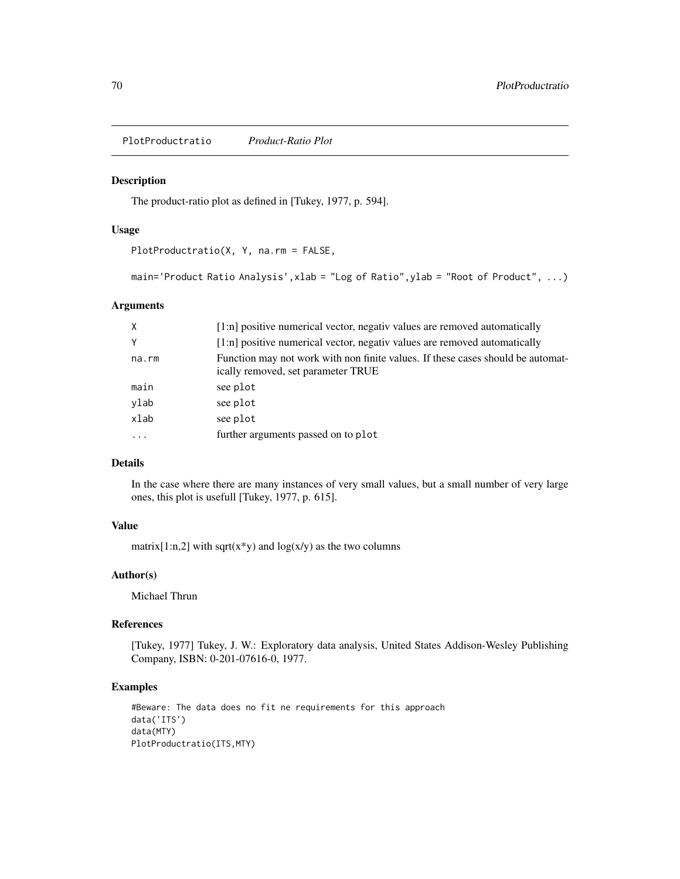PlotProductratio *Product-Ratio Plot*

## Description

The product-ratio plot as defined in [Tukey, 1977, p. 594].

## Usage

```
PlotProductratio(X, Y, na.rm = FALSE,

main='Product Ratio Analysis',xlab = "Log of Ratio",ylab = "Root of Product", ...)
```

## Arguments

| | |
|---|---|
| X | [1:n] positive numerical vector, negativ values are removed automatically |
| Y | [1:n] positive numerical vector, negativ values are removed automatically |
| na.rm | Function may not work with non finite values. If these cases should be automatically removed, set parameter TRUE |
| main | see plot |
| ylab | see plot |
| xlab | see plot |
| ... | further arguments passed on to plot |

## Details

In the case where there are many instances of very small values, but a small number of very large ones, this plot is usefull [Tukey, 1977, p. 615].

## Value

matrix[1:n,2] with sqrt(x*y) and log(x/y) as the two columns

## Author(s)

Michael Thrun

## References

[Tukey, 1977] Tukey, J. W.: Exploratory data analysis, United States Addison-Wesley Publishing Company, ISBN: 0-201-07616-0, 1977.

## Examples

```
#Beware: The data does no fit ne requirements for this approach
data('ITS')
data(MTY)
PlotProductratio(ITS,MTY)
```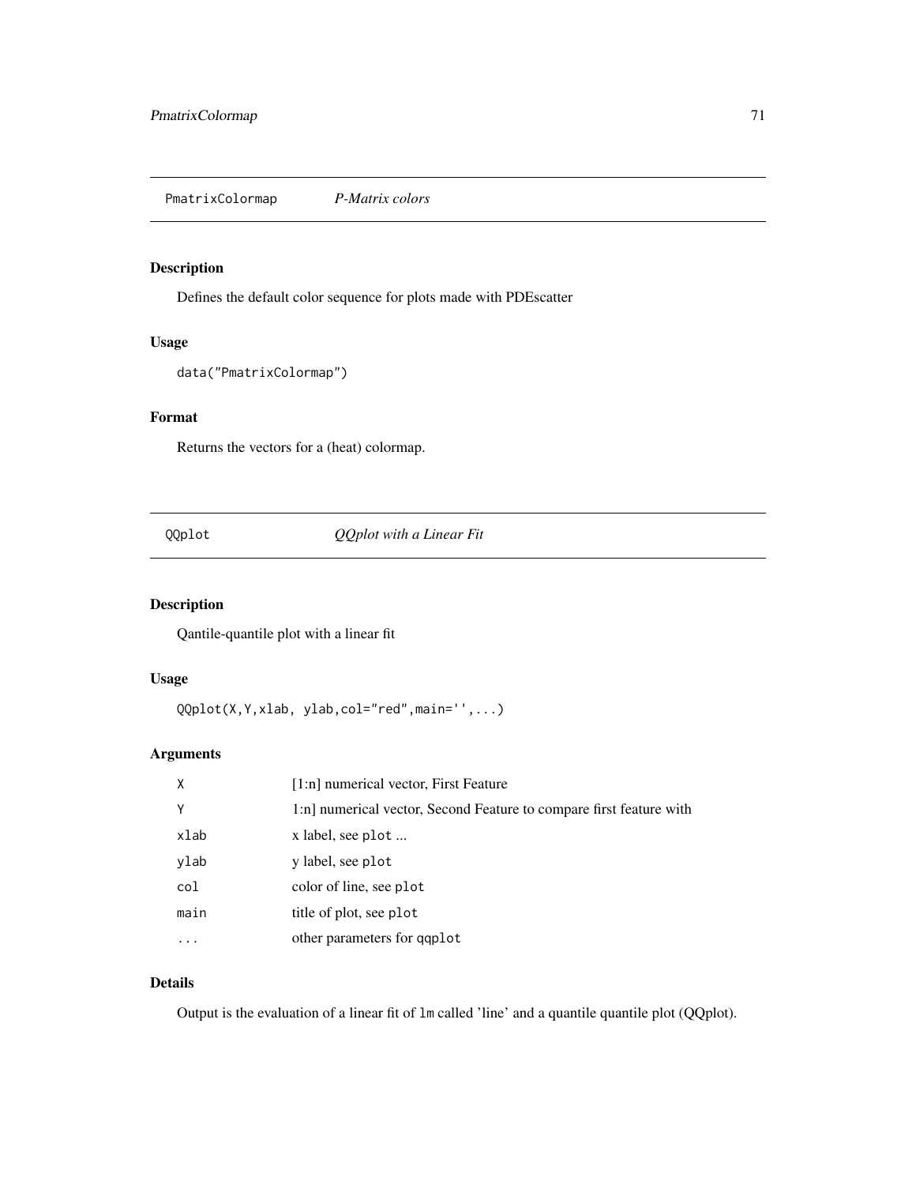## PmatrixColormap *P-Matrix colors*

### Description

Defines the default color sequence for plots made with PDEscatter

### Usage

```
data("PmatrixColormap")
```

### Format

Returns the vectors for a (heat) colormap.

## QQplot *QQplot with a Linear Fit*

### Description

Qantile-quantile plot with a linear fit

### Usage

```
QQplot(X,Y,xlab, ylab,col="red",main='',...)
```

### Arguments

| | |
|---|---|
| X | [1:n] numerical vector, First Feature |
| Y | 1:n] numerical vector, Second Feature to compare first feature with |
| xlab | x label, see `plot` ... |
| ylab | y label, see `plot` |
| col | color of line, see `plot` |
| main | title of plot, see `plot` |
| ... | other parameters for `qqplot` |

### Details

Output is the evaluation of a linear fit of `lm` called 'line' and a quantile quantile plot (QQplot).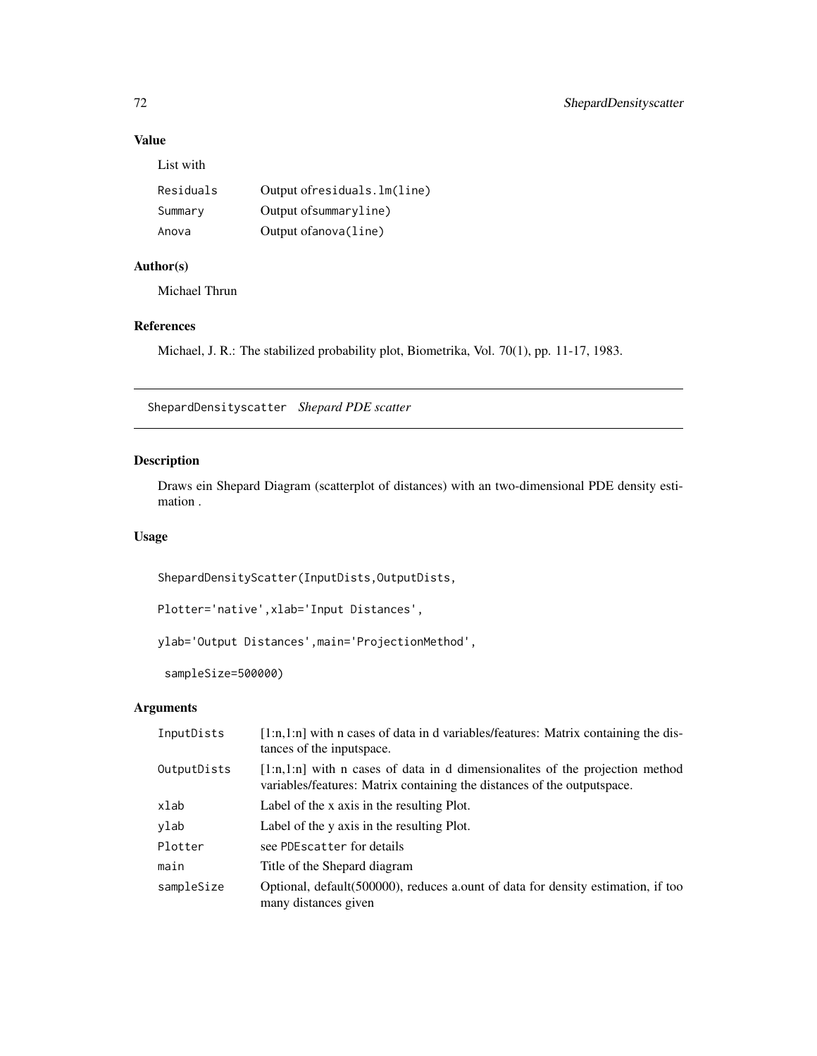## Value

List with

| | |
|---|---|
| Residuals | Output ofresiduals.lm(line) |
| Summary | Output ofsummaryline) |
| Anova | Output ofanova(line) |

## Author(s)

Michael Thrun

## References

Michael, J. R.: The stabilized probability plot, Biometrika, Vol. 70(1), pp. 11-17, 1983.

---

# ShepardDensityscatter *Shepard PDE scatter*

## Description

Draws ein Shepard Diagram (scatterplot of distances) with an two-dimensional PDE density estimation .

## Usage

```
ShepardDensityScatter(InputDists,OutputDists,

Plotter='native',xlab='Input Distances',

ylab='Output Distances',main='ProjectionMethod',

 sampleSize=500000)
```

## Arguments

| | |
|---|---|
| InputDists | [1:n,1:n] with n cases of data in d variables/features: Matrix containing the distances of the inputspace. |
| OutputDists | [1:n,1:n] with n cases of data in d dimensionalites of the projection method variables/features: Matrix containing the distances of the outputspace. |
| xlab | Label of the x axis in the resulting Plot. |
| ylab | Label of the y axis in the resulting Plot. |
| Plotter | see PDEscatter for details |
| main | Title of the Shepard diagram |
| sampleSize | Optional, default(500000), reduces a.ount of data for density estimation, if too many distances given |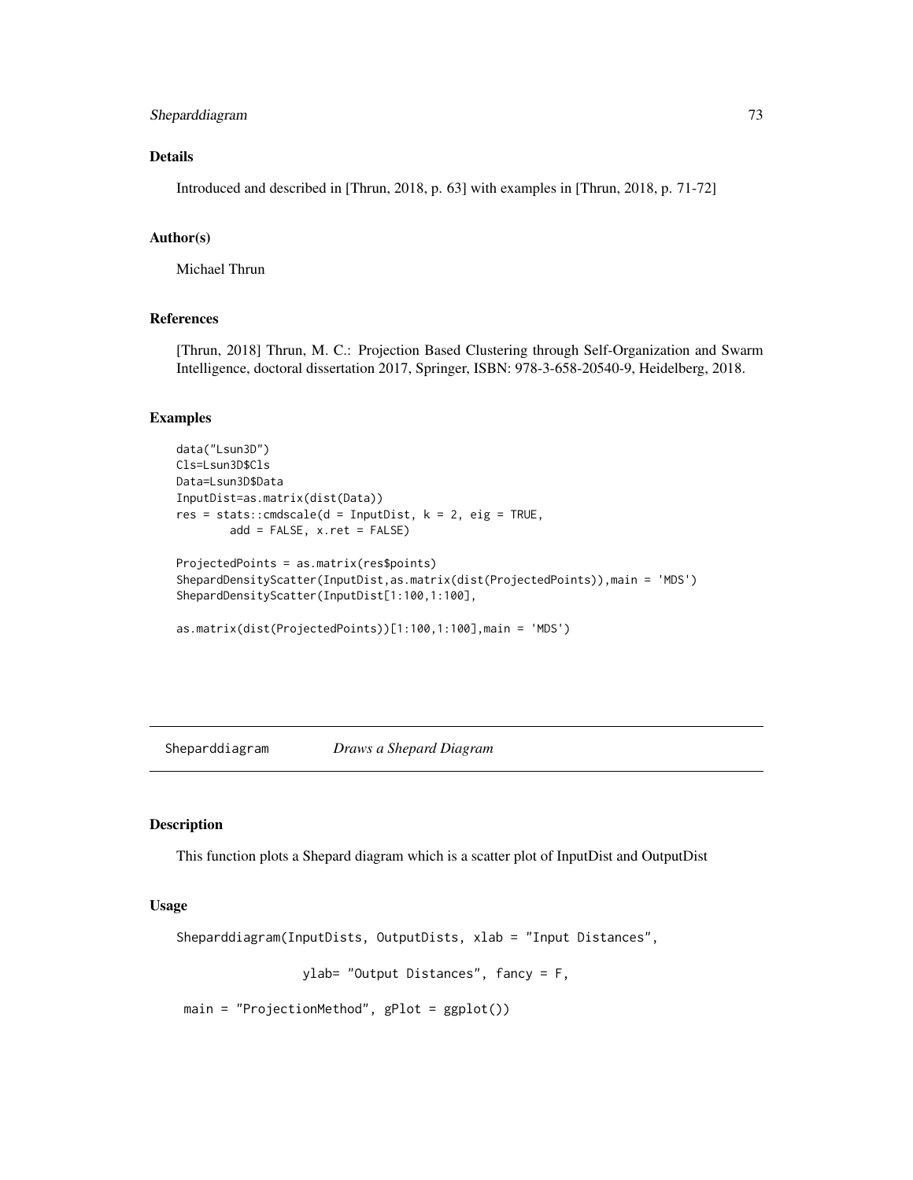## Details

Introduced and described in [Thrun, 2018, p. 63] with examples in [Thrun, 2018, p. 71-72]

## Author(s)

Michael Thrun

## References

[Thrun, 2018] Thrun, M. C.: Projection Based Clustering through Self-Organization and Swarm Intelligence, doctoral dissertation 2017, Springer, ISBN: 978-3-658-20540-9, Heidelberg, 2018.

## Examples

```
data("Lsun3D")
Cls=Lsun3D$Cls
Data=Lsun3D$Data
InputDist=as.matrix(dist(Data))
res = stats::cmdscale(d = InputDist, k = 2, eig = TRUE,
        add = FALSE, x.ret = FALSE)

ProjectedPoints = as.matrix(res$points)
ShepardDensityScatter(InputDist,as.matrix(dist(ProjectedPoints)),main = 'MDS')
ShepardDensityScatter(InputDist[1:100,1:100],

as.matrix(dist(ProjectedPoints))[1:100,1:100],main = 'MDS')
```

---

# Sheparddiagram — *Draws a Shepard Diagram*

## Description

This function plots a Shepard diagram which is a scatter plot of InputDist and OutputDist

## Usage

```
Sheparddiagram(InputDists, OutputDists, xlab = "Input Distances",

                 ylab= "Output Distances", fancy = F,

 main = "ProjectionMethod", gPlot = ggplot())
```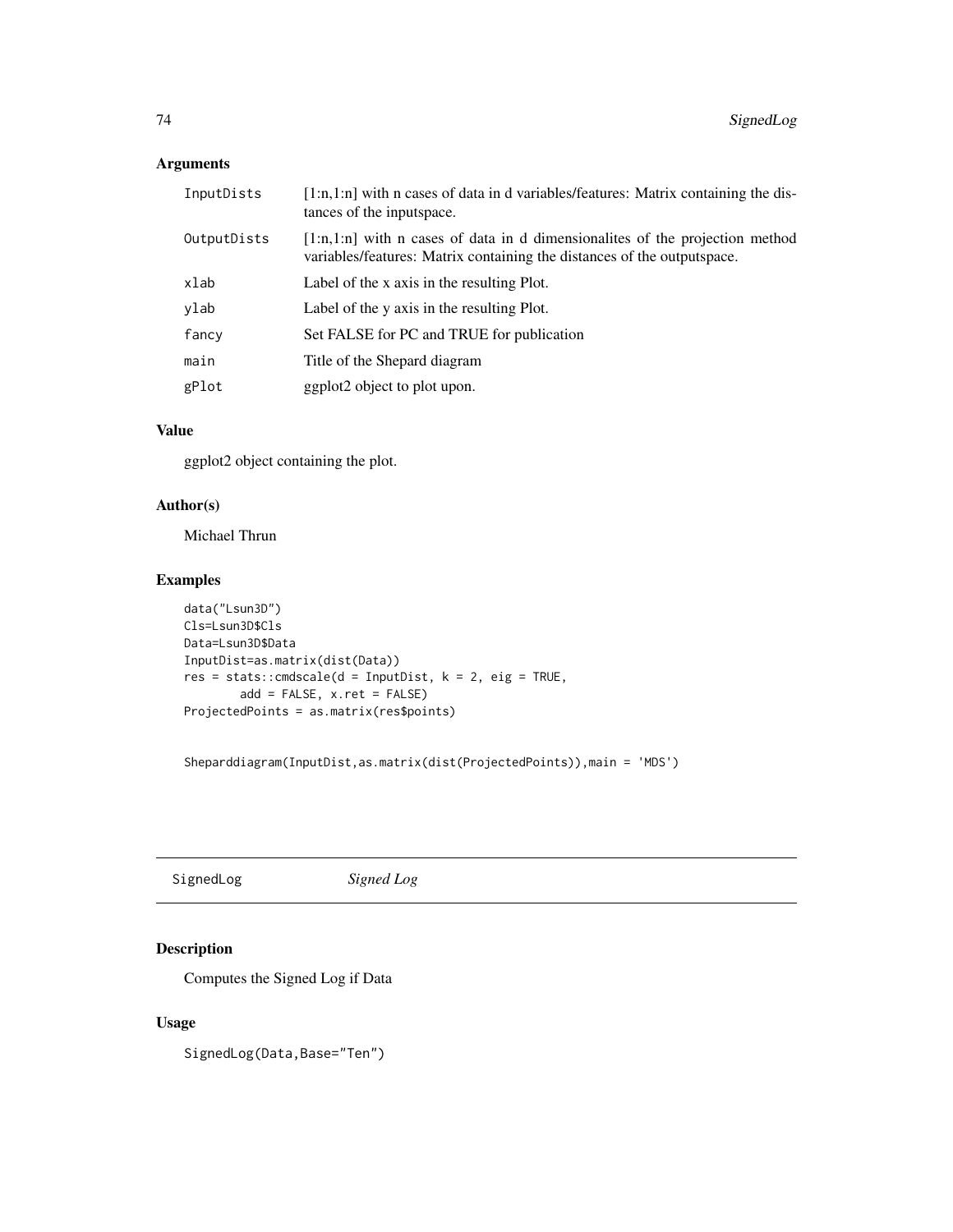### Arguments

| | |
|---|---|
| InputDists | [1:n,1:n] with n cases of data in d variables/features: Matrix containing the distances of the inputspace. |
| OutputDists | [1:n,1:n] with n cases of data in d dimensionalites of the projection method variables/features: Matrix containing the distances of the outputspace. |
| xlab | Label of the x axis in the resulting Plot. |
| ylab | Label of the y axis in the resulting Plot. |
| fancy | Set FALSE for PC and TRUE for publication |
| main | Title of the Shepard diagram |
| gPlot | ggplot2 object to plot upon. |

### Value

ggplot2 object containing the plot.

### Author(s)

Michael Thrun

### Examples

```
data("Lsun3D")
Cls=Lsun3D$Cls
Data=Lsun3D$Data
InputDist=as.matrix(dist(Data))
res = stats::cmdscale(d = InputDist, k = 2, eig = TRUE,
        add = FALSE, x.ret = FALSE)
ProjectedPoints = as.matrix(res$points)


Sheparddiagram(InputDist,as.matrix(dist(ProjectedPoints)),main = 'MDS')
```

---

## SignedLog *Signed Log*

### Description

Computes the Signed Log if Data

### Usage

```
SignedLog(Data,Base="Ten")
```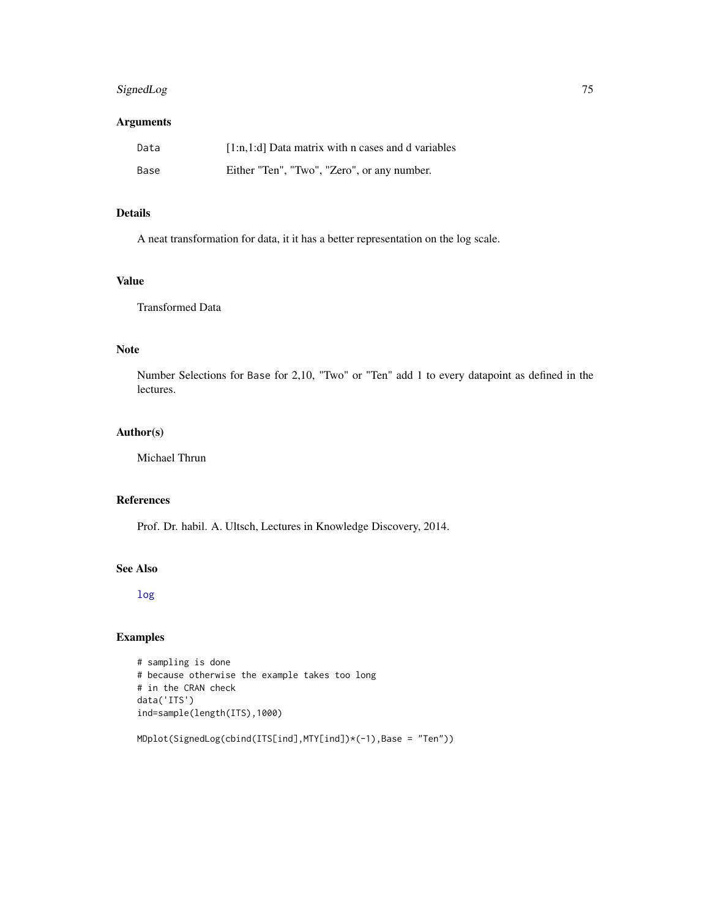## Arguments

| | |
|---|---|
| Data | [1:n,1:d] Data matrix with n cases and d variables |
| Base | Either "Ten", "Two", "Zero", or any number. |

## Details

A neat transformation for data, it it has a better representation on the log scale.

## Value

Transformed Data

## Note

Number Selections for `Base` for 2,10, "Two" or "Ten" add 1 to every datapoint as defined in the lectures.

## Author(s)

Michael Thrun

## References

Prof. Dr. habil. A. Ultsch, Lectures in Knowledge Discovery, 2014.

## See Also

log

## Examples

```
# sampling is done
# because otherwise the example takes too long
# in the CRAN check
data('ITS')
ind=sample(length(ITS),1000)

MDplot(SignedLog(cbind(ITS[ind],MTY[ind])*(-1),Base = "Ten"))
```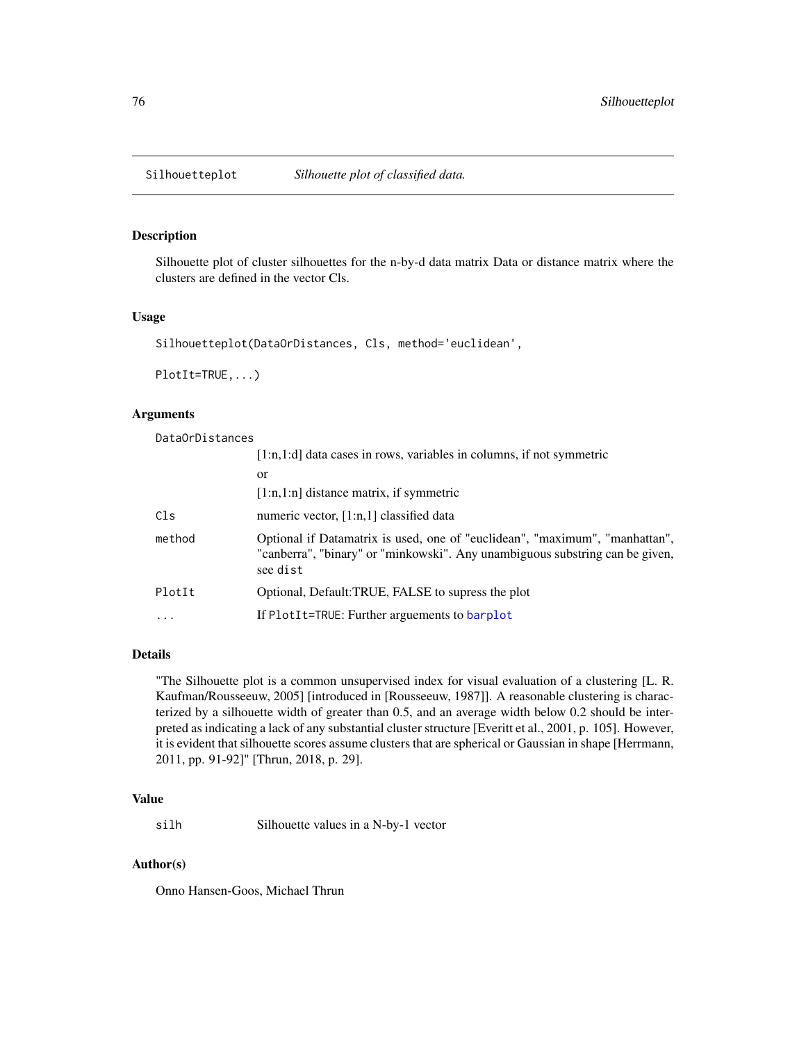## Silhouetteplot *Silhouette plot of classified data.*

### Description

Silhouette plot of cluster silhouettes for the n-by-d data matrix Data or distance matrix where the clusters are defined in the vector Cls.

### Usage

```
Silhouetteplot(DataOrDistances, Cls, method='euclidean',

PlotIt=TRUE,...)
```

### Arguments

| | |
|---|---|
| DataOrDistances | [1:n,1:d] data cases in rows, variables in columns, if not symmetric<br>or<br>[1:n,1:n] distance matrix, if symmetric |
| Cls | numeric vector, [1:n,1] classified data |
| method | Optional if Datamatrix is used, one of "euclidean", "maximum", "manhattan", "canberra", "binary" or "minkowski". Any unambiguous substring can be given, see `dist` |
| PlotIt | Optional, Default:TRUE, FALSE to supress the plot |
| ... | If `PlotIt=TRUE`: Further arguements to `barplot` |

### Details

"The Silhouette plot is a common unsupervised index for visual evaluation of a clustering [L. R. Kaufman/Rousseeuw, 2005] [introduced in [Rousseeuw, 1987]]. A reasonable clustering is characterized by a silhouette width of greater than 0.5, and an average width below 0.2 should be interpreted as indicating a lack of any substantial cluster structure [Everitt et al., 2001, p. 105]. However, it is evident that silhouette scores assume clusters that are spherical or Gaussian in shape [Herrmann, 2011, pp. 91-92]" [Thrun, 2018, p. 29].

### Value

| | |
|---|---|
| silh | Silhouette values in a N-by-1 vector |

### Author(s)

Onno Hansen-Goos, Michael Thrun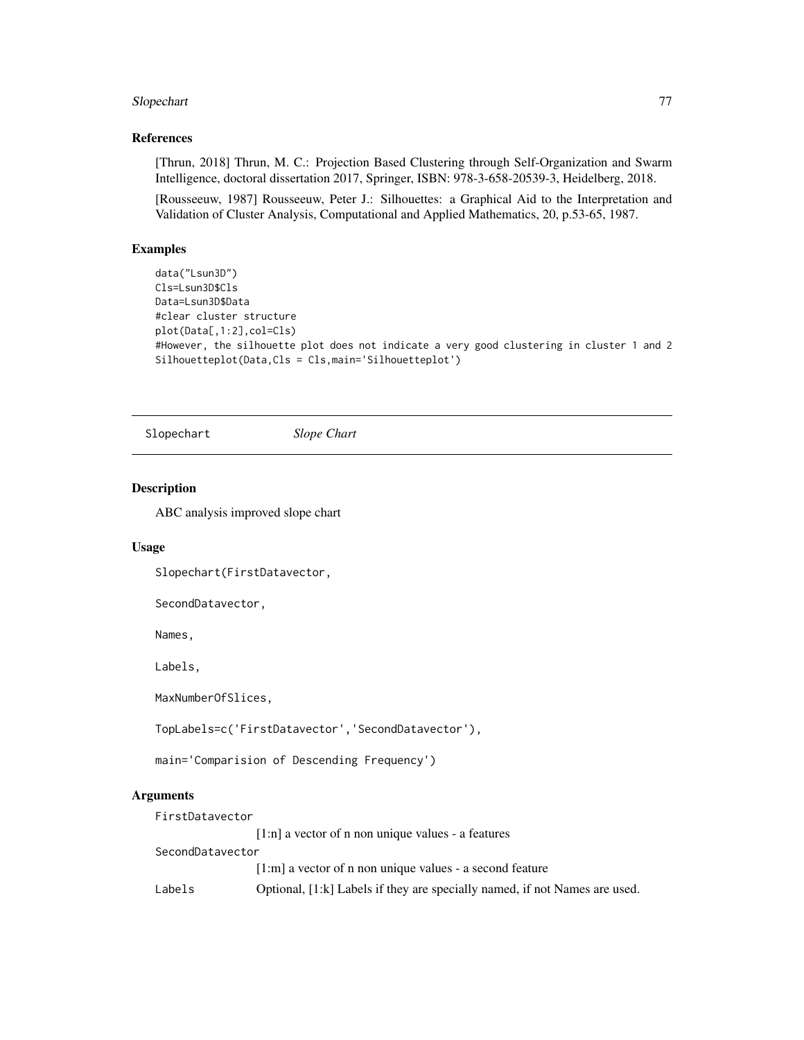## References

[Thrun, 2018] Thrun, M. C.: Projection Based Clustering through Self-Organization and Swarm Intelligence, doctoral dissertation 2017, Springer, ISBN: 978-3-658-20539-3, Heidelberg, 2018.

[Rousseeuw, 1987] Rousseeuw, Peter J.: Silhouettes: a Graphical Aid to the Interpretation and Validation of Cluster Analysis, Computational and Applied Mathematics, 20, p.53-65, 1987.

## Examples

```
data("Lsun3D")
Cls=Lsun3D$Cls
Data=Lsun3D$Data
#clear cluster structure
plot(Data[,1:2],col=Cls)
#However, the silhouette plot does not indicate a very good clustering in cluster 1 and 2
Silhouetteplot(Data,Cls = Cls,main='Silhouetteplot')
```

---

# Slopechart *Slope Chart*

## Description

ABC analysis improved slope chart

## Usage

```
Slopechart(FirstDatavector,

SecondDatavector,

Names,

Labels,

MaxNumberOfSlices,

TopLabels=c('FirstDatavector','SecondDatavector'),

main='Comparision of Descending Frequency')
```

## Arguments

| | |
|---|---|
| FirstDatavector | [1:n] a vector of n non unique values - a features |
| SecondDatavector | [1:m] a vector of n non unique values - a second feature |
| Labels | Optional, [1:k] Labels if they are specially named, if not Names are used. |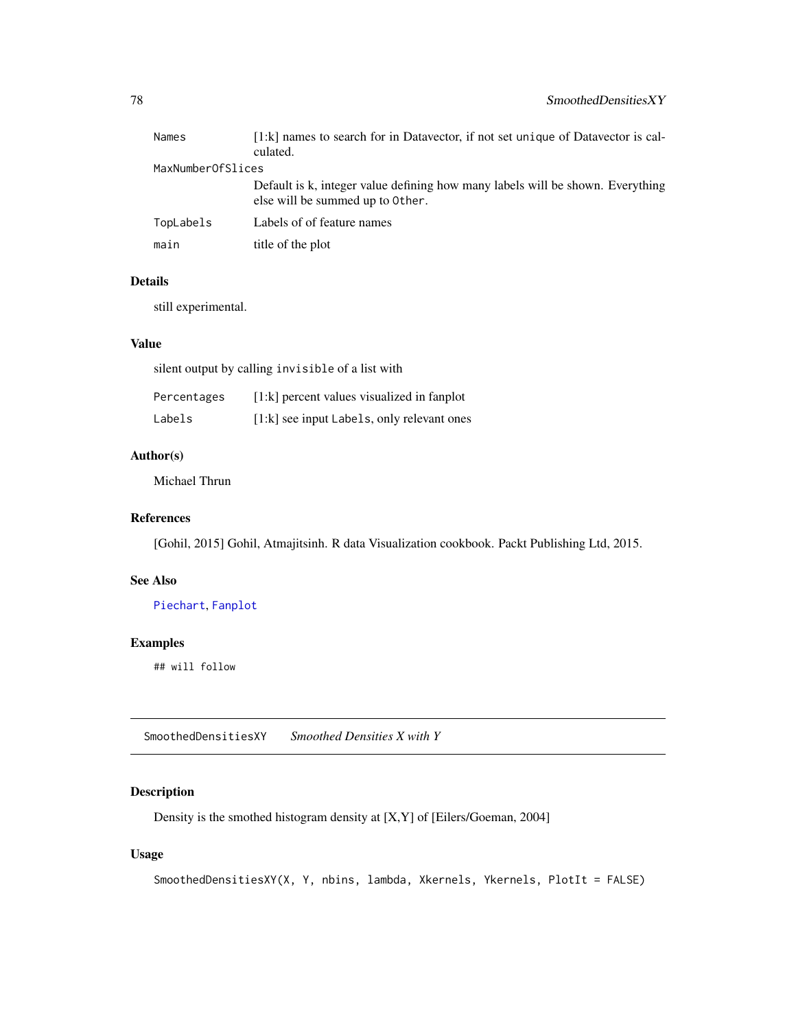| | |
|---|---|
| Names | [1:k] names to search for in Datavector, if not set unique of Datavector is calculated. |
| MaxNumberOfSlices | Default is k, integer value defining how many labels will be shown. Everything else will be summed up to Other. |
| TopLabels | Labels of of feature names |
| main | title of the plot |

### Details

still experimental.

### Value

silent output by calling invisible of a list with

| | |
|---|---|
| Percentages | [1:k] percent values visualized in fanplot |
| Labels | [1:k] see input Labels, only relevant ones |

### Author(s)

Michael Thrun

### References

[Gohil, 2015] Gohil, Atmajitsinh. R data Visualization cookbook. Packt Publishing Ltd, 2015.

### See Also

Piechart, Fanplot

### Examples

```
## will follow
```

---

## SmoothedDensitiesXY *Smoothed Densities X with Y*

### Description

Density is the smothed histogram density at [X,Y] of [Eilers/Goeman, 2004]

### Usage

```
SmoothedDensitiesXY(X, Y, nbins, lambda, Xkernels, Ykernels, PlotIt = FALSE)
```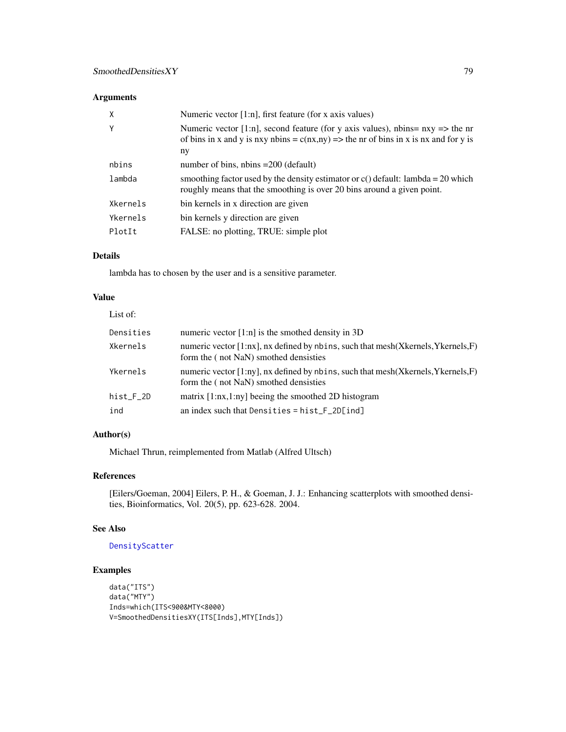### Arguments

| | |
|---|---|
| X | Numeric vector [1:n], first feature (for x axis values) |
| Y | Numeric vector [1:n], second feature (for y axis values), nbins= nxy => the nr of bins in x and y is nxy nbins = c(nx,ny) => the nr of bins in x is nx and for y is ny |
| nbins | number of bins, nbins =200 (default) |
| lambda | smoothing factor used by the density estimator or c() default: lambda = 20 which roughly means that the smoothing is over 20 bins around a given point. |
| Xkernels | bin kernels in x direction are given |
| Ykernels | bin kernels y direction are given |
| PlotIt | FALSE: no plotting, TRUE: simple plot |

### Details

lambda has to chosen by the user and is a sensitive parameter.

### Value

List of:

| | |
|---|---|
| Densities | numeric vector [1:n] is the smothed density in 3D |
| Xkernels | numeric vector [1:nx], nx defined by `nbins`, such that mesh(Xkernels,Ykernels,F) form the ( not NaN) smothed densisties |
| Ykernels | numeric vector [1:ny], nx defined by `nbins`, such that mesh(Xkernels,Ykernels,F) form the ( not NaN) smothed densisties |
| hist_F_2D | matrix [1:nx,1:ny] beeing the smoothed 2D histogram |
| ind | an index such that `Densities = hist_F_2D[ind]` |

### Author(s)

Michael Thrun, reimplemented from Matlab (Alfred Ultsch)

### References

[Eilers/Goeman, 2004] Eilers, P. H., & Goeman, J. J.: Enhancing scatterplots with smoothed densities, Bioinformatics, Vol. 20(5), pp. 623-628. 2004.

### See Also

DensityScatter

### Examples

```
data("ITS")
data("MTY")
Inds=which(ITS<900&MTY<8000)
V=SmoothedDensitiesXY(ITS[Inds],MTY[Inds])
```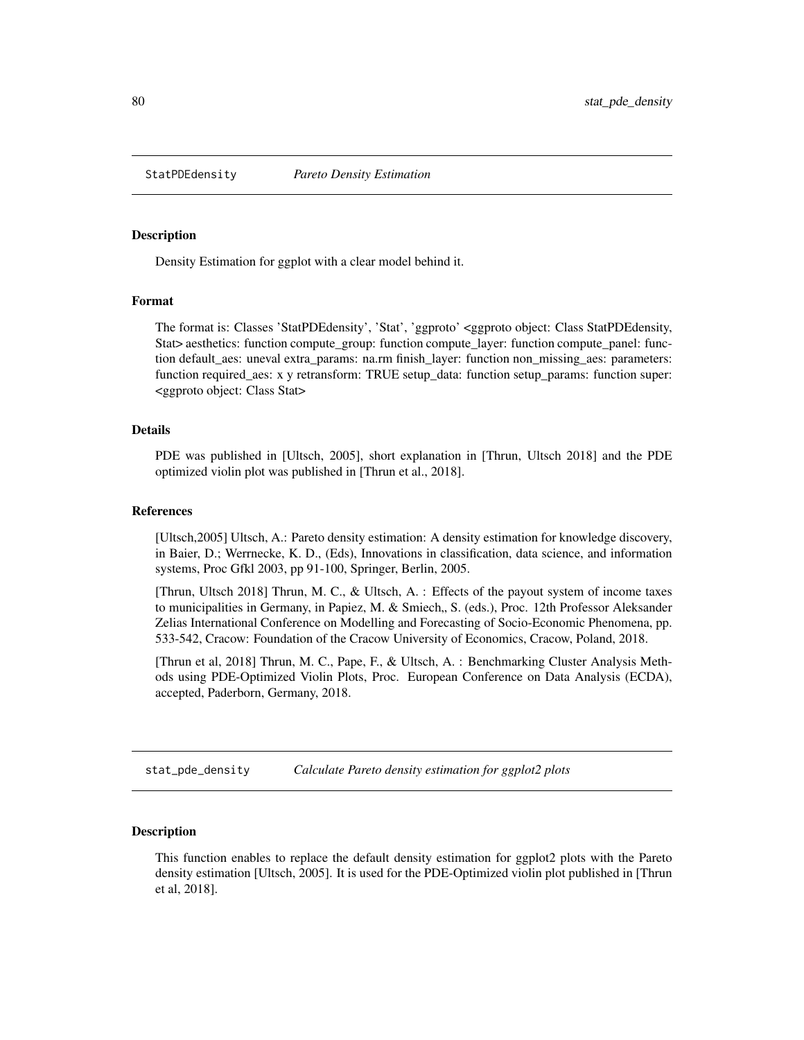## StatPDEdensity *Pareto Density Estimation*

### Description

Density Estimation for ggplot with a clear model behind it.

### Format

The format is: Classes 'StatPDEdensity', 'Stat', 'ggproto' <ggproto object: Class StatPDEdensity, Stat> aesthetics: function compute_group: function compute_layer: function compute_panel: function default_aes: uneval extra_params: na.rm finish_layer: function non_missing_aes: parameters: function required_aes: x y retransform: TRUE setup_data: function setup_params: function super: <ggproto object: Class Stat>

### Details

PDE was published in [Ultsch, 2005], short explanation in [Thrun, Ultsch 2018] and the PDE optimized violin plot was published in [Thrun et al., 2018].

### References

[Ultsch,2005] Ultsch, A.: Pareto density estimation: A density estimation for knowledge discovery, in Baier, D.; Werrnecke, K. D., (Eds), Innovations in classification, data science, and information systems, Proc Gfkl 2003, pp 91-100, Springer, Berlin, 2005.

[Thrun, Ultsch 2018] Thrun, M. C., & Ultsch, A. : Effects of the payout system of income taxes to municipalities in Germany, in Papiez, M. & Smiech,, S. (eds.), Proc. 12th Professor Aleksander Zelias International Conference on Modelling and Forecasting of Socio-Economic Phenomena, pp. 533-542, Cracow: Foundation of the Cracow University of Economics, Cracow, Poland, 2018.

[Thrun et al, 2018] Thrun, M. C., Pape, F., & Ultsch, A. : Benchmarking Cluster Analysis Methods using PDE-Optimized Violin Plots, Proc. European Conference on Data Analysis (ECDA), accepted, Paderborn, Germany, 2018.

## stat_pde_density *Calculate Pareto density estimation for ggplot2 plots*

### Description

This function enables to replace the default density estimation for ggplot2 plots with the Pareto density estimation [Ultsch, 2005]. It is used for the PDE-Optimized violin plot published in [Thrun et al, 2018].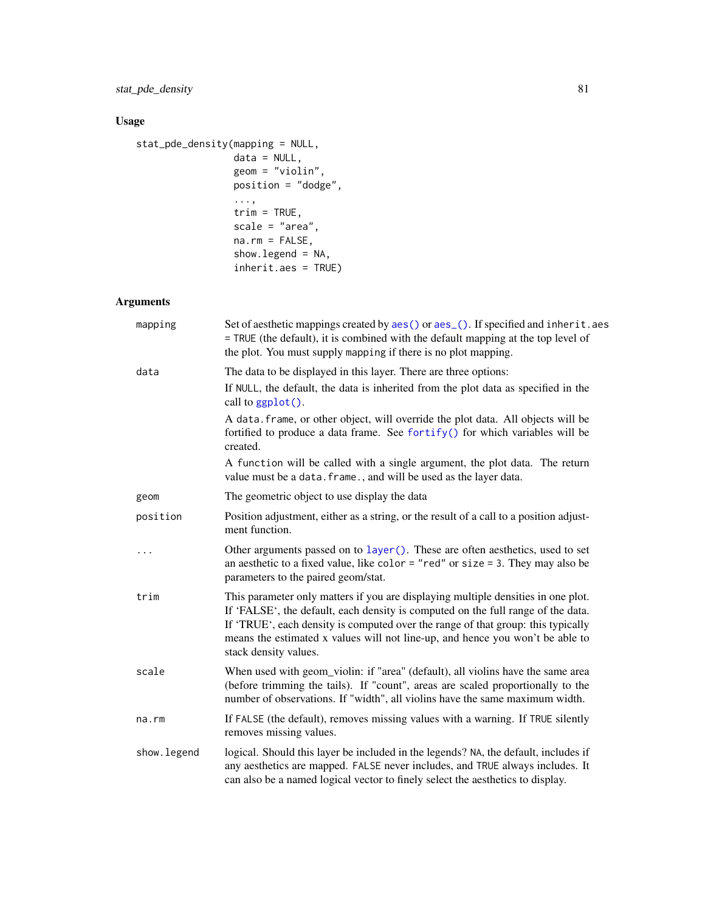## Usage

```
stat_pde_density(mapping = NULL,
                 data = NULL,
                 geom = "violin",
                 position = "dodge",
                 ...,
                 trim = TRUE,
                 scale = "area",
                 na.rm = FALSE,
                 show.legend = NA,
                 inherit.aes = TRUE)
```

## Arguments

| | |
|---|---|
| `mapping` | Set of aesthetic mappings created by `aes()` or `aes_()`. If specified and `inherit.aes = TRUE` (the default), it is combined with the default mapping at the top level of the plot. You must supply `mapping` if there is no plot mapping. |
| `data` | The data to be displayed in this layer. There are three options:<br>If `NULL`, the default, the data is inherited from the plot data as specified in the call to `ggplot()`.<br>A `data.frame`, or other object, will override the plot data. All objects will be fortified to produce a data frame. See `fortify()` for which variables will be created.<br>A `function` will be called with a single argument, the plot data. The return value must be a `data.frame.`, and will be used as the layer data. |
| `geom` | The geometric object to use display the data |
| `position` | Position adjustment, either as a string, or the result of a call to a position adjustment function. |
| `...` | Other arguments passed on to `layer()`. These are often aesthetics, used to set an aesthetic to a fixed value, like `color = "red"` or `size = 3`. They may also be parameters to the paired geom/stat. |
| `trim` | This parameter only matters if you are displaying multiple densities in one plot. If 'FALSE', the default, each density is computed on the full range of the data. If 'TRUE', each density is computed over the range of that group: this typically means the estimated x values will not line-up, and hence you won't be able to stack density values. |
| `scale` | When used with geom_violin: if "area" (default), all violins have the same area (before trimming the tails). If "count", areas are scaled proportionally to the number of observations. If "width", all violins have the same maximum width. |
| `na.rm` | If `FALSE` (the default), removes missing values with a warning. If `TRUE` silently removes missing values. |
| `show.legend` | logical. Should this layer be included in the legends? `NA`, the default, includes if any aesthetics are mapped. `FALSE` never includes, and `TRUE` always includes. It can also be a named logical vector to finely select the aesthetics to display. |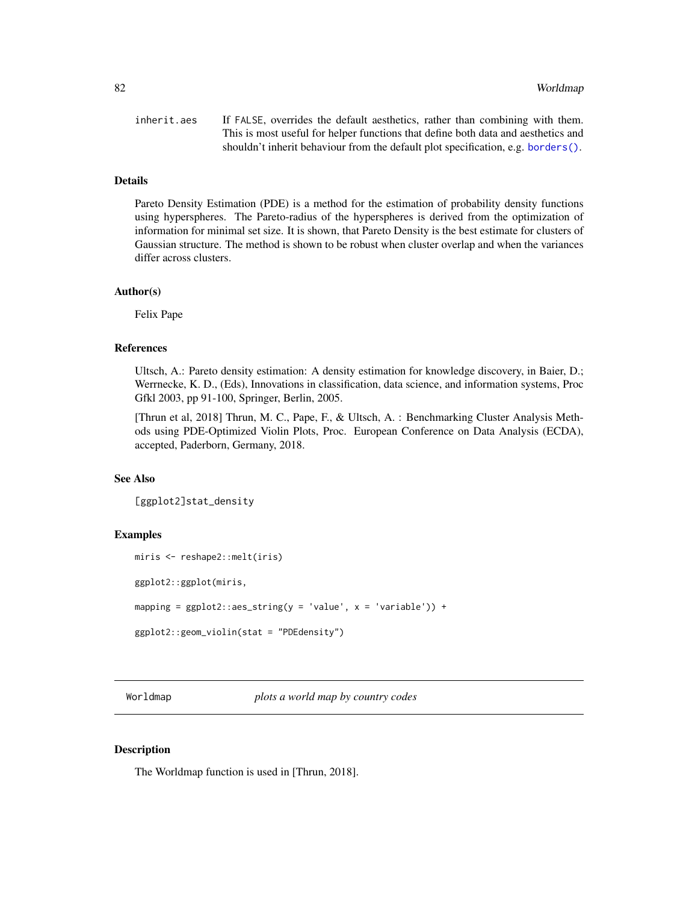inherit.aes If FALSE, overrides the default aesthetics, rather than combining with them. This is most useful for helper functions that define both data and aesthetics and shouldn't inherit behaviour from the default plot specification, e.g. borders().

### Details

Pareto Density Estimation (PDE) is a method for the estimation of probability density functions using hyperspheres. The Pareto-radius of the hyperspheres is derived from the optimization of information for minimal set size. It is shown, that Pareto Density is the best estimate for clusters of Gaussian structure. The method is shown to be robust when cluster overlap and when the variances differ across clusters.

### Author(s)

Felix Pape

### References

Ultsch, A.: Pareto density estimation: A density estimation for knowledge discovery, in Baier, D.; Werrnecke, K. D., (Eds), Innovations in classification, data science, and information systems, Proc Gfkl 2003, pp 91-100, Springer, Berlin, 2005.

[Thrun et al, 2018] Thrun, M. C., Pape, F., & Ultsch, A. : Benchmarking Cluster Analysis Methods using PDE-Optimized Violin Plots, Proc. European Conference on Data Analysis (ECDA), accepted, Paderborn, Germany, 2018.

### See Also

[ggplot2]stat_density

### Examples

```
miris <- reshape2::melt(iris)

ggplot2::ggplot(miris,

mapping = ggplot2::aes_string(y = 'value', x = 'variable')) +

ggplot2::geom_violin(stat = "PDEdensity")
```

---

## Worldmap *plots a world map by country codes*

### Description

The Worldmap function is used in [Thrun, 2018].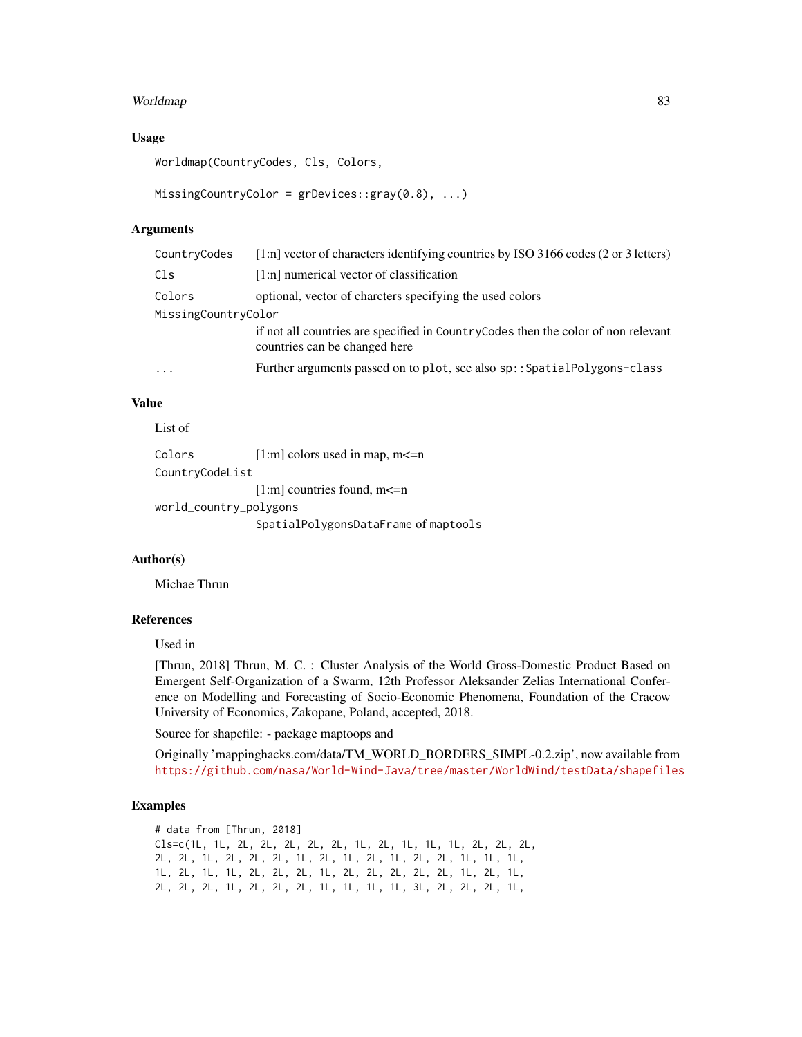## Usage

```
Worldmap(CountryCodes, Cls, Colors,

MissingCountryColor = grDevices::gray(0.8), ...)
```

## Arguments

| | |
|---|---|
| `CountryCodes` | [1:n] vector of characters identifying countries by ISO 3166 codes (2 or 3 letters) |
| `Cls` | [1:n] numerical vector of classification |
| `Colors` | optional, vector of charcters specifying the used colors |
| `MissingCountryColor` | if not all countries are specified in `CountryCodes` then the color of non relevant countries can be changed here |
| `...` | Further arguments passed on to `plot`, see also `sp::SpatialPolygons-class` |

## Value

List of

| | |
|---|---|
| `Colors` | [1:m] colors used in map, m<=n |
| `CountryCodeList` | [1:m] countries found, m<=n |
| `world_country_polygons` | `SpatialPolygonsDataFrame` of `maptools` |

## Author(s)

Michae Thrun

## References

Used in

[Thrun, 2018] Thrun, M. C. : Cluster Analysis of the World Gross-Domestic Product Based on Emergent Self-Organization of a Swarm, 12th Professor Aleksander Zelias International Conference on Modelling and Forecasting of Socio-Economic Phenomena, Foundation of the Cracow University of Economics, Zakopane, Poland, accepted, 2018.

Source for shapefile: - package maptoops and

Originally 'mappinghacks.com/data/TM_WORLD_BORDERS_SIMPL-0.2.zip', now available from https://github.com/nasa/World-Wind-Java/tree/master/WorldWind/testData/shapefiles

## Examples

```
# data from [Thrun, 2018]
Cls=c(1L, 1L, 2L, 2L, 2L, 2L, 2L, 1L, 2L, 1L, 1L, 1L, 2L, 2L, 2L,
2L, 2L, 1L, 2L, 2L, 2L, 1L, 2L, 1L, 2L, 1L, 2L, 2L, 1L, 1L, 1L,
1L, 2L, 1L, 1L, 2L, 2L, 2L, 1L, 2L, 2L, 2L, 2L, 2L, 1L, 2L, 1L,
2L, 2L, 2L, 1L, 2L, 2L, 2L, 1L, 1L, 1L, 1L, 3L, 2L, 2L, 2L, 1L,
```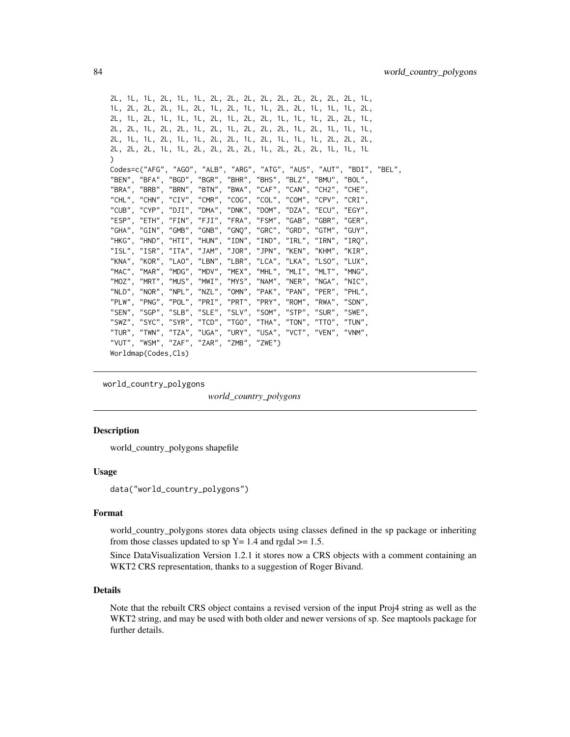```
2L, 1L, 1L, 2L, 1L, 1L, 2L, 2L, 2L, 2L, 2L, 2L, 2L, 2L, 2L, 1L,
1L, 2L, 2L, 2L, 1L, 2L, 1L, 2L, 1L, 1L, 2L, 2L, 1L, 1L, 1L, 2L,
2L, 1L, 2L, 1L, 1L, 1L, 2L, 1L, 2L, 2L, 1L, 1L, 1L, 2L, 2L, 1L,
2L, 2L, 1L, 2L, 2L, 1L, 2L, 1L, 2L, 2L, 2L, 1L, 2L, 1L, 1L, 1L,
2L, 1L, 1L, 2L, 1L, 1L, 2L, 2L, 1L, 2L, 1L, 1L, 1L, 2L, 2L, 2L,
2L, 2L, 2L, 1L, 1L, 2L, 2L, 2L, 2L, 1L, 2L, 2L, 2L, 1L, 1L, 1L
)
Codes=c("AFG", "AGO", "ALB", "ARG", "ATG", "AUS", "AUT", "BDI", "BEL",
"BEN", "BFA", "BGD", "BGR", "BHR", "BHS", "BLZ", "BMU", "BOL",
"BRA", "BRB", "BRN", "BTN", "BWA", "CAF", "CAN", "CH2", "CHE",
"CHL", "CHN", "CIV", "CMR", "COG", "COL", "COM", "CPV", "CRI",
"CUB", "CYP", "DJI", "DMA", "DNK", "DOM", "DZA", "ECU", "EGY",
"ESP", "ETH", "FIN", "FJI", "FRA", "FSM", "GAB", "GBR", "GER",
"GHA", "GIN", "GMB", "GNB", "GNQ", "GRC", "GRD", "GTM", "GUY",
"HKG", "HND", "HTI", "HUN", "IDN", "IND", "IRL", "IRN", "IRQ",
"ISL", "ISR", "ITA", "JAM", "JOR", "JPN", "KEN", "KHM", "KIR",
"KNA", "KOR", "LAO", "LBN", "LBR", "LCA", "LKA", "LSO", "LUX",
"MAC", "MAR", "MDG", "MDV", "MEX", "MHL", "MLI", "MLT", "MNG",
"MOZ", "MRT", "MUS", "MWI", "MYS", "NAM", "NER", "NGA", "NIC",
"NLD", "NOR", "NPL", "NZL", "OMN", "PAK", "PAN", "PER", "PHL",
"PLW", "PNG", "POL", "PRI", "PRT", "PRY", "ROM", "RWA", "SDN",
"SEN", "SGP", "SLB", "SLE", "SLV", "SOM", "STP", "SUR", "SWE",
"SWZ", "SYC", "SYR", "TCD", "TGO", "THA", "TON", "TTO", "TUN",
"TUR", "TWN", "TZA", "UGA", "URY", "USA", "VCT", "VEN", "VNM",
"VUT", "WSM", "ZAF", "ZAR", "ZMB", "ZWE")
Worldmap(Codes,Cls)
```

---

world_country_polygons &nbsp;&nbsp;&nbsp;&nbsp; *world_country_polygons*

---

### Description

world_country_polygons shapefile

### Usage

```
data("world_country_polygons")
```

### Format

world_country_polygons stores data objects using classes defined in the sp package or inheriting from those classes updated to sp Y= 1.4 and rgdal >= 1.5.

Since DataVisualization Version 1.2.1 it stores now a CRS objects with a comment containing an WKT2 CRS representation, thanks to a suggestion of Roger Bivand.

### Details

Note that the rebuilt CRS object contains a revised version of the input Proj4 string as well as the WKT2 string, and may be used with both older and newer versions of sp. See maptools package for further details.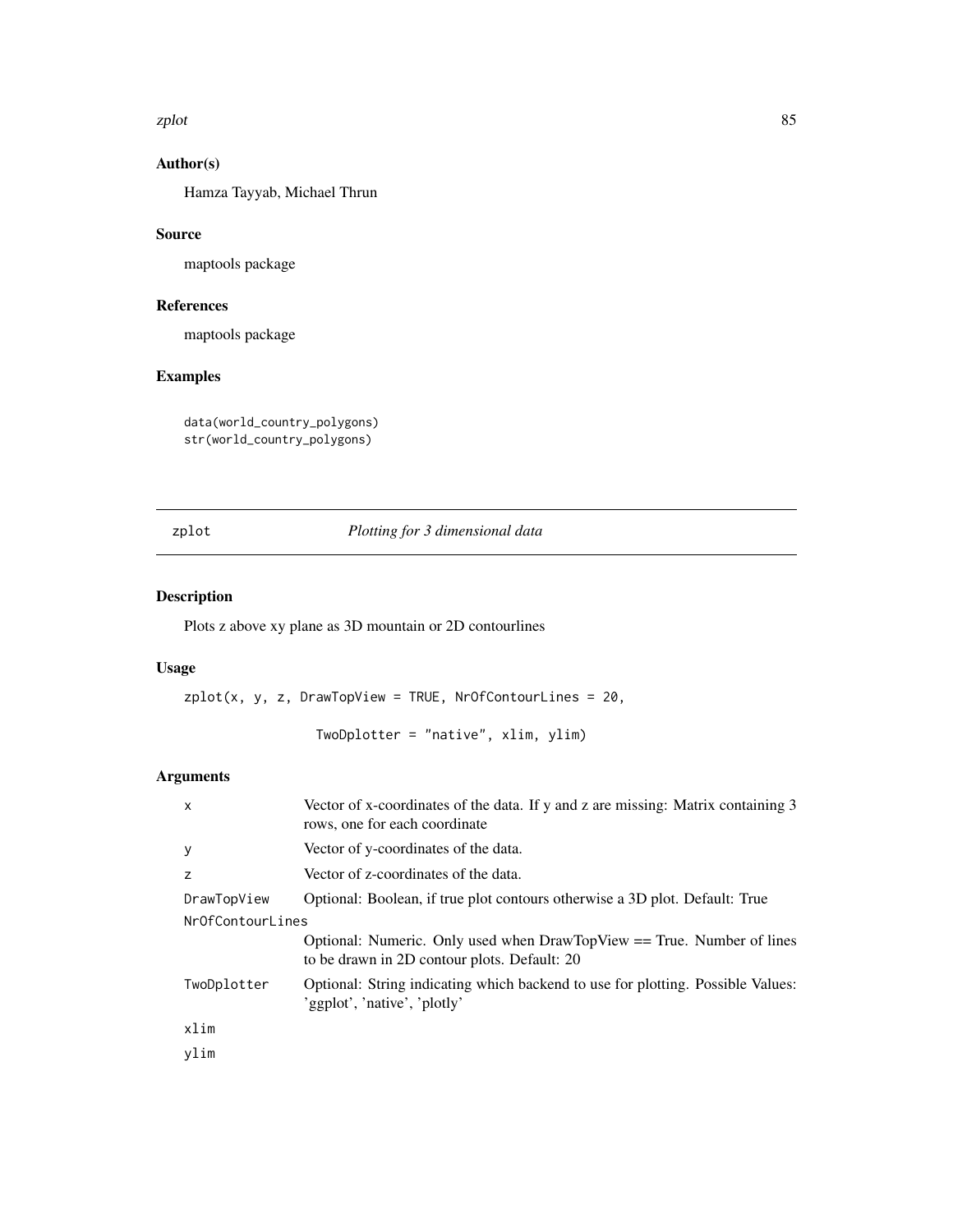## Author(s)

Hamza Tayyab, Michael Thrun

## Source

maptools package

## References

maptools package

## Examples

```
data(world_country_polygons)
str(world_country_polygons)
```

---

# zplot *Plotting for 3 dimensional data*

## Description

Plots z above xy plane as 3D mountain or 2D contourlines

## Usage

```
zplot(x, y, z, DrawTopView = TRUE, NrOfContourLines = 20,

                 TwoDplotter = "native", xlim, ylim)
```

## Arguments

| | |
|---|---|
| x | Vector of x-coordinates of the data. If y and z are missing: Matrix containing 3 rows, one for each coordinate |
| y | Vector of y-coordinates of the data. |
| z | Vector of z-coordinates of the data. |
| DrawTopView | Optional: Boolean, if true plot contours otherwise a 3D plot. Default: True |
| NrOfContourLines | Optional: Numeric. Only used when DrawTopView == True. Number of lines to be drawn in 2D contour plots. Default: 20 |
| TwoDplotter | Optional: String indicating which backend to use for plotting. Possible Values: 'ggplot', 'native', 'plotly' |
| xlim | |
| ylim | |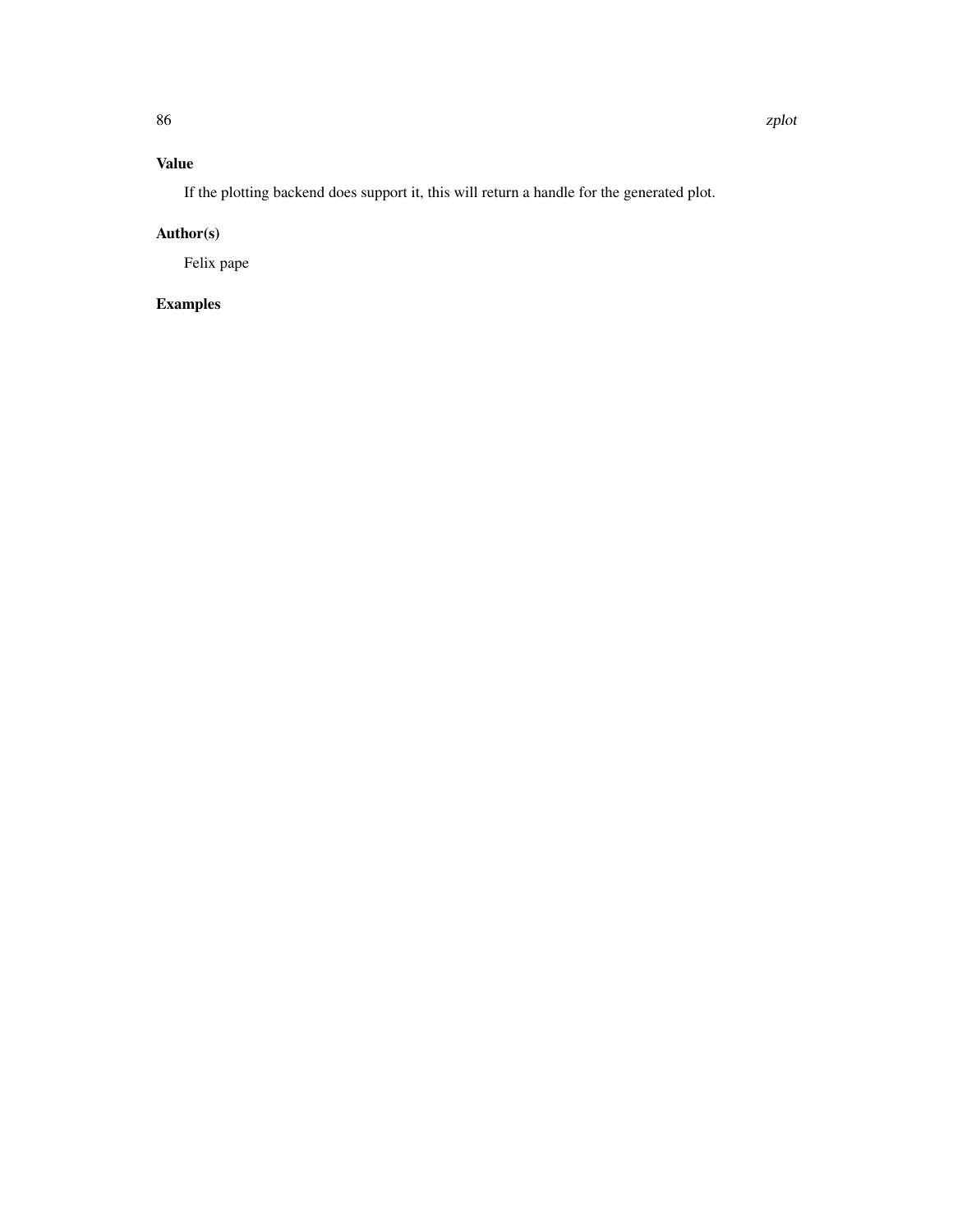## Value

If the plotting backend does support it, this will return a handle for the generated plot.

## Author(s)

Felix pape

## Examples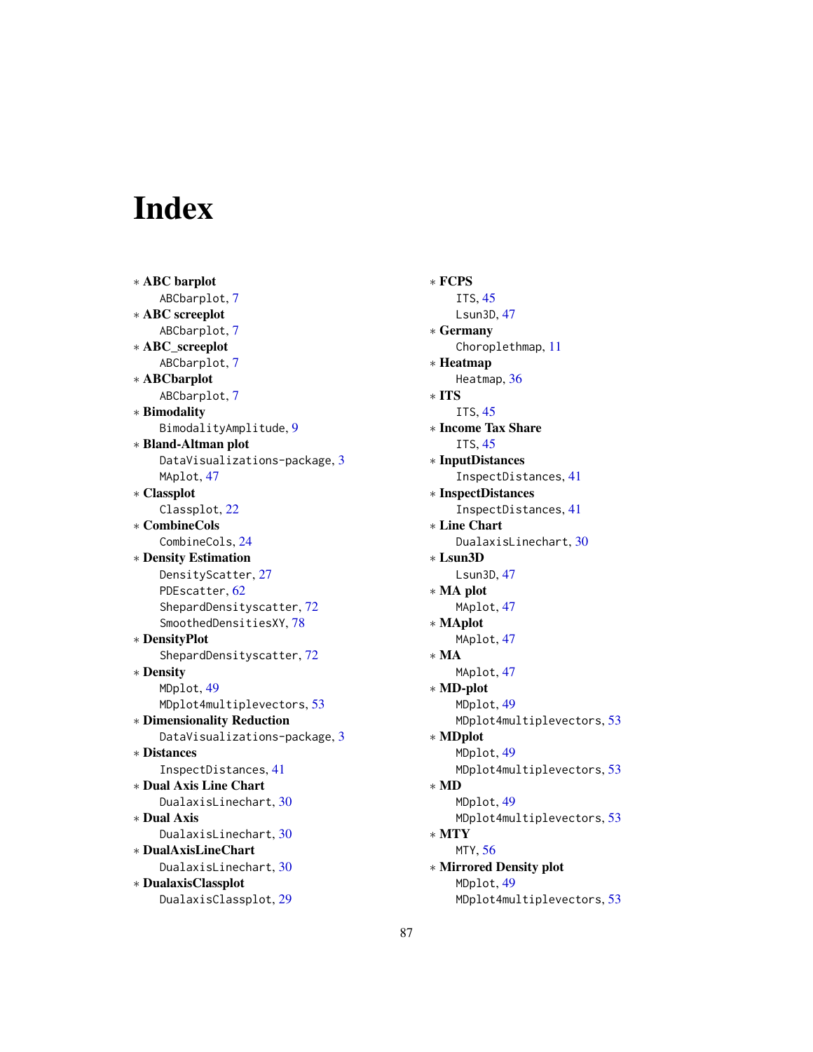# Index

∗ **ABC barplot**
  ABCbarplot, 7
∗ **ABC screeplot**
  ABCbarplot, 7
∗ **ABC_screeplot**
  ABCbarplot, 7
∗ **ABCbarplot**
  ABCbarplot, 7
∗ **Bimodality**
  BimodalityAmplitude, 9
∗ **Bland-Altman plot**
  DataVisualizations-package, 3
  MAplot, 47
∗ **Classplot**
  Classplot, 22
∗ **CombineCols**
  CombineCols, 24
∗ **Density Estimation**
  DensityScatter, 27
  PDEscatter, 62
  ShepardDensityscatter, 72
  SmoothedDensitiesXY, 78
∗ **DensityPlot**
  ShepardDensityscatter, 72
∗ **Density**
  MDplot, 49
  MDplot4multiplevectors, 53
∗ **Dimensionality Reduction**
  DataVisualizations-package, 3
∗ **Distances**
  InspectDistances, 41
∗ **Dual Axis Line Chart**
  DualaxisLinechart, 30
∗ **Dual Axis**
  DualaxisLinechart, 30
∗ **DualAxisLineChart**
  DualaxisLinechart, 30
∗ **DualaxisClassplot**
  DualaxisClassplot, 29
∗ **FCPS**
  ITS, 45
  Lsun3D, 47
∗ **Germany**
  Choroplethmap, 11
∗ **Heatmap**
  Heatmap, 36
∗ **ITS**
  ITS, 45
∗ **Income Tax Share**
  ITS, 45
∗ **InputDistances**
  InspectDistances, 41
∗ **InspectDistances**
  InspectDistances, 41
∗ **Line Chart**
  DualaxisLinechart, 30
∗ **Lsun3D**
  Lsun3D, 47
∗ **MA plot**
  MAplot, 47
∗ **MAplot**
  MAplot, 47
∗ **MA**
  MAplot, 47
∗ **MD-plot**
  MDplot, 49
  MDplot4multiplevectors, 53
∗ **MDplot**
  MDplot, 49
  MDplot4multiplevectors, 53
∗ **MD**
  MDplot, 49
  MDplot4multiplevectors, 53
∗ **MTY**
  MTY, 56
∗ **Mirrored Density plot**
  MDplot, 49
  MDplot4multiplevectors, 53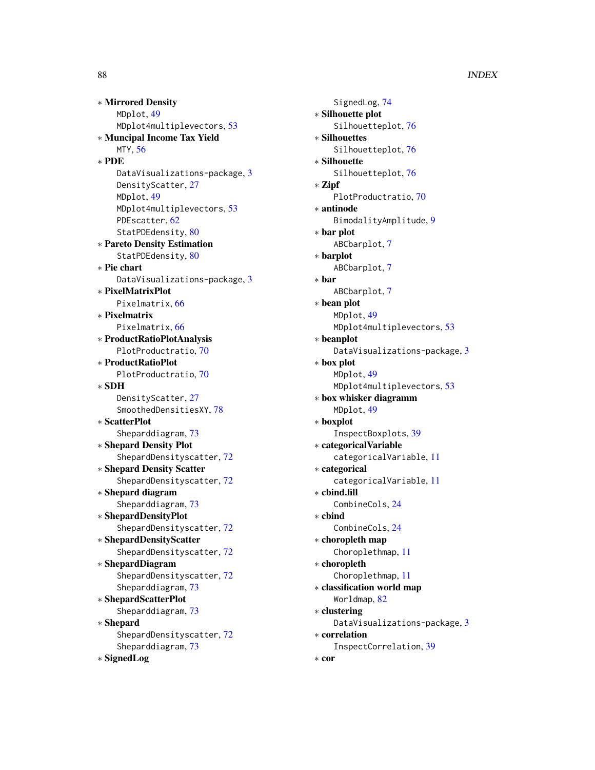∗ **Mirrored Density**
  MDplot, 49
  MDplot4multiplevectors, 53
∗ **Muncipal Income Tax Yield**
  MTY, 56
∗ **PDE**
  DataVisualizations-package, 3
  DensityScatter, 27
  MDplot, 49
  MDplot4multiplevectors, 53
  PDEscatter, 62
  StatPDEdensity, 80
∗ **Pareto Density Estimation**
  StatPDEdensity, 80
∗ **Pie chart**
  DataVisualizations-package, 3
∗ **PixelMatrixPlot**
  Pixelmatrix, 66
∗ **Pixelmatrix**
  Pixelmatrix, 66
∗ **ProductRatioPlotAnalysis**
  PlotProductratio, 70
∗ **ProductRatioPlot**
  PlotProductratio, 70
∗ **SDH**
  DensityScatter, 27
  SmoothedDensitiesXY, 78
∗ **ScatterPlot**
  Sheparddiagram, 73
∗ **Shepard Density Plot**
  ShepardDensityscatter, 72
∗ **Shepard Density Scatter**
  ShepardDensityscatter, 72
∗ **Shepard diagram**
  Sheparddiagram, 73
∗ **ShepardDensityPlot**
  ShepardDensityscatter, 72
∗ **ShepardDensityScatter**
  ShepardDensityscatter, 72
∗ **ShepardDiagram**
  ShepardDensityscatter, 72
  Sheparddiagram, 73
∗ **ShepardScatterPlot**
  Sheparddiagram, 73
∗ **Shepard**
  ShepardDensityscatter, 72
  Sheparddiagram, 73
∗ **SignedLog**
  SignedLog, 74
∗ **Silhouette plot**
  Silhouetteplot, 76
∗ **Silhouettes**
  Silhouetteplot, 76
∗ **Silhouette**
  Silhouetteplot, 76
∗ **Zipf**
  PlotProductratio, 70
∗ **antinode**
  BimodalityAmplitude, 9
∗ **bar plot**
  ABCbarplot, 7
∗ **barplot**
  ABCbarplot, 7
∗ **bar**
  ABCbarplot, 7
∗ **bean plot**
  MDplot, 49
  MDplot4multiplevectors, 53
∗ **beanplot**
  DataVisualizations-package, 3
∗ **box plot**
  MDplot, 49
  MDplot4multiplevectors, 53
∗ **box whisker diagramm**
  MDplot, 49
∗ **boxplot**
  InspectBoxplots, 39
∗ **categoricalVariable**
  categoricalVariable, 11
∗ **categorical**
  categoricalVariable, 11
∗ **cbind.fill**
  CombineCols, 24
∗ **cbind**
  CombineCols, 24
∗ **choropleth map**
  Choroplethmap, 11
∗ **choropleth**
  Choroplethmap, 11
∗ **classification world map**
  Worldmap, 82
∗ **clustering**
  DataVisualizations-package, 3
∗ **correlation**
  InspectCorrelation, 39
∗ **cor**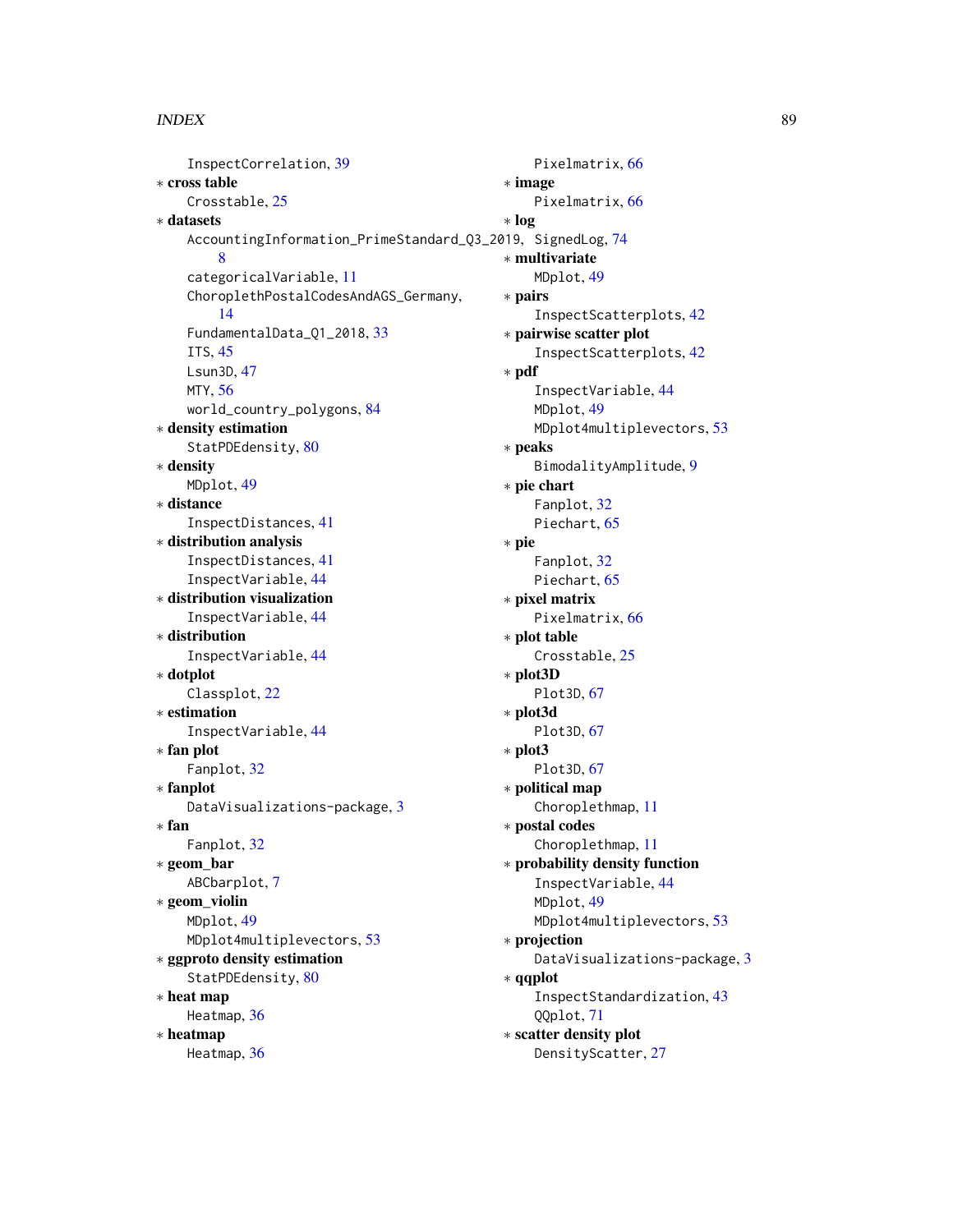InspectCorrelation, 39

∗ **cross table**

Crosstable, 25

∗ **datasets**

AccountingInformation_PrimeStandard_Q3_2019, 8

categoricalVariable, 11

ChoroplethPostalCodesAndAGS_Germany, 14

FundamentalData_Q1_2018, 33

ITS, 45

Lsun3D, 47

MTY, 56

world_country_polygons, 84

∗ **density estimation**

StatPDEdensity, 80

∗ **density**

MDplot, 49

∗ **distance**

InspectDistances, 41

∗ **distribution analysis**

InspectDistances, 41

InspectVariable, 44

∗ **distribution visualization**

InspectVariable, 44

∗ **distribution**

InspectVariable, 44

∗ **dotplot**

Classplot, 22

∗ **estimation**

InspectVariable, 44

∗ **fan plot**

Fanplot, 32

∗ **fanplot**

DataVisualizations-package, 3

∗ **fan**

Fanplot, 32

∗ **geom_bar**

ABCbarplot, 7

∗ **geom_violin**

MDplot, 49

MDplot4multiplevectors, 53

∗ **ggproto density estimation**

StatPDEdensity, 80

∗ **heat map**

Heatmap, 36

∗ **heatmap**

Heatmap, 36

Pixelmatrix, 66

∗ **image**

Pixelmatrix, 66

∗ **log**

SignedLog, 74

∗ **multivariate**

MDplot, 49

∗ **pairs**

InspectScatterplots, 42

∗ **pairwise scatter plot**

InspectScatterplots, 42

∗ **pdf**

InspectVariable, 44

MDplot, 49

MDplot4multiplevectors, 53

∗ **peaks**

BimodalityAmplitude, 9

∗ **pie chart**

Fanplot, 32

Piechart, 65

∗ **pie**

Fanplot, 32

Piechart, 65

∗ **pixel matrix**

Pixelmatrix, 66

∗ **plot table**

Crosstable, 25

∗ **plot3D**

Plot3D, 67

∗ **plot3d**

Plot3D, 67

∗ **plot3**

Plot3D, 67

∗ **political map**

Choroplethmap, 11

∗ **postal codes**

Choroplethmap, 11

∗ **probability density function**

InspectVariable, 44

MDplot, 49

MDplot4multiplevectors, 53

∗ **projection**

DataVisualizations-package, 3

∗ **qqplot**

InspectStandardization, 43

QQplot, 71

∗ **scatter density plot**

DensityScatter, 27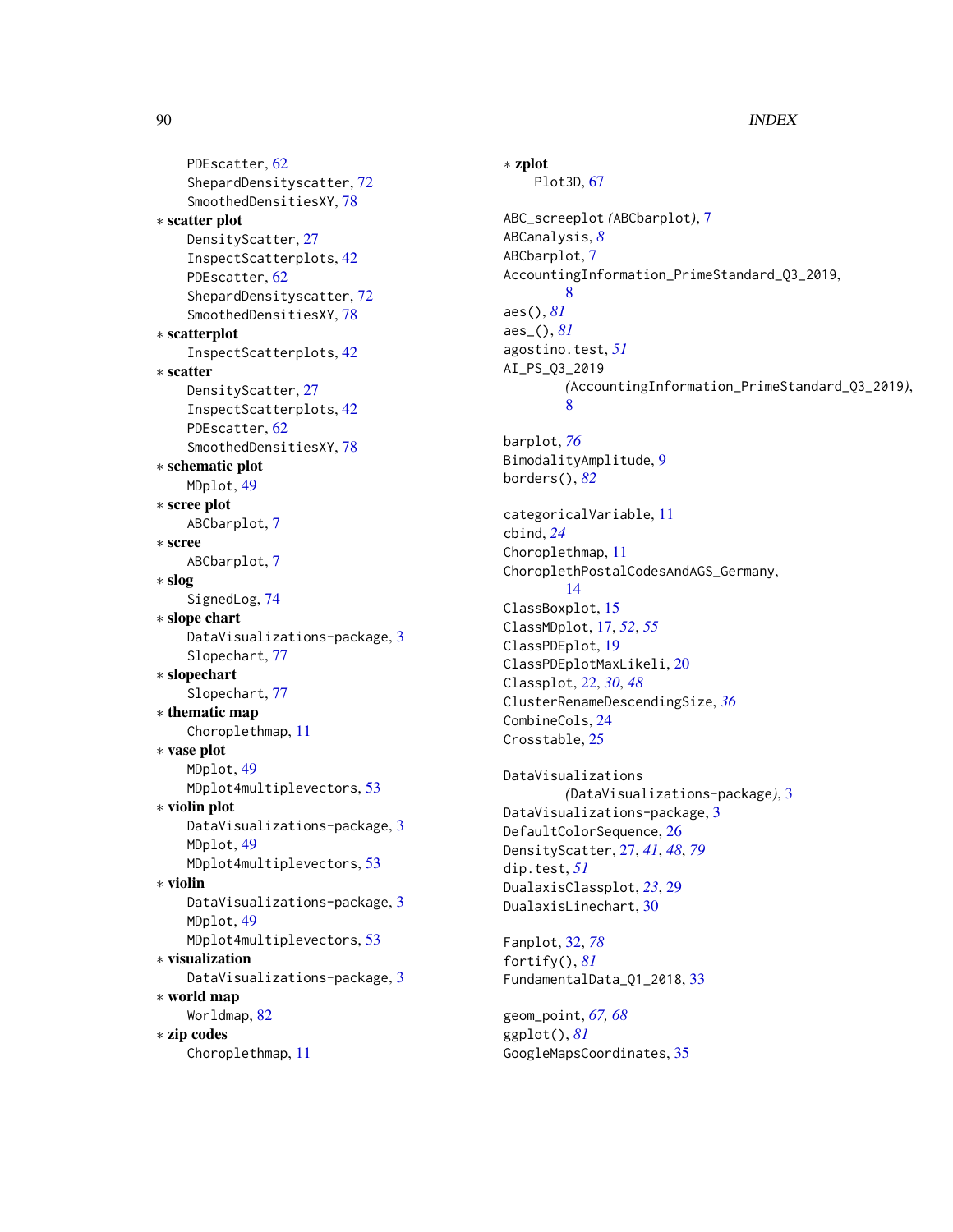PDEscatter, 62
ShepardDensityscatter, 72
SmoothedDensitiesXY, 78

∗ **scatter plot**
DensityScatter, 27
InspectScatterplots, 42
PDEscatter, 62
ShepardDensityscatter, 72
SmoothedDensitiesXY, 78

∗ **scatterplot**
InspectScatterplots, 42

∗ **scatter**
DensityScatter, 27
InspectScatterplots, 42
PDEscatter, 62
SmoothedDensitiesXY, 78

∗ **schematic plot**
MDplot, 49

∗ **scree plot**
ABCbarplot, 7

∗ **scree**
ABCbarplot, 7

∗ **slog**
SignedLog, 74

∗ **slope chart**
DataVisualizations-package, 3
Slopechart, 77

∗ **slopechart**
Slopechart, 77

∗ **thematic map**
Choroplethmap, 11

∗ **vase plot**
MDplot, 49
MDplot4multiplevectors, 53

∗ **violin plot**
DataVisualizations-package, 3
MDplot, 49
MDplot4multiplevectors, 53

∗ **violin**
DataVisualizations-package, 3
MDplot, 49
MDplot4multiplevectors, 53

∗ **visualization**
DataVisualizations-package, 3

∗ **world map**
Worldmap, 82

∗ **zip codes**
Choroplethmap, 11

∗ **zplot**
Plot3D, 67

ABC_screeplot *(ABCbarplot)*, 7
ABCanalysis, *8*
ABCbarplot, 7
AccountingInformation_PrimeStandard_Q3_2019, 8
aes(), *81*
aes_(), *81*
agostino.test, *51*
AI_PS_Q3_2019 *(AccountingInformation_PrimeStandard_Q3_2019)*, 8

barplot, *76*
BimodalityAmplitude, 9
borders(), *82*

categoricalVariable, 11
cbind, *24*
Choroplethmap, 11
ChoroplethPostalCodesAndAGS_Germany, 14
ClassBoxplot, 15
ClassMDplot, 17, *52*, *55*
ClassPDEplot, 19
ClassPDEplotMaxLikeli, 20
Classplot, 22, *30*, *48*
ClusterRenameDescendingSize, *36*
CombineCols, 24
Crosstable, 25

DataVisualizations *(DataVisualizations-package)*, 3
DataVisualizations-package, 3
DefaultColorSequence, 26
DensityScatter, 27, *41*, *48*, *79*
dip.test, *51*
DualaxisClassplot, *23*, 29
DualaxisLinechart, 30

Fanplot, 32, *78*
fortify(), *81*
FundamentalData_Q1_2018, 33

geom_point, *67*, *68*
ggplot(), *81*
GoogleMapsCoordinates, 35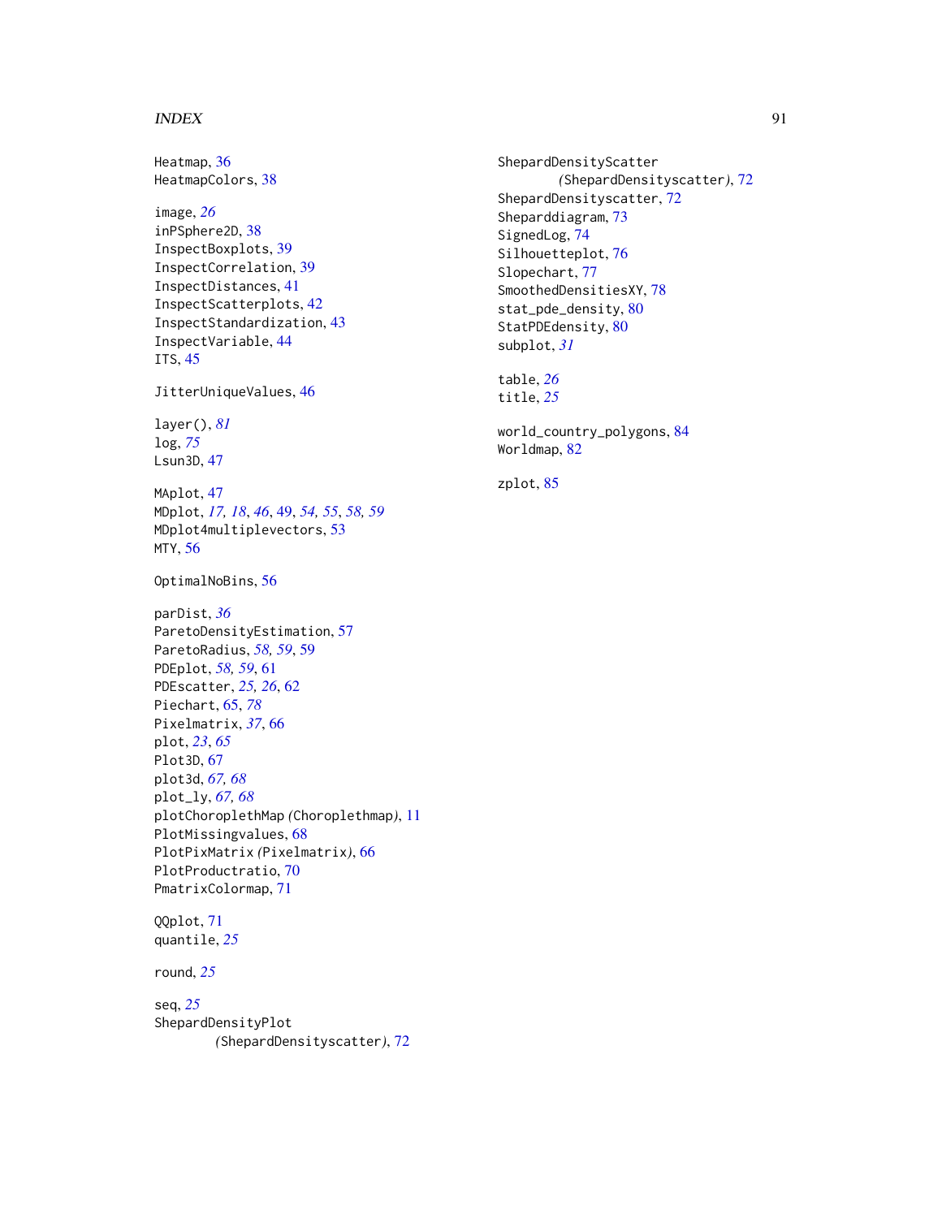Heatmap, 36
HeatmapColors, 38

image, *26*
inPSphere2D, 38
InspectBoxplots, 39
InspectCorrelation, 39
InspectDistances, 41
InspectScatterplots, 42
InspectStandardization, 43
InspectVariable, 44
ITS, 45

JitterUniqueValues, 46

layer(), *81*
log, *75*
Lsun3D, 47

MAplot, 47
MDplot, *17*, *18*, *46*, 49, *54*, *55*, *58*, *59*
MDplot4multiplevectors, 53
MTY, 56

OptimalNoBins, 56

parDist, *36*
ParetoDensityEstimation, 57
ParetoRadius, *58*, *59*, 59
PDEplot, *58*, *59*, 61
PDEscatter, *25*, *26*, 62
Piechart, 65, *78*
Pixelmatrix, *37*, 66
plot, *23*, *65*
Plot3D, 67
plot3d, *67*, *68*
plot_ly, *67*, *68*
plotChoroplethMap *(*Choroplethmap*)*, 11
PlotMissingvalues, 68
PlotPixMatrix *(*Pixelmatrix*)*, 66
PlotProductratio, 70
PmatrixColormap, 71

QQplot, 71
quantile, *25*

round, *25*

seq, *25*
ShepardDensityPlot *(*ShepardDensityscatter*)*, 72
ShepardDensityScatter *(*ShepardDensityscatter*)*, 72
ShepardDensityscatter, 72
Sheparddiagram, 73
SignedLog, 74
Silhouetteplot, 76
Slopechart, 77
SmoothedDensitiesXY, 78
stat_pde_density, 80
StatPDEdensity, 80
subplot, *31*

table, *26*
title, *25*

world_country_polygons, 84
Worldmap, 82

zplot, 85